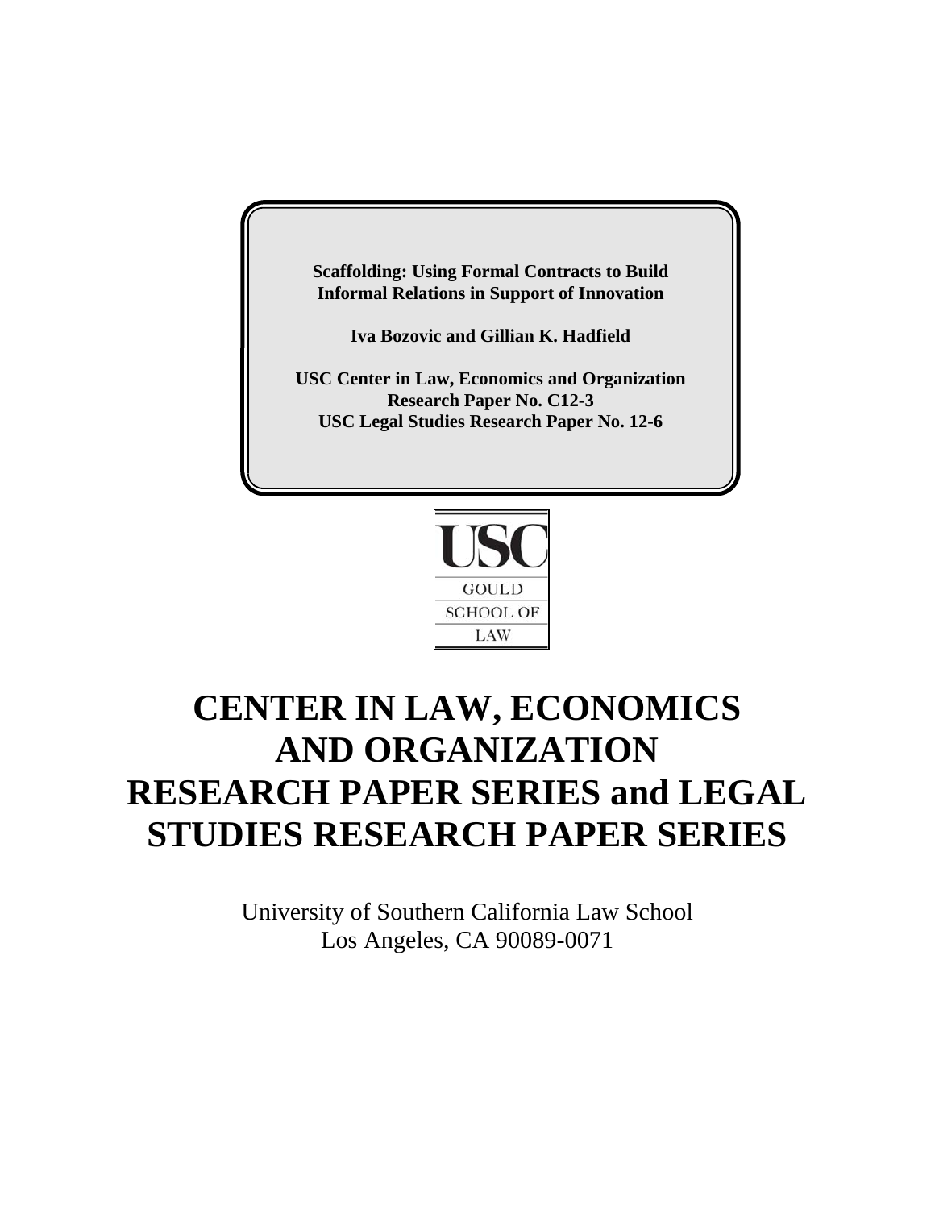**Scaffolding: Using Formal Contracts to Build Informal Relations in Support of Innovation**

**Iva Bozovic and Gillian K. Hadfield**

**USC Center in Law, Economics and Organization**
**Research Paper No. C12-3**
**USC Legal Studies Research Paper No. 12-6**

USC
GOULD
SCHOOL OF
LAW

# CENTER IN LAW, ECONOMICS AND ORGANIZATION RESEARCH PAPER SERIES and LEGAL STUDIES RESEARCH PAPER SERIES

University of Southern California Law School
Los Angeles, CA 90089-0071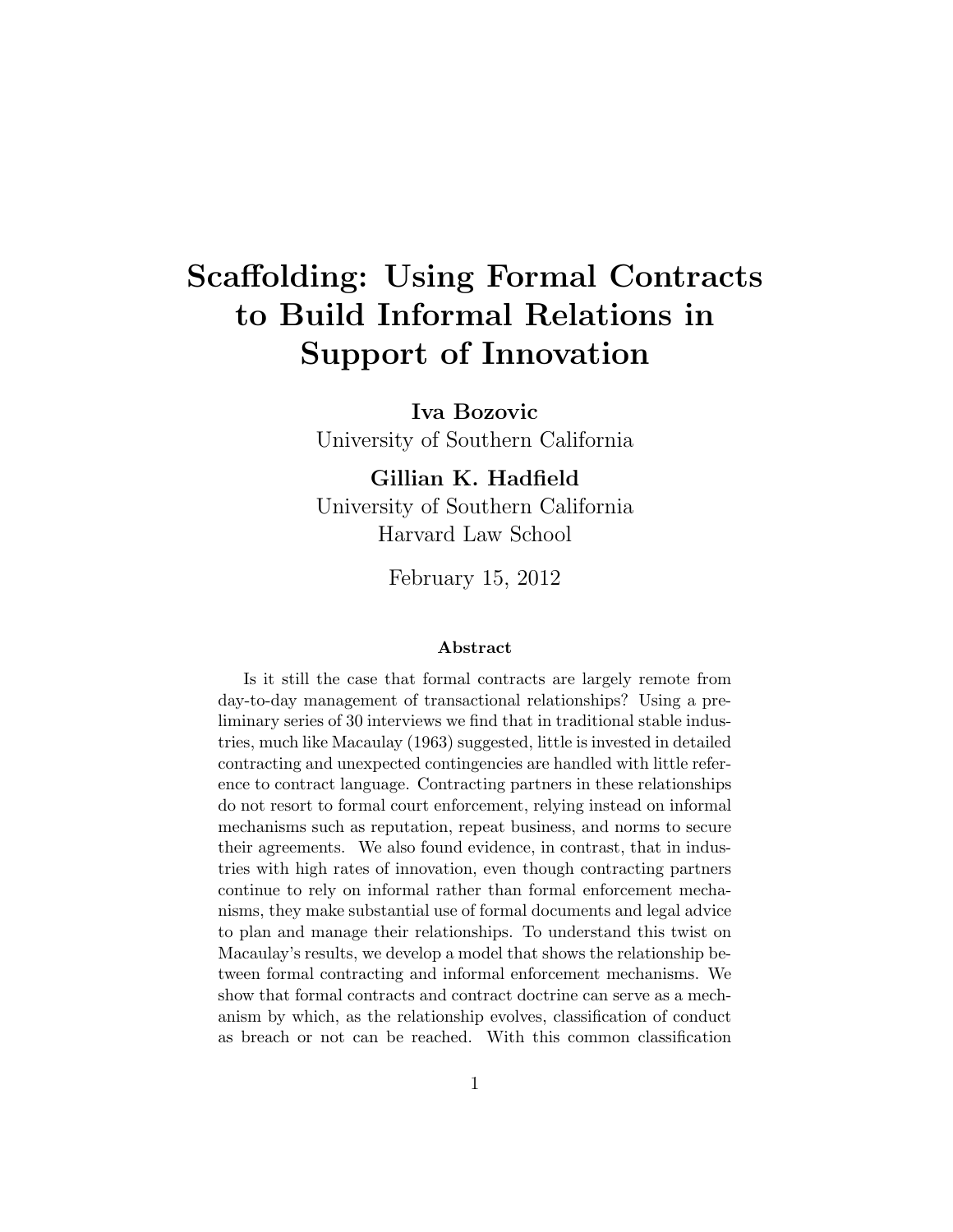# Scaffolding: Using Formal Contracts to Build Informal Relations in Support of Innovation

**Iva Bozovic**
University of Southern California

**Gillian K. Hadfield**
University of Southern California
Harvard Law School

February 15, 2012

### Abstract

Is it still the case that formal contracts are largely remote from day-to-day management of transactional relationships? Using a preliminary series of 30 interviews we find that in traditional stable industries, much like Macaulay (1963) suggested, little is invested in detailed contracting and unexpected contingencies are handled with little reference to contract language. Contracting partners in these relationships do not resort to formal court enforcement, relying instead on informal mechanisms such as reputation, repeat business, and norms to secure their agreements. We also found evidence, in contrast, that in industries with high rates of innovation, even though contracting partners continue to rely on informal rather than formal enforcement mechanisms, they make substantial use of formal documents and legal advice to plan and manage their relationships. To understand this twist on Macaulay's results, we develop a model that shows the relationship between formal contracting and informal enforcement mechanisms. We show that formal contracts and contract doctrine can serve as a mechanism by which, as the relationship evolves, classification of conduct as breach or not can be reached. With this common classification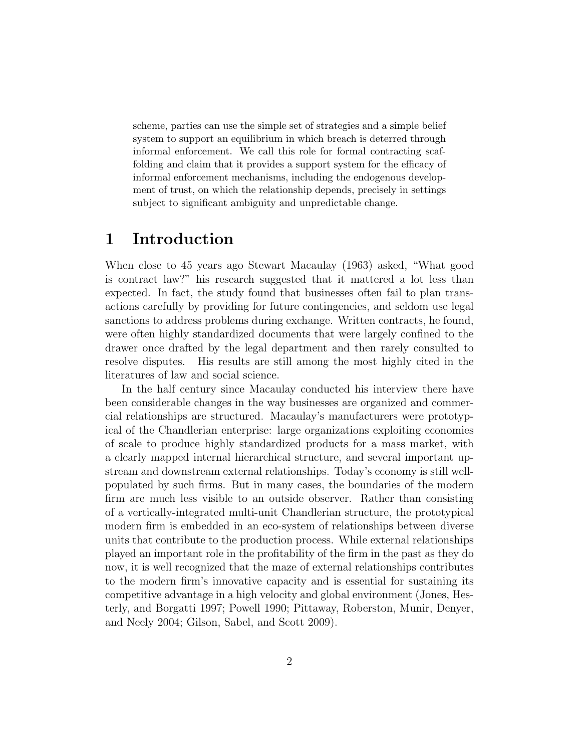scheme, parties can use the simple set of strategies and a simple belief system to support an equilibrium in which breach is deterred through informal enforcement. We call this role for formal contracting scaffolding and claim that it provides a support system for the efficacy of informal enforcement mechanisms, including the endogenous development of trust, on which the relationship depends, precisely in settings subject to significant ambiguity and unpredictable change.

# 1 Introduction

When close to 45 years ago Stewart Macaulay (1963) asked, "What good is contract law?" his research suggested that it mattered a lot less than expected. In fact, the study found that businesses often fail to plan transactions carefully by providing for future contingencies, and seldom use legal sanctions to address problems during exchange. Written contracts, he found, were often highly standardized documents that were largely confined to the drawer once drafted by the legal department and then rarely consulted to resolve disputes. His results are still among the most highly cited in the literatures of law and social science.

In the half century since Macaulay conducted his interview there have been considerable changes in the way businesses are organized and commercial relationships are structured. Macaulay's manufacturers were prototypical of the Chandlerian enterprise: large organizations exploiting economies of scale to produce highly standardized products for a mass market, with a clearly mapped internal hierarchical structure, and several important upstream and downstream external relationships. Today's economy is still well-populated by such firms. But in many cases, the boundaries of the modern firm are much less visible to an outside observer. Rather than consisting of a vertically-integrated multi-unit Chandlerian structure, the prototypical modern firm is embedded in an eco-system of relationships between diverse units that contribute to the production process. While external relationships played an important role in the profitability of the firm in the past as they do now, it is well recognized that the maze of external relationships contributes to the modern firm's innovative capacity and is essential for sustaining its competitive advantage in a high velocity and global environment (Jones, Hesterly, and Borgatti 1997; Powell 1990; Pittaway, Roberston, Munir, Denyer, and Neely 2004; Gilson, Sabel, and Scott 2009).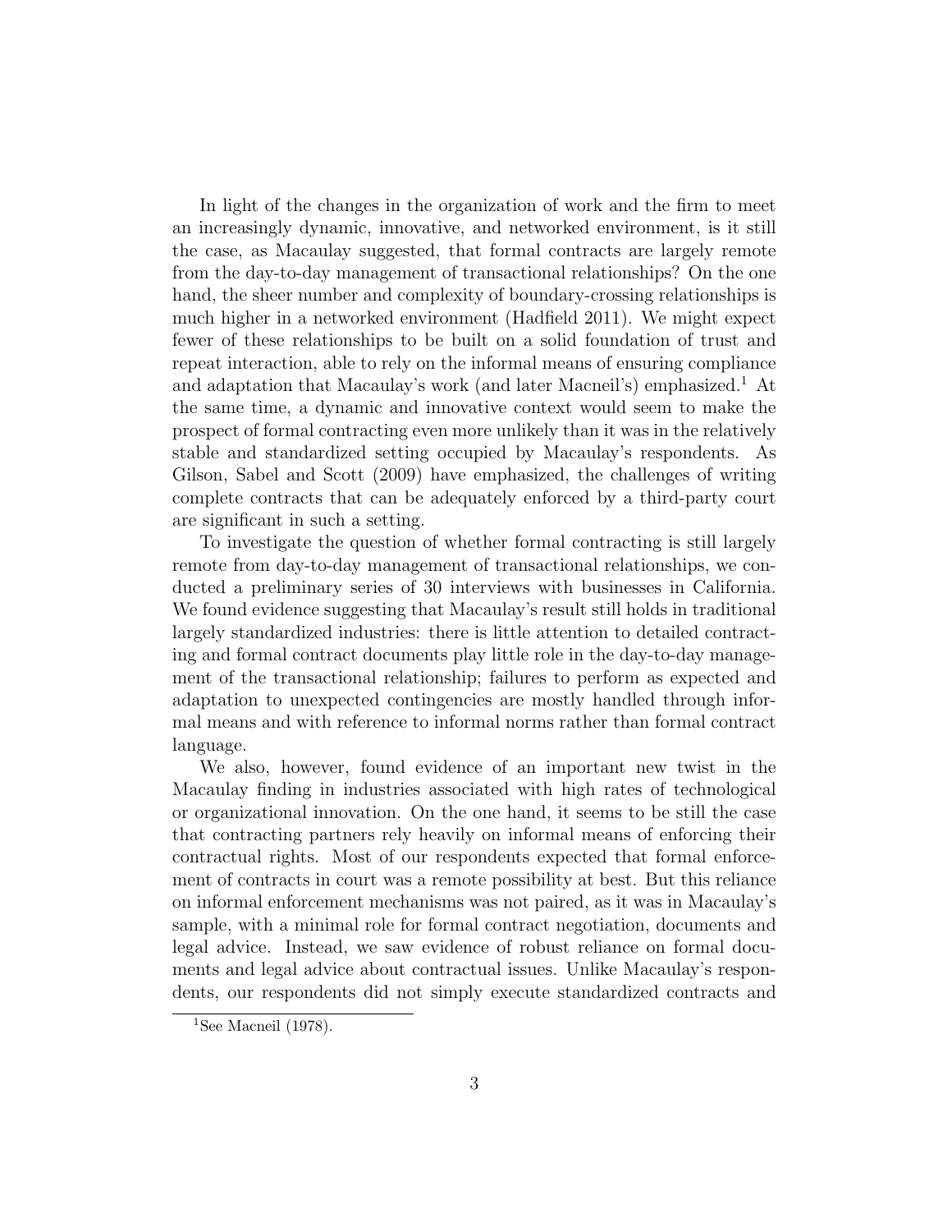In light of the changes in the organization of work and the firm to meet an increasingly dynamic, innovative, and networked environment, is it still the case, as Macaulay suggested, that formal contracts are largely remote from the day-to-day management of transactional relationships? On the one hand, the sheer number and complexity of boundary-crossing relationships is much higher in a networked environment (Hadfield 2011). We might expect fewer of these relationships to be built on a solid foundation of trust and repeat interaction, able to rely on the informal means of ensuring compliance and adaptation that Macaulay's work (and later Macneil's) emphasized.[1] At the same time, a dynamic and innovative context would seem to make the prospect of formal contracting even more unlikely than it was in the relatively stable and standardized setting occupied by Macaulay's respondents. As Gilson, Sabel and Scott (2009) have emphasized, the challenges of writing complete contracts that can be adequately enforced by a third-party court are significant in such a setting.

To investigate the question of whether formal contracting is still largely remote from day-to-day management of transactional relationships, we conducted a preliminary series of 30 interviews with businesses in California. We found evidence suggesting that Macaulay's result still holds in traditional largely standardized industries: there is little attention to detailed contracting and formal contract documents play little role in the day-to-day management of the transactional relationship; failures to perform as expected and adaptation to unexpected contingencies are mostly handled through informal means and with reference to informal norms rather than formal contract language.

We also, however, found evidence of an important new twist in the Macaulay finding in industries associated with high rates of technological or organizational innovation. On the one hand, it seems to be still the case that contracting partners rely heavily on informal means of enforcing their contractual rights. Most of our respondents expected that formal enforcement of contracts in court was a remote possibility at best. But this reliance on informal enforcement mechanisms was not paired, as it was in Macaulay's sample, with a minimal role for formal contract negotiation, documents and legal advice. Instead, we saw evidence of robust reliance on formal documents and legal advice about contractual issues. Unlike Macaulay's respondents, our respondents did not simply execute standardized contracts and

[1] See Macneil (1978).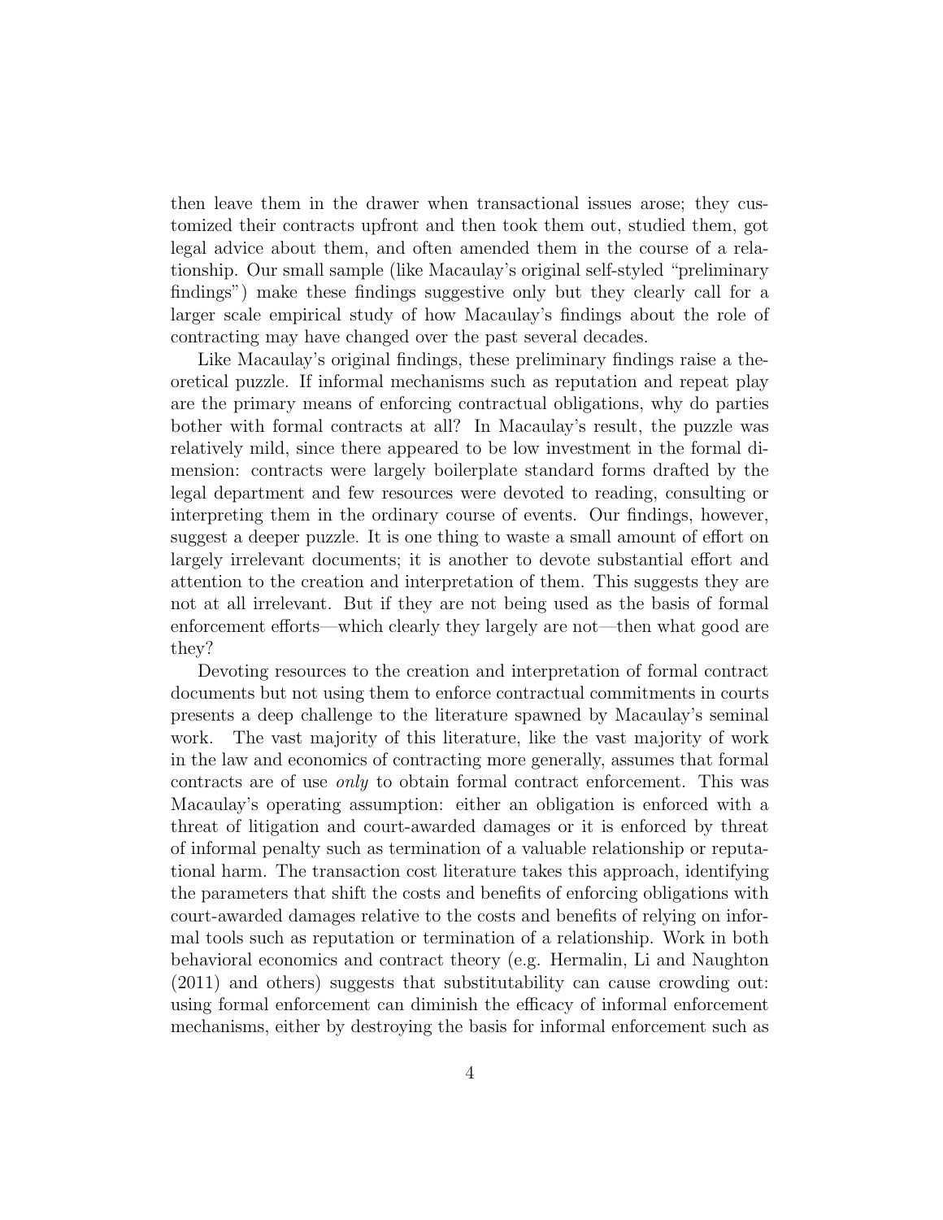then leave them in the drawer when transactional issues arose; they customized their contracts upfront and then took them out, studied them, got legal advice about them, and often amended them in the course of a relationship. Our small sample (like Macaulay's original self-styled "preliminary findings") make these findings suggestive only but they clearly call for a larger scale empirical study of how Macaulay's findings about the role of contracting may have changed over the past several decades.

Like Macaulay's original findings, these preliminary findings raise a theoretical puzzle. If informal mechanisms such as reputation and repeat play are the primary means of enforcing contractual obligations, why do parties bother with formal contracts at all? In Macaulay's result, the puzzle was relatively mild, since there appeared to be low investment in the formal dimension: contracts were largely boilerplate standard forms drafted by the legal department and few resources were devoted to reading, consulting or interpreting them in the ordinary course of events. Our findings, however, suggest a deeper puzzle. It is one thing to waste a small amount of effort on largely irrelevant documents; it is another to devote substantial effort and attention to the creation and interpretation of them. This suggests they are not at all irrelevant. But if they are not being used as the basis of formal enforcement efforts—which clearly they largely are not—then what good are they?

Devoting resources to the creation and interpretation of formal contract documents but not using them to enforce contractual commitments in courts presents a deep challenge to the literature spawned by Macaulay's seminal work. The vast majority of this literature, like the vast majority of work in the law and economics of contracting more generally, assumes that formal contracts are of use *only* to obtain formal contract enforcement. This was Macaulay's operating assumption: either an obligation is enforced with a threat of litigation and court-awarded damages or it is enforced by threat of informal penalty such as termination of a valuable relationship or reputational harm. The transaction cost literature takes this approach, identifying the parameters that shift the costs and benefits of enforcing obligations with court-awarded damages relative to the costs and benefits of relying on informal tools such as reputation or termination of a relationship. Work in both behavioral economics and contract theory (e.g. Hermalin, Li and Naughton (2011) and others) suggests that substitutability can cause crowding out: using formal enforcement can diminish the efficacy of informal enforcement mechanisms, either by destroying the basis for informal enforcement such as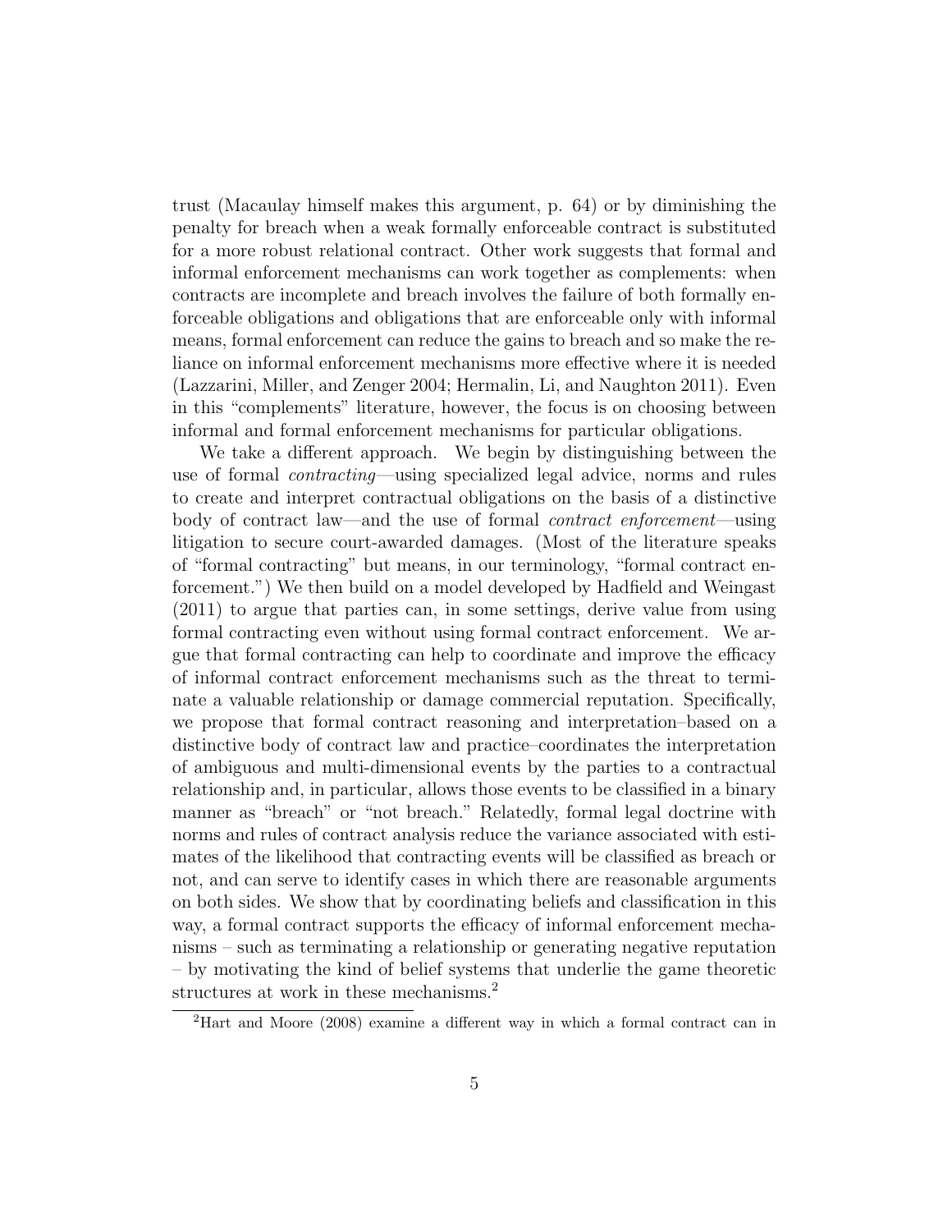trust (Macaulay himself makes this argument, p. 64) or by diminishing the penalty for breach when a weak formally enforceable contract is substituted for a more robust relational contract. Other work suggests that formal and informal enforcement mechanisms can work together as complements: when contracts are incomplete and breach involves the failure of both formally enforceable obligations and obligations that are enforceable only with informal means, formal enforcement can reduce the gains to breach and so make the reliance on informal enforcement mechanisms more effective where it is needed (Lazzarini, Miller, and Zenger 2004; Hermalin, Li, and Naughton 2011). Even in this "complements" literature, however, the focus is on choosing between informal and formal enforcement mechanisms for particular obligations.

We take a different approach. We begin by distinguishing between the use of formal *contracting*—using specialized legal advice, norms and rules to create and interpret contractual obligations on the basis of a distinctive body of contract law—and the use of formal *contract enforcement*—using litigation to secure court-awarded damages. (Most of the literature speaks of "formal contracting" but means, in our terminology, "formal contract enforcement.") We then build on a model developed by Hadfield and Weingast (2011) to argue that parties can, in some settings, derive value from using formal contracting even without using formal contract enforcement. We argue that formal contracting can help to coordinate and improve the efficacy of informal contract enforcement mechanisms such as the threat to terminate a valuable relationship or damage commercial reputation. Specifically, we propose that formal contract reasoning and interpretation–based on a distinctive body of contract law and practice–coordinates the interpretation of ambiguous and multi-dimensional events by the parties to a contractual relationship and, in particular, allows those events to be classified in a binary manner as "breach" or "not breach." Relatedly, formal legal doctrine with norms and rules of contract analysis reduce the variance associated with estimates of the likelihood that contracting events will be classified as breach or not, and can serve to identify cases in which there are reasonable arguments on both sides. We show that by coordinating beliefs and classification in this way, a formal contract supports the efficacy of informal enforcement mechanisms – such as terminating a relationship or generating negative reputation – by motivating the kind of belief systems that underlie the game theoretic structures at work in these mechanisms.[2]

[2]Hart and Moore (2008) examine a different way in which a formal contract can in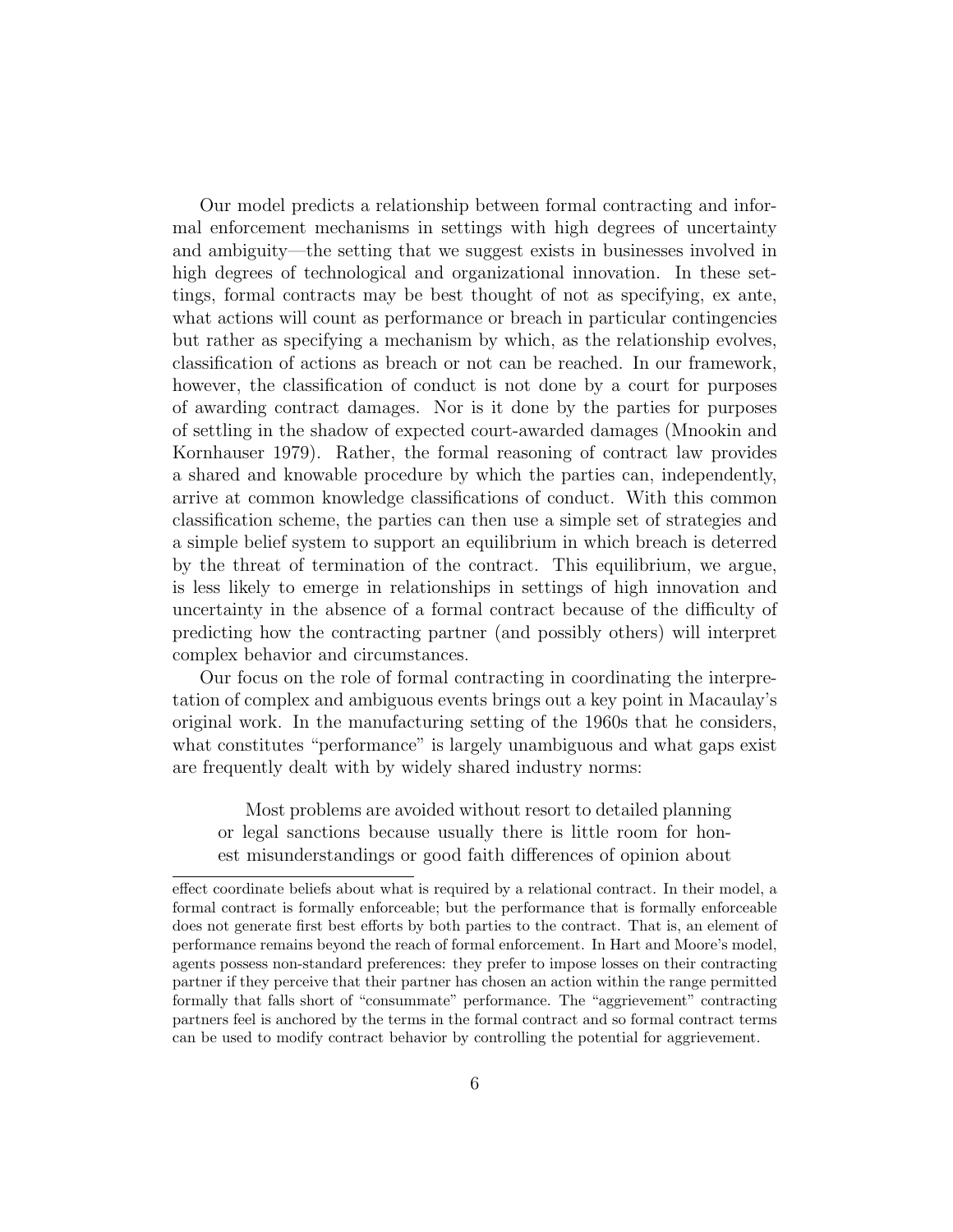Our model predicts a relationship between formal contracting and informal enforcement mechanisms in settings with high degrees of uncertainty and ambiguity—the setting that we suggest exists in businesses involved in high degrees of technological and organizational innovation. In these settings, formal contracts may be best thought of not as specifying, ex ante, what actions will count as performance or breach in particular contingencies but rather as specifying a mechanism by which, as the relationship evolves, classification of actions as breach or not can be reached. In our framework, however, the classification of conduct is not done by a court for purposes of awarding contract damages. Nor is it done by the parties for purposes of settling in the shadow of expected court-awarded damages (Mnookin and Kornhauser 1979). Rather, the formal reasoning of contract law provides a shared and knowable procedure by which the parties can, independently, arrive at common knowledge classifications of conduct. With this common classification scheme, the parties can then use a simple set of strategies and a simple belief system to support an equilibrium in which breach is deterred by the threat of termination of the contract. This equilibrium, we argue, is less likely to emerge in relationships in settings of high innovation and uncertainty in the absence of a formal contract because of the difficulty of predicting how the contracting partner (and possibly others) will interpret complex behavior and circumstances.

Our focus on the role of formal contracting in coordinating the interpretation of complex and ambiguous events brings out a key point in Macaulay's original work. In the manufacturing setting of the 1960s that he considers, what constitutes "performance" is largely unambiguous and what gaps exist are frequently dealt with by widely shared industry norms:

> Most problems are avoided without resort to detailed planning or legal sanctions because usually there is little room for honest misunderstandings or good faith differences of opinion about

---

effect coordinate beliefs about what is required by a relational contract. In their model, a formal contract is formally enforceable; but the performance that is formally enforceable does not generate first best efforts by both parties to the contract. That is, an element of performance remains beyond the reach of formal enforcement. In Hart and Moore's model, agents possess non-standard preferences: they prefer to impose losses on their contracting partner if they perceive that their partner has chosen an action within the range permitted formally that falls short of "consummate" performance. The "aggrievement" contracting partners feel is anchored by the terms in the formal contract and so formal contract terms can be used to modify contract behavior by controlling the potential for aggrievement.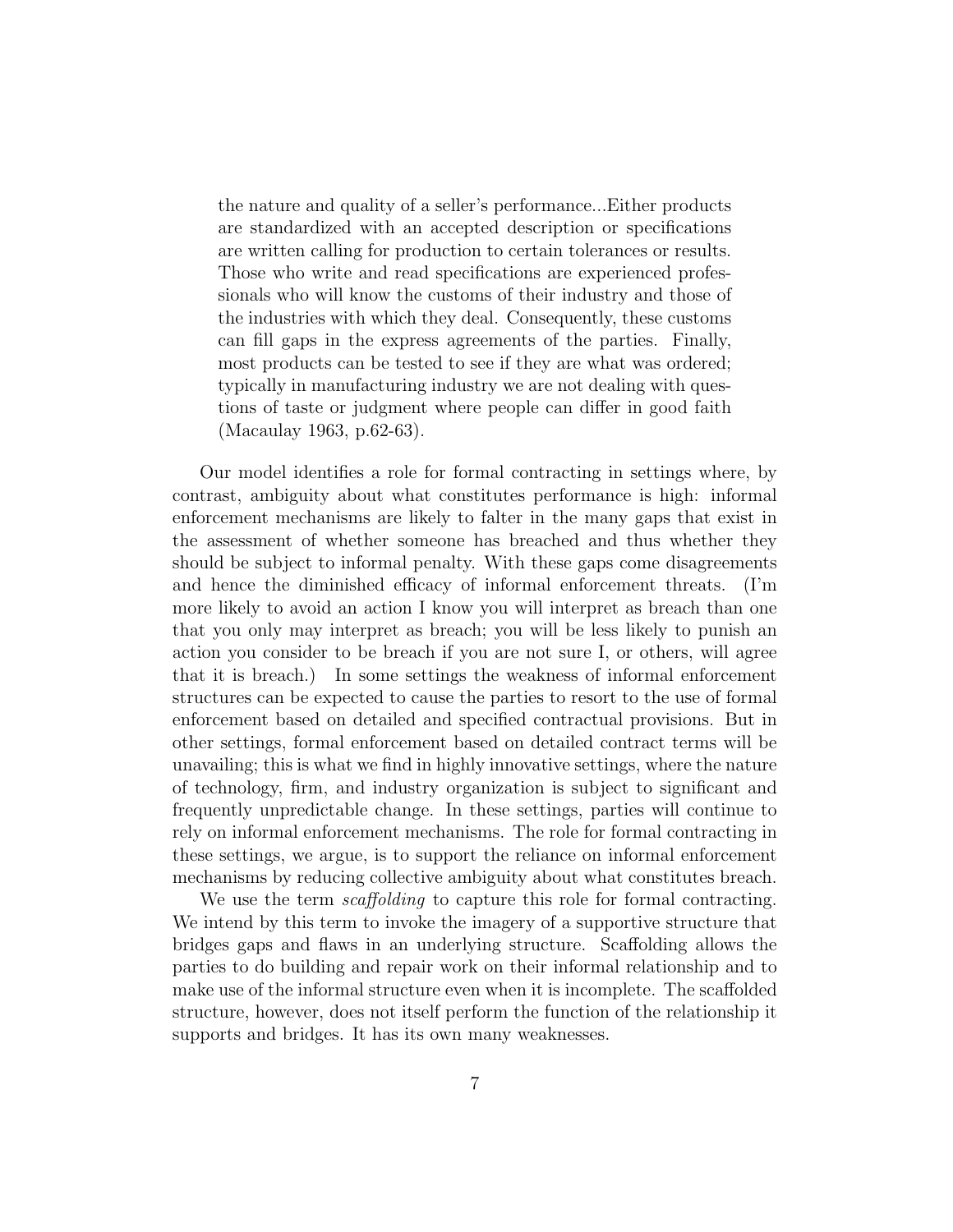> the nature and quality of a seller's performance...Either products are standardized with an accepted description or specifications are written calling for production to certain tolerances or results. Those who write and read specifications are experienced professionals who will know the customs of their industry and those of the industries with which they deal. Consequently, these customs can fill gaps in the express agreements of the parties. Finally, most products can be tested to see if they are what was ordered; typically in manufacturing industry we are not dealing with questions of taste or judgment where people can differ in good faith (Macaulay 1963, p.62-63).

Our model identifies a role for formal contracting in settings where, by contrast, ambiguity about what constitutes performance is high: informal enforcement mechanisms are likely to falter in the many gaps that exist in the assessment of whether someone has breached and thus whether they should be subject to informal penalty. With these gaps come disagreements and hence the diminished efficacy of informal enforcement threats. (I'm more likely to avoid an action I know you will interpret as breach than one that you only may interpret as breach; you will be less likely to punish an action you consider to be breach if you are not sure I, or others, will agree that it is breach.) In some settings the weakness of informal enforcement structures can be expected to cause the parties to resort to the use of formal enforcement based on detailed and specified contractual provisions. But in other settings, formal enforcement based on detailed contract terms will be unavailing; this is what we find in highly innovative settings, where the nature of technology, firm, and industry organization is subject to significant and frequently unpredictable change. In these settings, parties will continue to rely on informal enforcement mechanisms. The role for formal contracting in these settings, we argue, is to support the reliance on informal enforcement mechanisms by reducing collective ambiguity about what constitutes breach.

We use the term *scaffolding* to capture this role for formal contracting. We intend by this term to invoke the imagery of a supportive structure that bridges gaps and flaws in an underlying structure. Scaffolding allows the parties to do building and repair work on their informal relationship and to make use of the informal structure even when it is incomplete. The scaffolded structure, however, does not itself perform the function of the relationship it supports and bridges. It has its own many weaknesses.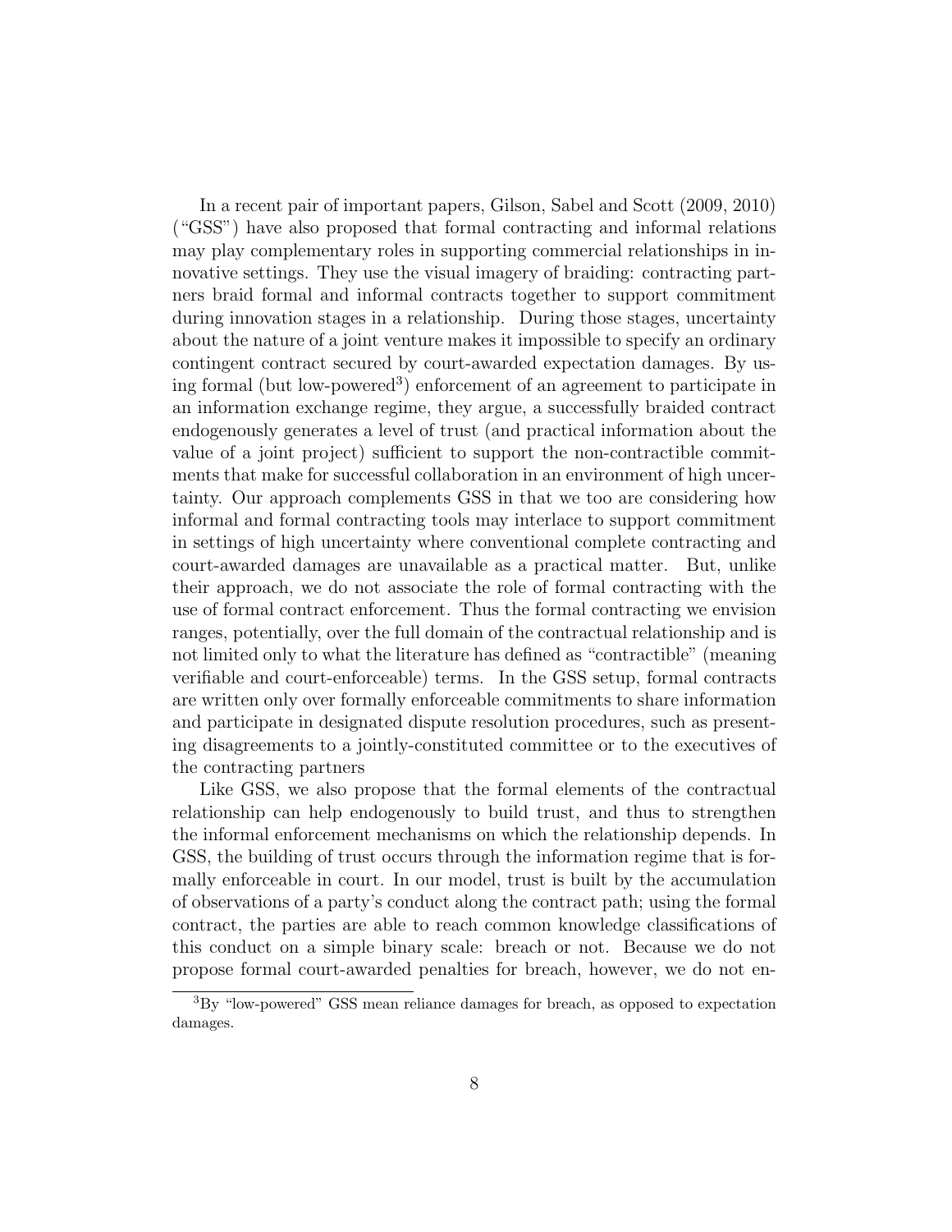In a recent pair of important papers, Gilson, Sabel and Scott (2009, 2010) ("GSS") have also proposed that formal contracting and informal relations may play complementary roles in supporting commercial relationships in innovative settings. They use the visual imagery of braiding: contracting partners braid formal and informal contracts together to support commitment during innovation stages in a relationship. During those stages, uncertainty about the nature of a joint venture makes it impossible to specify an ordinary contingent contract secured by court-awarded expectation damages. By using formal (but low-powered[3]) enforcement of an agreement to participate in an information exchange regime, they argue, a successfully braided contract endogenously generates a level of trust (and practical information about the value of a joint project) sufficient to support the non-contractible commitments that make for successful collaboration in an environment of high uncertainty. Our approach complements GSS in that we too are considering how informal and formal contracting tools may interlace to support commitment in settings of high uncertainty where conventional complete contracting and court-awarded damages are unavailable as a practical matter. But, unlike their approach, we do not associate the role of formal contracting with the use of formal contract enforcement. Thus the formal contracting we envision ranges, potentially, over the full domain of the contractual relationship and is not limited only to what the literature has defined as "contractible" (meaning verifiable and court-enforceable) terms. In the GSS setup, formal contracts are written only over formally enforceable commitments to share information and participate in designated dispute resolution procedures, such as presenting disagreements to a jointly-constituted committee or to the executives of the contracting partners

Like GSS, we also propose that the formal elements of the contractual relationship can help endogenously to build trust, and thus to strengthen the informal enforcement mechanisms on which the relationship depends. In GSS, the building of trust occurs through the information regime that is formally enforceable in court. In our model, trust is built by the accumulation of observations of a party's conduct along the contract path; using the formal contract, the parties are able to reach common knowledge classifications of this conduct on a simple binary scale: breach or not. Because we do not propose formal court-awarded penalties for breach, however, we do not en-

[3]By "low-powered" GSS mean reliance damages for breach, as opposed to expectation damages.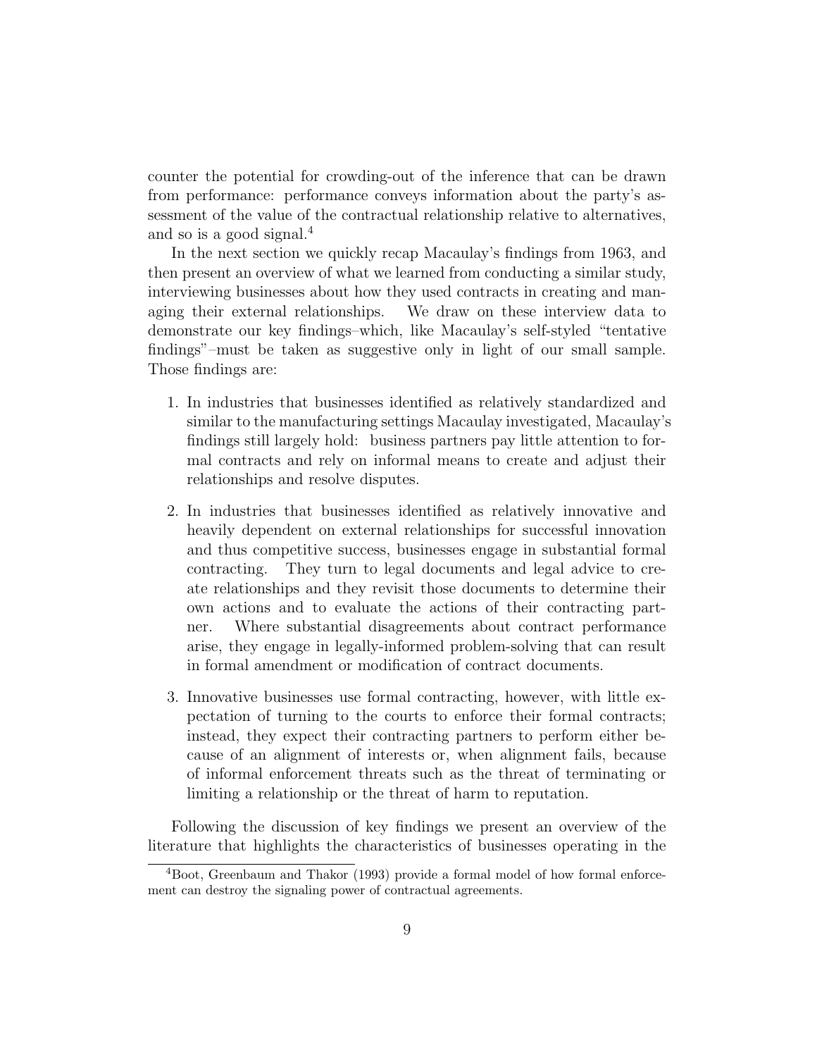counter the potential for crowding-out of the inference that can be drawn from performance: performance conveys information about the party's assessment of the value of the contractual relationship relative to alternatives, and so is a good signal.[4]

In the next section we quickly recap Macaulay's findings from 1963, and then present an overview of what we learned from conducting a similar study, interviewing businesses about how they used contracts in creating and managing their external relationships. We draw on these interview data to demonstrate our key findings–which, like Macaulay's self-styled "tentative findings"–must be taken as suggestive only in light of our small sample. Those findings are:

1. In industries that businesses identified as relatively standardized and similar to the manufacturing settings Macaulay investigated, Macaulay's findings still largely hold: business partners pay little attention to formal contracts and rely on informal means to create and adjust their relationships and resolve disputes.

2. In industries that businesses identified as relatively innovative and heavily dependent on external relationships for successful innovation and thus competitive success, businesses engage in substantial formal contracting. They turn to legal documents and legal advice to create relationships and they revisit those documents to determine their own actions and to evaluate the actions of their contracting partner. Where substantial disagreements about contract performance arise, they engage in legally-informed problem-solving that can result in formal amendment or modification of contract documents.

3. Innovative businesses use formal contracting, however, with little expectation of turning to the courts to enforce their formal contracts; instead, they expect their contracting partners to perform either because of an alignment of interests or, when alignment fails, because of informal enforcement threats such as the threat of terminating or limiting a relationship or the threat of harm to reputation.

Following the discussion of key findings we present an overview of the literature that highlights the characteristics of businesses operating in the

[4] Boot, Greenbaum and Thakor (1993) provide a formal model of how formal enforcement can destroy the signaling power of contractual agreements.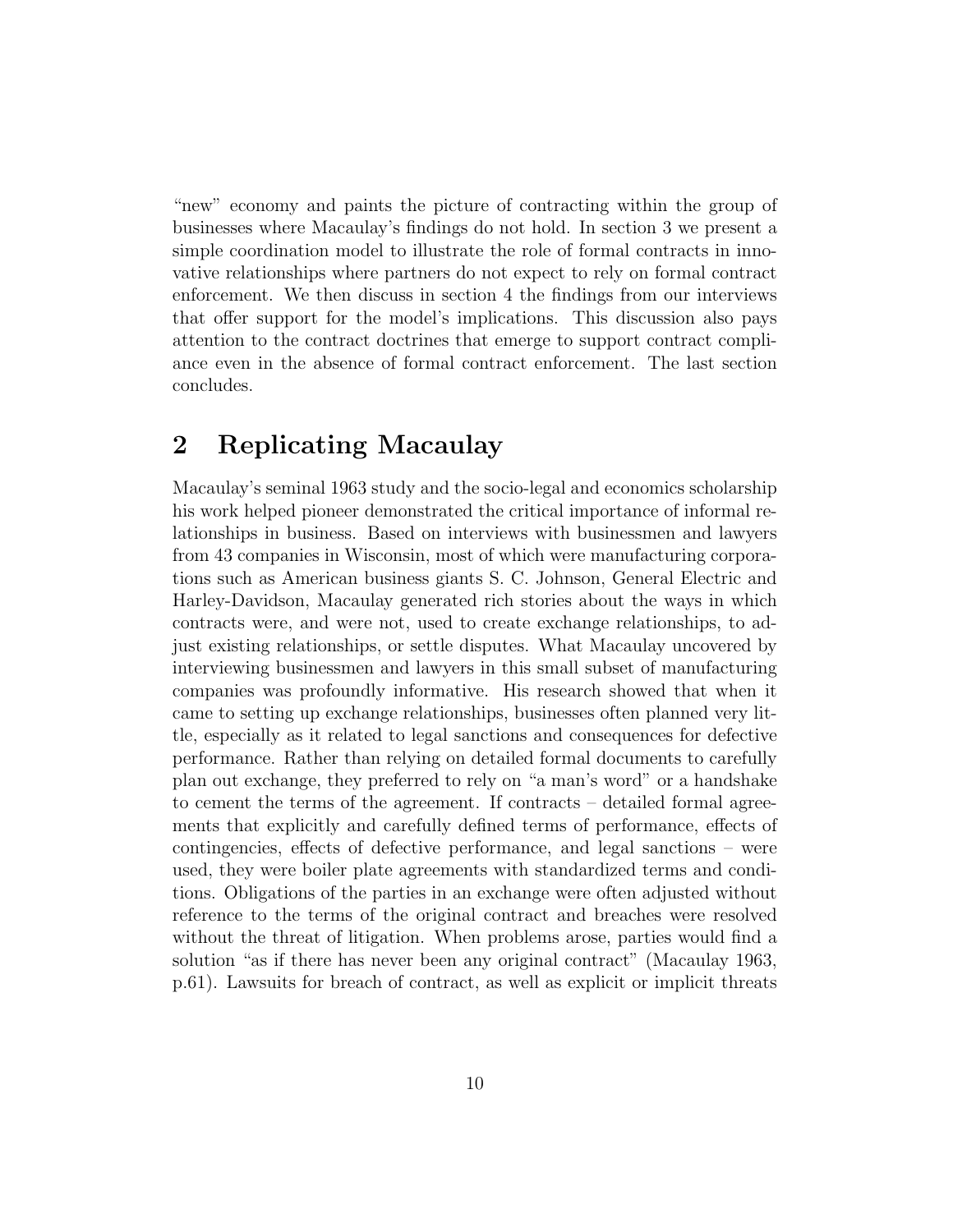"new" economy and paints the picture of contracting within the group of businesses where Macaulay's findings do not hold. In section 3 we present a simple coordination model to illustrate the role of formal contracts in innovative relationships where partners do not expect to rely on formal contract enforcement. We then discuss in section 4 the findings from our interviews that offer support for the model's implications. This discussion also pays attention to the contract doctrines that emerge to support contract compliance even in the absence of formal contract enforcement. The last section concludes.

## 2 Replicating Macaulay

Macaulay's seminal 1963 study and the socio-legal and economics scholarship his work helped pioneer demonstrated the critical importance of informal relationships in business. Based on interviews with businessmen and lawyers from 43 companies in Wisconsin, most of which were manufacturing corporations such as American business giants S. C. Johnson, General Electric and Harley-Davidson, Macaulay generated rich stories about the ways in which contracts were, and were not, used to create exchange relationships, to adjust existing relationships, or settle disputes. What Macaulay uncovered by interviewing businessmen and lawyers in this small subset of manufacturing companies was profoundly informative. His research showed that when it came to setting up exchange relationships, businesses often planned very little, especially as it related to legal sanctions and consequences for defective performance. Rather than relying on detailed formal documents to carefully plan out exchange, they preferred to rely on "a man's word" or a handshake to cement the terms of the agreement. If contracts – detailed formal agreements that explicitly and carefully defined terms of performance, effects of contingencies, effects of defective performance, and legal sanctions – were used, they were boiler plate agreements with standardized terms and conditions. Obligations of the parties in an exchange were often adjusted without reference to the terms of the original contract and breaches were resolved without the threat of litigation. When problems arose, parties would find a solution "as if there has never been any original contract" (Macaulay 1963, p.61). Lawsuits for breach of contract, as well as explicit or implicit threats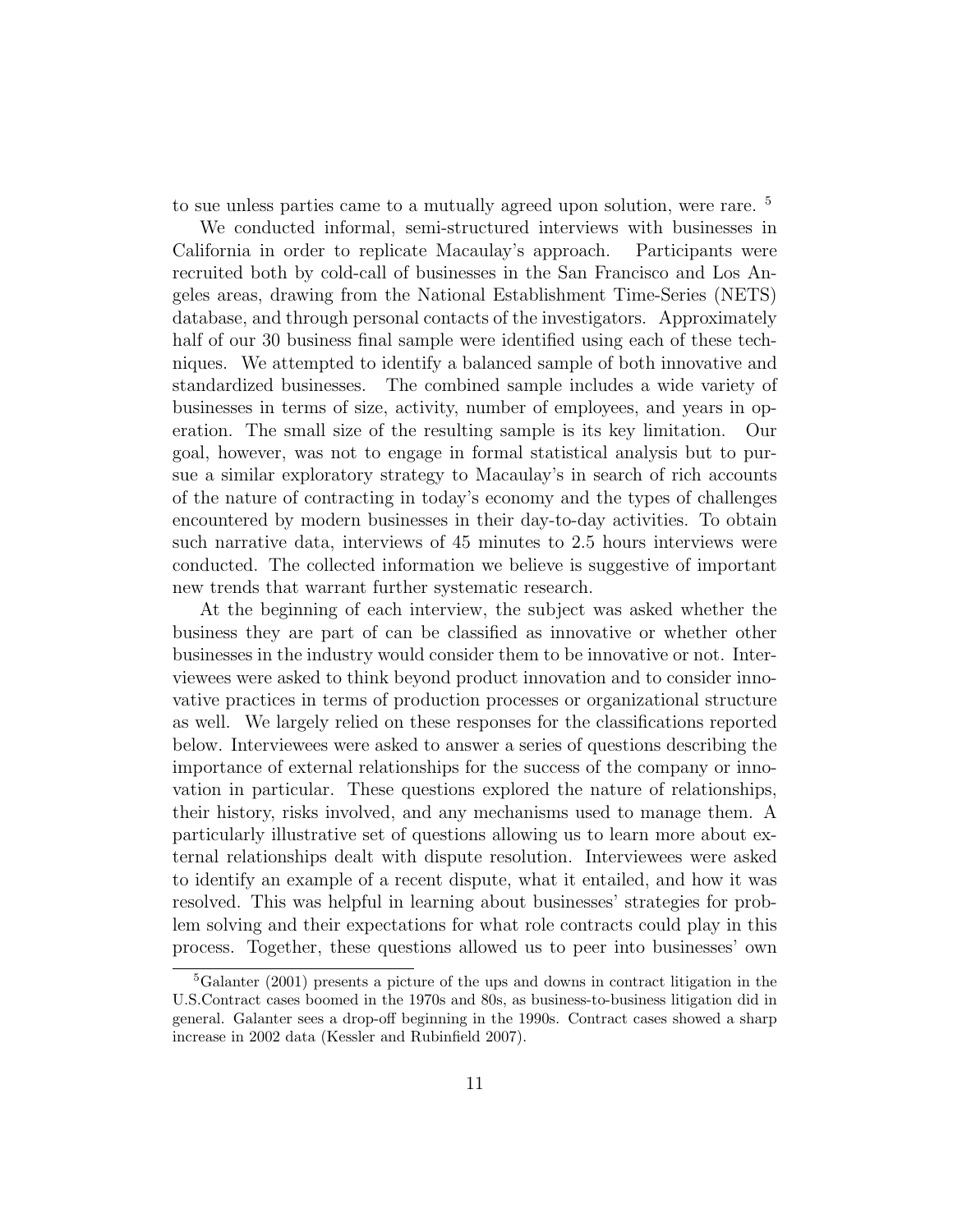to sue unless parties came to a mutually agreed upon solution, were rare. [5]

We conducted informal, semi-structured interviews with businesses in California in order to replicate Macaulay's approach. Participants were recruited both by cold-call of businesses in the San Francisco and Los Angeles areas, drawing from the National Establishment Time-Series (NETS) database, and through personal contacts of the investigators. Approximately half of our 30 business final sample were identified using each of these techniques. We attempted to identify a balanced sample of both innovative and standardized businesses. The combined sample includes a wide variety of businesses in terms of size, activity, number of employees, and years in operation. The small size of the resulting sample is its key limitation. Our goal, however, was not to engage in formal statistical analysis but to pursue a similar exploratory strategy to Macaulay's in search of rich accounts of the nature of contracting in today's economy and the types of challenges encountered by modern businesses in their day-to-day activities. To obtain such narrative data, interviews of 45 minutes to 2.5 hours interviews were conducted. The collected information we believe is suggestive of important new trends that warrant further systematic research.

At the beginning of each interview, the subject was asked whether the business they are part of can be classified as innovative or whether other businesses in the industry would consider them to be innovative or not. Interviewees were asked to think beyond product innovation and to consider innovative practices in terms of production processes or organizational structure as well. We largely relied on these responses for the classifications reported below. Interviewees were asked to answer a series of questions describing the importance of external relationships for the success of the company or innovation in particular. These questions explored the nature of relationships, their history, risks involved, and any mechanisms used to manage them. A particularly illustrative set of questions allowing us to learn more about external relationships dealt with dispute resolution. Interviewees were asked to identify an example of a recent dispute, what it entailed, and how it was resolved. This was helpful in learning about businesses' strategies for problem solving and their expectations for what role contracts could play in this process. Together, these questions allowed us to peer into businesses' own

[5] Galanter (2001) presents a picture of the ups and downs in contract litigation in the U.S.Contract cases boomed in the 1970s and 80s, as business-to-business litigation did in general. Galanter sees a drop-off beginning in the 1990s. Contract cases showed a sharp increase in 2002 data (Kessler and Rubinfield 2007).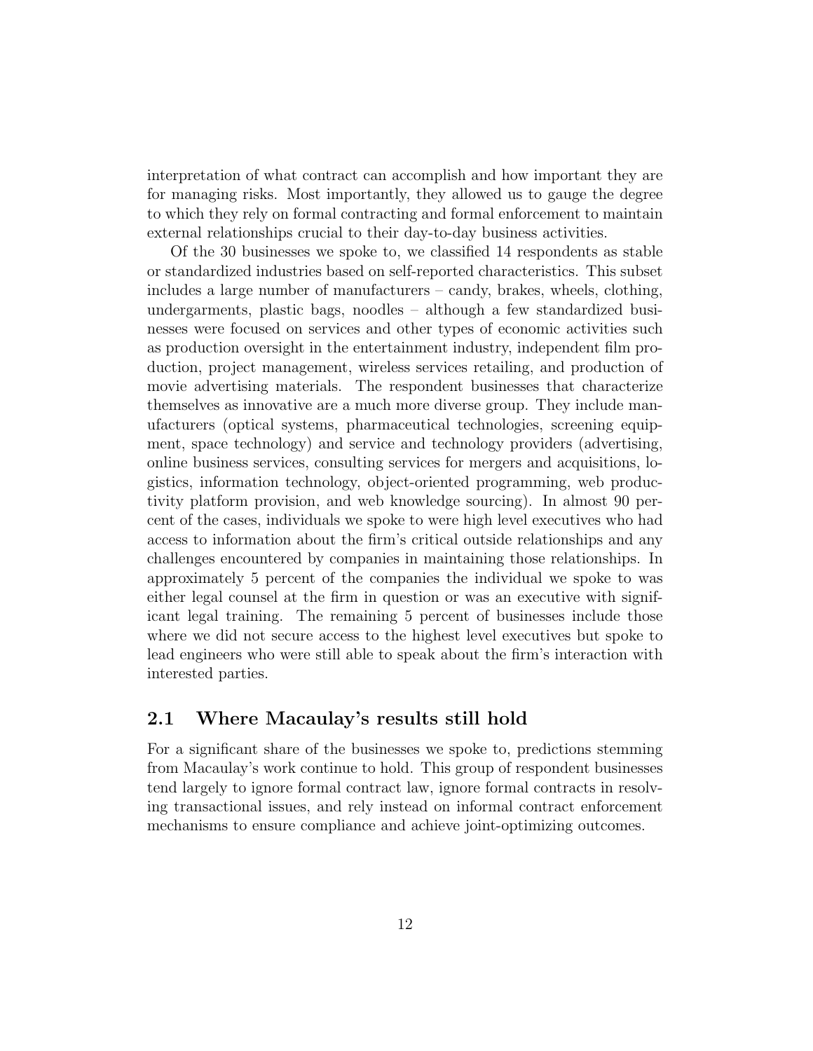interpretation of what contract can accomplish and how important they are for managing risks. Most importantly, they allowed us to gauge the degree to which they rely on formal contracting and formal enforcement to maintain external relationships crucial to their day-to-day business activities.

Of the 30 businesses we spoke to, we classified 14 respondents as stable or standardized industries based on self-reported characteristics. This subset includes a large number of manufacturers – candy, brakes, wheels, clothing, undergarments, plastic bags, noodles – although a few standardized businesses were focused on services and other types of economic activities such as production oversight in the entertainment industry, independent film production, project management, wireless services retailing, and production of movie advertising materials. The respondent businesses that characterize themselves as innovative are a much more diverse group. They include manufacturers (optical systems, pharmaceutical technologies, screening equipment, space technology) and service and technology providers (advertising, online business services, consulting services for mergers and acquisitions, logistics, information technology, object-oriented programming, web productivity platform provision, and web knowledge sourcing). In almost 90 percent of the cases, individuals we spoke to were high level executives who had access to information about the firm's critical outside relationships and any challenges encountered by companies in maintaining those relationships. In approximately 5 percent of the companies the individual we spoke to was either legal counsel at the firm in question or was an executive with significant legal training. The remaining 5 percent of businesses include those where we did not secure access to the highest level executives but spoke to lead engineers who were still able to speak about the firm's interaction with interested parties.

## 2.1 Where Macaulay's results still hold

For a significant share of the businesses we spoke to, predictions stemming from Macaulay's work continue to hold. This group of respondent businesses tend largely to ignore formal contract law, ignore formal contracts in resolving transactional issues, and rely instead on informal contract enforcement mechanisms to ensure compliance and achieve joint-optimizing outcomes.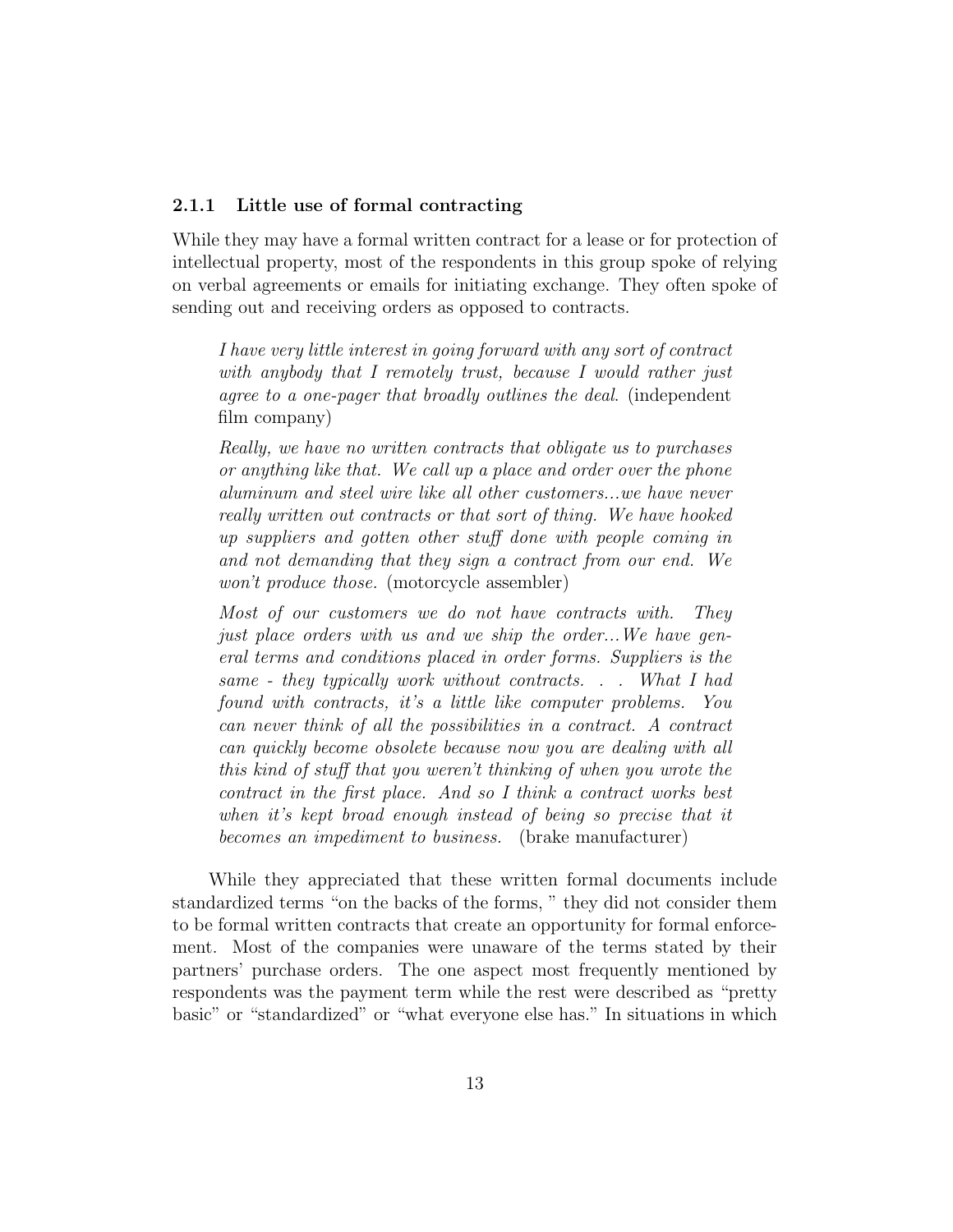### 2.1.1 Little use of formal contracting

While they may have a formal written contract for a lease or for protection of intellectual property, most of the respondents in this group spoke of relying on verbal agreements or emails for initiating exchange. They often spoke of sending out and receiving orders as opposed to contracts.

> *I have very little interest in going forward with any sort of contract with anybody that I remotely trust, because I would rather just agree to a one-pager that broadly outlines the deal.* (independent film company)
>
> *Really, we have no written contracts that obligate us to purchases or anything like that. We call up a place and order over the phone aluminum and steel wire like all other customers...we have never really written out contracts or that sort of thing. We have hooked up suppliers and gotten other stuff done with people coming in and not demanding that they sign a contract from our end. We won't produce those.* (motorcycle assembler)
>
> *Most of our customers we do not have contracts with. They just place orders with us and we ship the order...We have general terms and conditions placed in order forms. Suppliers is the same - they typically work without contracts. . . What I had found with contracts, it's a little like computer problems. You can never think of all the possibilities in a contract. A contract can quickly become obsolete because now you are dealing with all this kind of stuff that you weren't thinking of when you wrote the contract in the first place. And so I think a contract works best when it's kept broad enough instead of being so precise that it becomes an impediment to business.* (brake manufacturer)

While they appreciated that these written formal documents include standardized terms "on the backs of the forms, " they did not consider them to be formal written contracts that create an opportunity for formal enforcement. Most of the companies were unaware of the terms stated by their partners' purchase orders. The one aspect most frequently mentioned by respondents was the payment term while the rest were described as "pretty basic" or "standardized" or "what everyone else has." In situations in which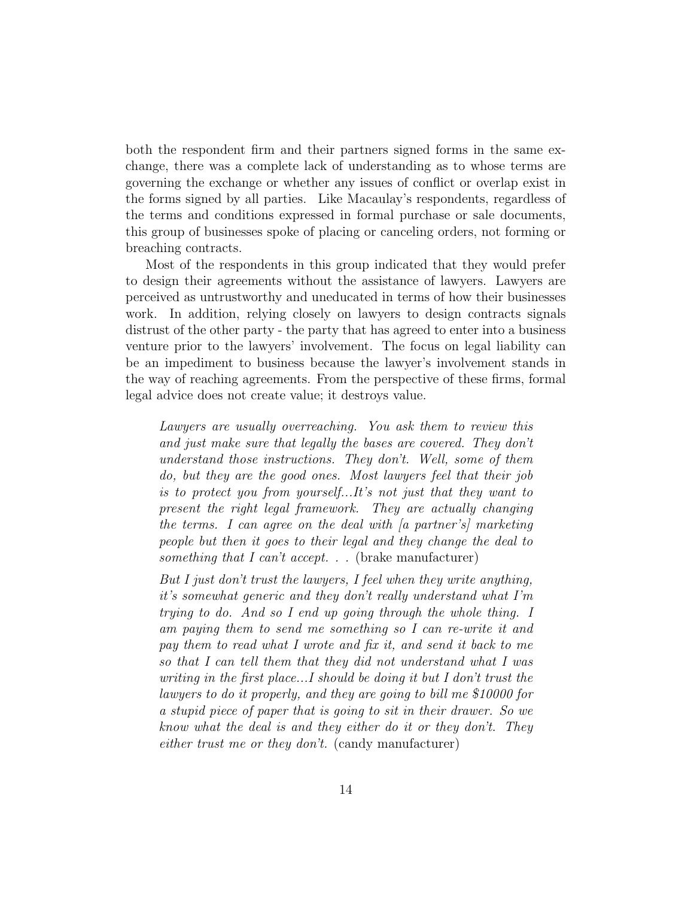both the respondent firm and their partners signed forms in the same exchange, there was a complete lack of understanding as to whose terms are governing the exchange or whether any issues of conflict or overlap exist in the forms signed by all parties. Like Macaulay's respondents, regardless of the terms and conditions expressed in formal purchase or sale documents, this group of businesses spoke of placing or canceling orders, not forming or breaching contracts.

Most of the respondents in this group indicated that they would prefer to design their agreements without the assistance of lawyers. Lawyers are perceived as untrustworthy and uneducated in terms of how their businesses work. In addition, relying closely on lawyers to design contracts signals distrust of the other party - the party that has agreed to enter into a business venture prior to the lawyers' involvement. The focus on legal liability can be an impediment to business because the lawyer's involvement stands in the way of reaching agreements. From the perspective of these firms, formal legal advice does not create value; it destroys value.

> *Lawyers are usually overreaching. You ask them to review this and just make sure that legally the bases are covered. They don't understand those instructions. They don't. Well, some of them do, but they are the good ones. Most lawyers feel that their job is to protect you from yourself...It's not just that they want to present the right legal framework. They are actually changing the terms. I can agree on the deal with [a partner's] marketing people but then it goes to their legal and they change the deal to something that I can't accept. . .* (brake manufacturer)

> *But I just don't trust the lawyers, I feel when they write anything, it's somewhat generic and they don't really understand what I'm trying to do. And so I end up going through the whole thing. I am paying them to send me something so I can re-write it and pay them to read what I wrote and fix it, and send it back to me so that I can tell them that they did not understand what I was writing in the first place...I should be doing it but I don't trust the lawyers to do it properly, and they are going to bill me $10000 for a stupid piece of paper that is going to sit in their drawer. So we know what the deal is and they either do it or they don't. They either trust me or they don't.* (candy manufacturer)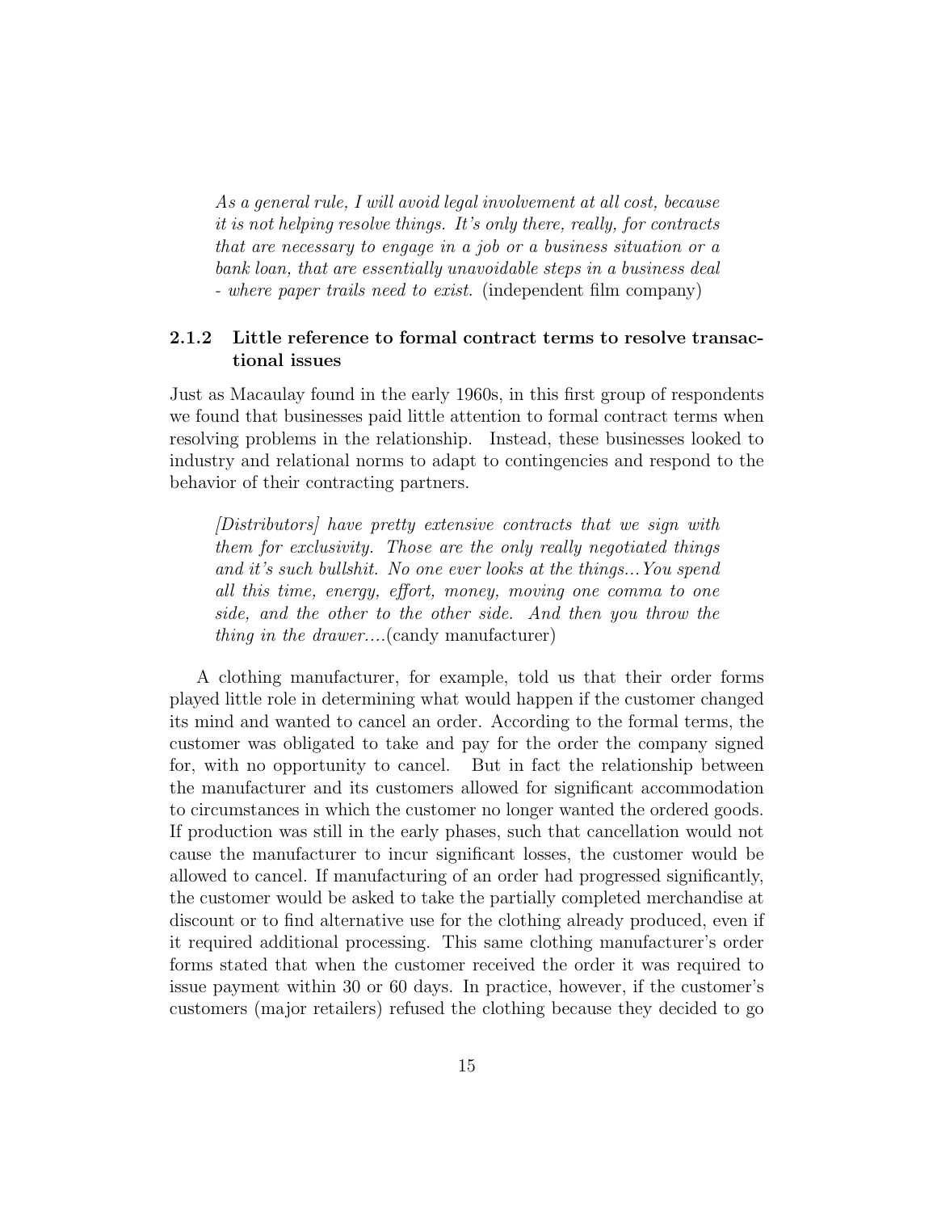> *As a general rule, I will avoid legal involvement at all cost, because it is not helping resolve things. It's only there, really, for contracts that are necessary to engage in a job or a business situation or a bank loan, that are essentially unavoidable steps in a business deal - where paper trails need to exist.* (independent film company)

### 2.1.2 Little reference to formal contract terms to resolve transactional issues

Just as Macaulay found in the early 1960s, in this first group of respondents we found that businesses paid little attention to formal contract terms when resolving problems in the relationship. Instead, these businesses looked to industry and relational norms to adapt to contingencies and respond to the behavior of their contracting partners.

> *[Distributors] have pretty extensive contracts that we sign with them for exclusivity. Those are the only really negotiated things and it's such bullshit. No one ever looks at the things...You spend all this time, energy, effort, money, moving one comma to one side, and the other to the other side. And then you throw the thing in the drawer....*(candy manufacturer)

A clothing manufacturer, for example, told us that their order forms played little role in determining what would happen if the customer changed its mind and wanted to cancel an order. According to the formal terms, the customer was obligated to take and pay for the order the company signed for, with no opportunity to cancel. But in fact the relationship between the manufacturer and its customers allowed for significant accommodation to circumstances in which the customer no longer wanted the ordered goods. If production was still in the early phases, such that cancellation would not cause the manufacturer to incur significant losses, the customer would be allowed to cancel. If manufacturing of an order had progressed significantly, the customer would be asked to take the partially completed merchandise at discount or to find alternative use for the clothing already produced, even if it required additional processing. This same clothing manufacturer's order forms stated that when the customer received the order it was required to issue payment within 30 or 60 days. In practice, however, if the customer's customers (major retailers) refused the clothing because they decided to go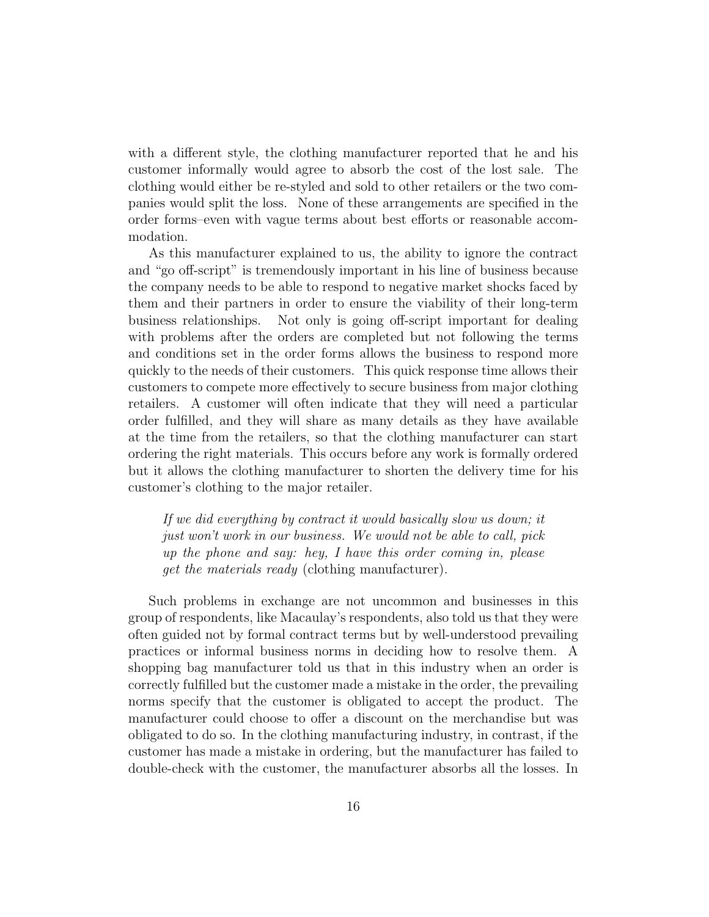with a different style, the clothing manufacturer reported that he and his customer informally would agree to absorb the cost of the lost sale. The clothing would either be re-styled and sold to other retailers or the two companies would split the loss. None of these arrangements are specified in the order forms–even with vague terms about best efforts or reasonable accommodation.

As this manufacturer explained to us, the ability to ignore the contract and "go off-script" is tremendously important in his line of business because the company needs to be able to respond to negative market shocks faced by them and their partners in order to ensure the viability of their long-term business relationships. Not only is going off-script important for dealing with problems after the orders are completed but not following the terms and conditions set in the order forms allows the business to respond more quickly to the needs of their customers. This quick response time allows their customers to compete more effectively to secure business from major clothing retailers. A customer will often indicate that they will need a particular order fulfilled, and they will share as many details as they have available at the time from the retailers, so that the clothing manufacturer can start ordering the right materials. This occurs before any work is formally ordered but it allows the clothing manufacturer to shorten the delivery time for his customer's clothing to the major retailer.

> *If we did everything by contract it would basically slow us down; it just won't work in our business. We would not be able to call, pick up the phone and say: hey, I have this order coming in, please get the materials ready* (clothing manufacturer).

Such problems in exchange are not uncommon and businesses in this group of respondents, like Macaulay's respondents, also told us that they were often guided not by formal contract terms but by well-understood prevailing practices or informal business norms in deciding how to resolve them. A shopping bag manufacturer told us that in this industry when an order is correctly fulfilled but the customer made a mistake in the order, the prevailing norms specify that the customer is obligated to accept the product. The manufacturer could choose to offer a discount on the merchandise but was obligated to do so. In the clothing manufacturing industry, in contrast, if the customer has made a mistake in ordering, but the manufacturer has failed to double-check with the customer, the manufacturer absorbs all the losses. In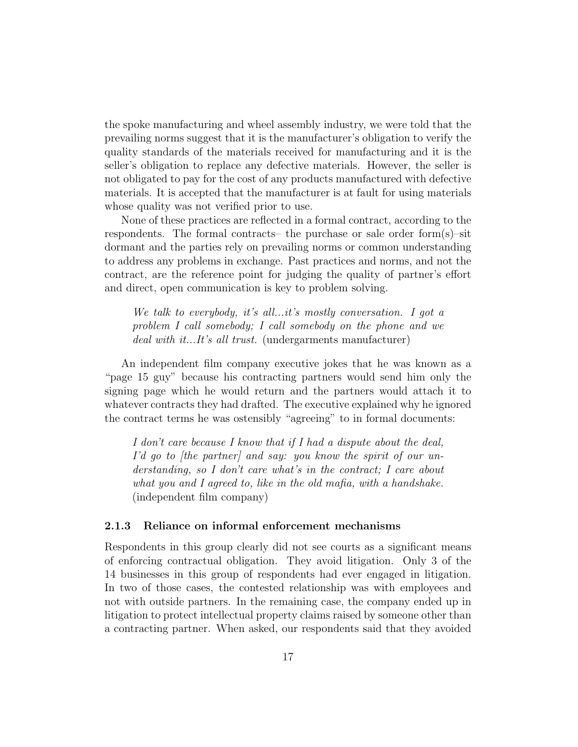the spoke manufacturing and wheel assembly industry, we were told that the prevailing norms suggest that it is the manufacturer's obligation to verify the quality standards of the materials received for manufacturing and it is the seller's obligation to replace any defective materials. However, the seller is not obligated to pay for the cost of any products manufactured with defective materials. It is accepted that the manufacturer is at fault for using materials whose quality was not verified prior to use.

None of these practices are reflected in a formal contract, according to the respondents. The formal contracts– the purchase or sale order form(s)–sit dormant and the parties rely on prevailing norms or common understanding to address any problems in exchange. Past practices and norms, and not the contract, are the reference point for judging the quality of partner's effort and direct, open communication is key to problem solving.

> *We talk to everybody, it's all...it's mostly conversation. I got a problem I call somebody; I call somebody on the phone and we deal with it...It's all trust.* (undergarments manufacturer)

An independent film company executive jokes that he was known as a "page 15 guy" because his contracting partners would send him only the signing page which he would return and the partners would attach it to whatever contracts they had drafted. The executive explained why he ignored the contract terms he was ostensibly "agreeing" to in formal documents:

> *I don't care because I know that if I had a dispute about the deal, I'd go to [the partner] and say: you know the spirit of our understanding, so I don't care what's in the contract; I care about what you and I agreed to, like in the old mafia, with a handshake.* (independent film company)

### 2.1.3 Reliance on informal enforcement mechanisms

Respondents in this group clearly did not see courts as a significant means of enforcing contractual obligation. They avoid litigation. Only 3 of the 14 businesses in this group of respondents had ever engaged in litigation. In two of those cases, the contested relationship was with employees and not with outside partners. In the remaining case, the company ended up in litigation to protect intellectual property claims raised by someone other than a contracting partner. When asked, our respondents said that they avoided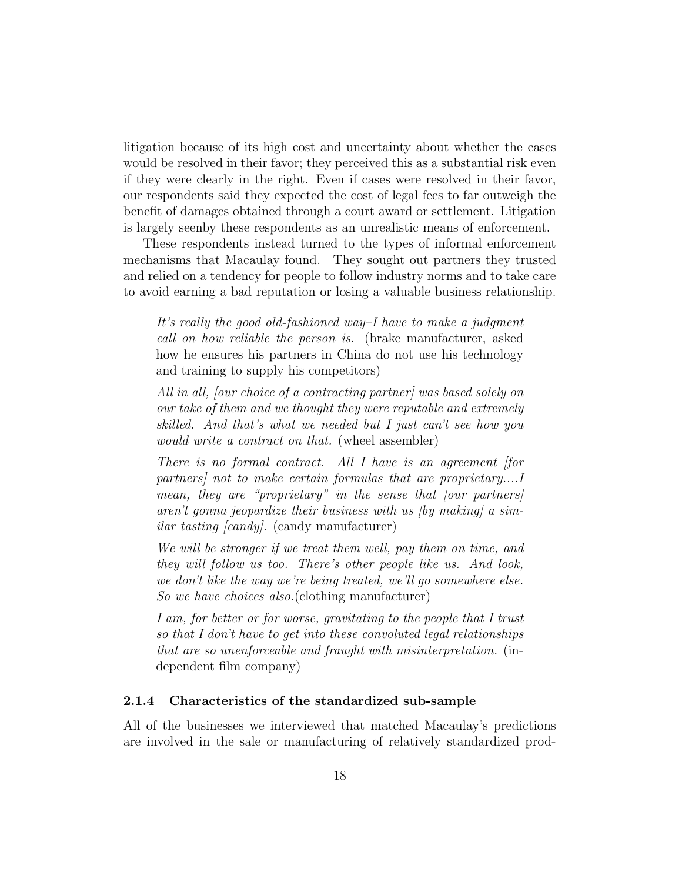litigation because of its high cost and uncertainty about whether the cases would be resolved in their favor; they perceived this as a substantial risk even if they were clearly in the right. Even if cases were resolved in their favor, our respondents said they expected the cost of legal fees to far outweigh the benefit of damages obtained through a court award or settlement. Litigation is largely seenby these respondents as an unrealistic means of enforcement.

These respondents instead turned to the types of informal enforcement mechanisms that Macaulay found. They sought out partners they trusted and relied on a tendency for people to follow industry norms and to take care to avoid earning a bad reputation or losing a valuable business relationship.

> *It's really the good old-fashioned way–I have to make a judgment call on how reliable the person is.* (brake manufacturer, asked how he ensures his partners in China do not use his technology and training to supply his competitors)
>
> *All in all, [our choice of a contracting partner] was based solely on our take of them and we thought they were reputable and extremely skilled. And that's what we needed but I just can't see how you would write a contract on that.* (wheel assembler)
>
> *There is no formal contract. All I have is an agreement [for partners] not to make certain formulas that are proprietary....I mean, they are "proprietary" in the sense that [our partners] aren't gonna jeopardize their business with us [by making] a similar tasting [candy].* (candy manufacturer)
>
> *We will be stronger if we treat them well, pay them on time, and they will follow us too. There's other people like us. And look, we don't like the way we're being treated, we'll go somewhere else. So we have choices also.*(clothing manufacturer)
>
> *I am, for better or for worse, gravitating to the people that I trust so that I don't have to get into these convoluted legal relationships that are so unenforceable and fraught with misinterpretation.* (independent film company)

### 2.1.4 Characteristics of the standardized sub-sample

All of the businesses we interviewed that matched Macaulay's predictions are involved in the sale or manufacturing of relatively standardized prod-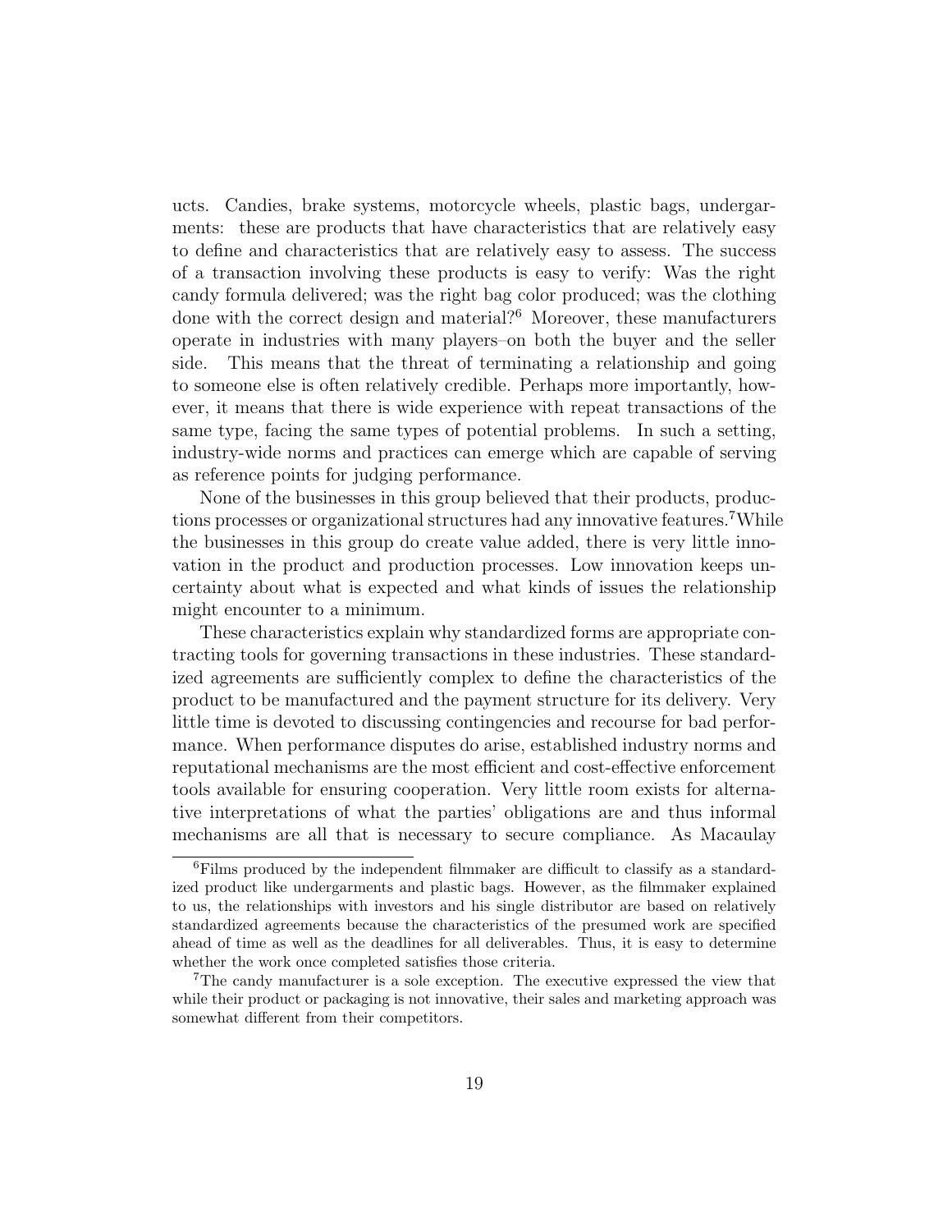ucts. Candies, brake systems, motorcycle wheels, plastic bags, undergarments: these are products that have characteristics that are relatively easy to define and characteristics that are relatively easy to assess. The success of a transaction involving these products is easy to verify: Was the right candy formula delivered; was the right bag color produced; was the clothing done with the correct design and material?[6] Moreover, these manufacturers operate in industries with many players–on both the buyer and the seller side. This means that the threat of terminating a relationship and going to someone else is often relatively credible. Perhaps more importantly, however, it means that there is wide experience with repeat transactions of the same type, facing the same types of potential problems. In such a setting, industry-wide norms and practices can emerge which are capable of serving as reference points for judging performance.

None of the businesses in this group believed that their products, productions processes or organizational structures had any innovative features.[7]While the businesses in this group do create value added, there is very little innovation in the product and production processes. Low innovation keeps uncertainty about what is expected and what kinds of issues the relationship might encounter to a minimum.

These characteristics explain why standardized forms are appropriate contracting tools for governing transactions in these industries. These standardized agreements are sufficiently complex to define the characteristics of the product to be manufactured and the payment structure for its delivery. Very little time is devoted to discussing contingencies and recourse for bad performance. When performance disputes do arise, established industry norms and reputational mechanisms are the most efficient and cost-effective enforcement tools available for ensuring cooperation. Very little room exists for alternative interpretations of what the parties' obligations are and thus informal mechanisms are all that is necessary to secure compliance. As Macaulay

[6] Films produced by the independent filmmaker are difficult to classify as a standardized product like undergarments and plastic bags. However, as the filmmaker explained to us, the relationships with investors and his single distributor are based on relatively standardized agreements because the characteristics of the presumed work are specified ahead of time as well as the deadlines for all deliverables. Thus, it is easy to determine whether the work once completed satisfies those criteria.

[7] The candy manufacturer is a sole exception. The executive expressed the view that while their product or packaging is not innovative, their sales and marketing approach was somewhat different from their competitors.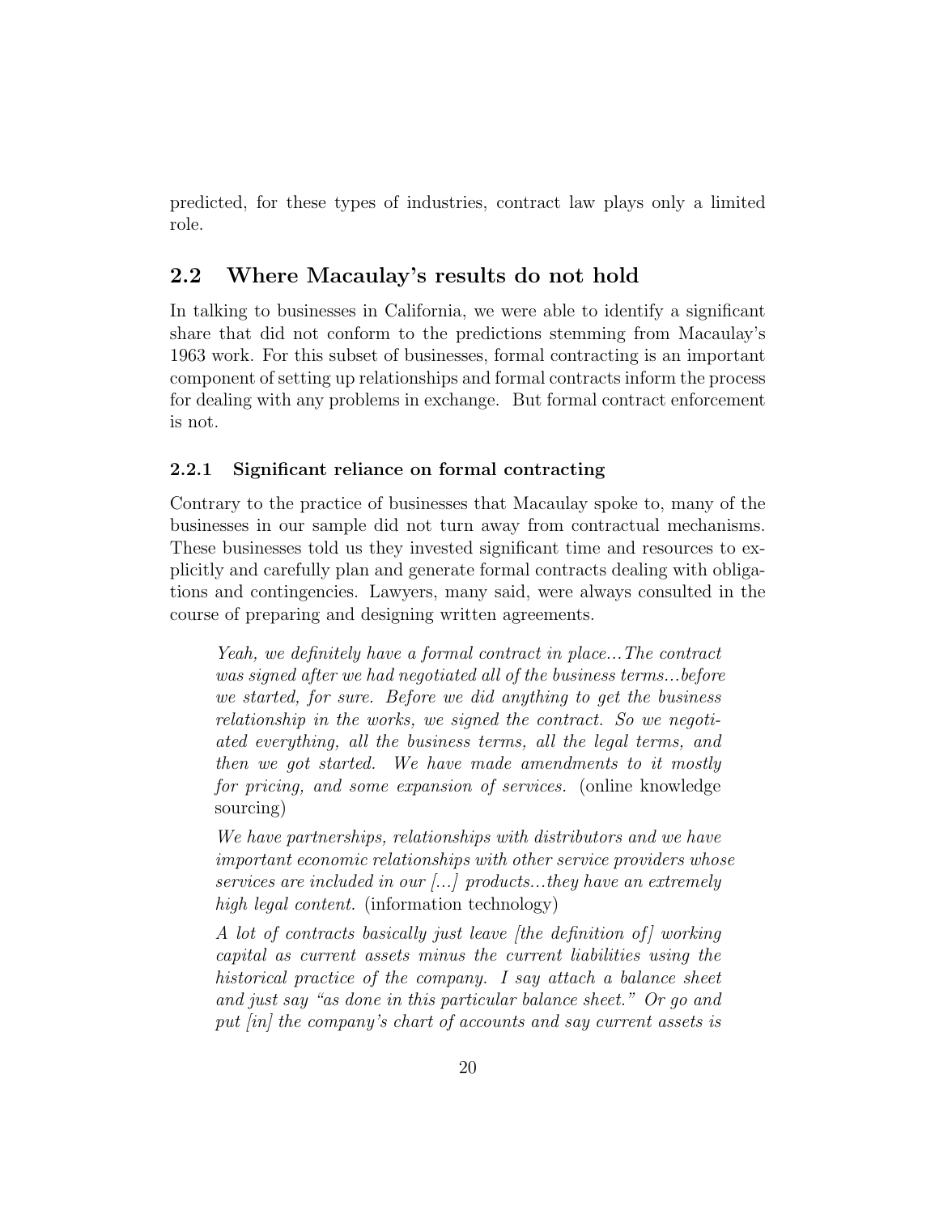predicted, for these types of industries, contract law plays only a limited role.

## 2.2 Where Macaulay's results do not hold

In talking to businesses in California, we were able to identify a significant share that did not conform to the predictions stemming from Macaulay's 1963 work. For this subset of businesses, formal contracting is an important component of setting up relationships and formal contracts inform the process for dealing with any problems in exchange. But formal contract enforcement is not.

### 2.2.1 Significant reliance on formal contracting

Contrary to the practice of businesses that Macaulay spoke to, many of the businesses in our sample did not turn away from contractual mechanisms. These businesses told us they invested significant time and resources to explicitly and carefully plan and generate formal contracts dealing with obligations and contingencies. Lawyers, many said, were always consulted in the course of preparing and designing written agreements.

> *Yeah, we definitely have a formal contract in place...The contract was signed after we had negotiated all of the business terms...before we started, for sure. Before we did anything to get the business relationship in the works, we signed the contract. So we negotiated everything, all the business terms, all the legal terms, and then we got started. We have made amendments to it mostly for pricing, and some expansion of services.* (online knowledge sourcing)

> *We have partnerships, relationships with distributors and we have important economic relationships with other service providers whose services are included in our [...] products...they have an extremely high legal content.* (information technology)

> *A lot of contracts basically just leave [the definition of] working capital as current assets minus the current liabilities using the historical practice of the company. I say attach a balance sheet and just say "as done in this particular balance sheet." Or go and put [in] the company's chart of accounts and say current assets is*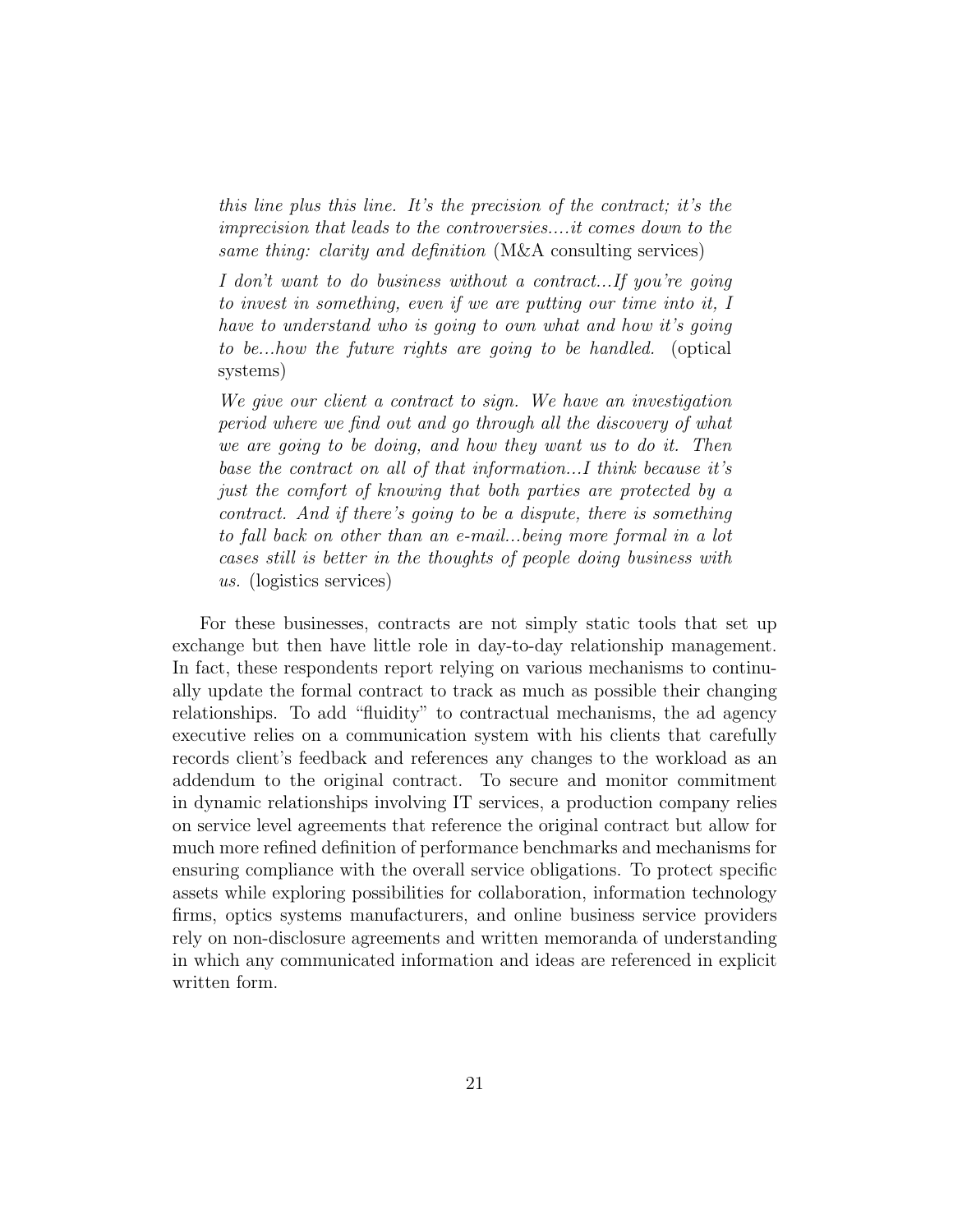> *this line plus this line. It's the precision of the contract; it's the imprecision that leads to the controversies....it comes down to the same thing: clarity and definition* (M&A consulting services)

> *I don't want to do business without a contract...If you're going to invest in something, even if we are putting our time into it, I have to understand who is going to own what and how it's going to be...how the future rights are going to be handled.* (optical systems)

> *We give our client a contract to sign. We have an investigation period where we find out and go through all the discovery of what we are going to be doing, and how they want us to do it. Then base the contract on all of that information...I think because it's just the comfort of knowing that both parties are protected by a contract. And if there's going to be a dispute, there is something to fall back on other than an e-mail...being more formal in a lot cases still is better in the thoughts of people doing business with us.* (logistics services)

For these businesses, contracts are not simply static tools that set up exchange but then have little role in day-to-day relationship management. In fact, these respondents report relying on various mechanisms to continually update the formal contract to track as much as possible their changing relationships. To add "fluidity" to contractual mechanisms, the ad agency executive relies on a communication system with his clients that carefully records client's feedback and references any changes to the workload as an addendum to the original contract. To secure and monitor commitment in dynamic relationships involving IT services, a production company relies on service level agreements that reference the original contract but allow for much more refined definition of performance benchmarks and mechanisms for ensuring compliance with the overall service obligations. To protect specific assets while exploring possibilities for collaboration, information technology firms, optics systems manufacturers, and online business service providers rely on non-disclosure agreements and written memoranda of understanding in which any communicated information and ideas are referenced in explicit written form.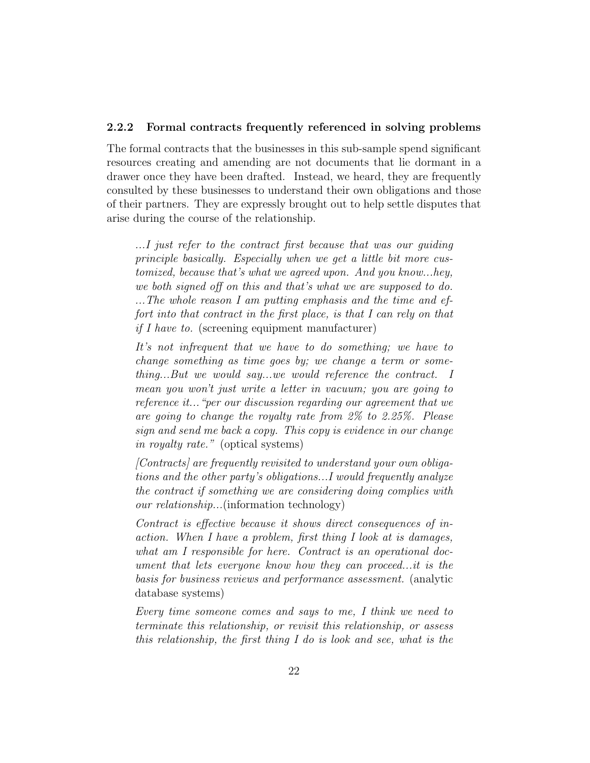### 2.2.2 Formal contracts frequently referenced in solving problems

The formal contracts that the businesses in this sub-sample spend significant resources creating and amending are not documents that lie dormant in a drawer once they have been drafted. Instead, we heard, they are frequently consulted by these businesses to understand their own obligations and those of their partners. They are expressly brought out to help settle disputes that arise during the course of the relationship.

> *...I just refer to the contract first because that was our guiding principle basically. Especially when we get a little bit more customized, because that's what we agreed upon. And you know...hey, we both signed off on this and that's what we are supposed to do. ...The whole reason I am putting emphasis and the time and effort into that contract in the first place, is that I can rely on that if I have to.* (screening equipment manufacturer)
>
> *It's not infrequent that we have to do something; we have to change something as time goes by; we change a term or something...But we would say...we would reference the contract. I mean you won't just write a letter in vacuum; you are going to reference it..."per our discussion regarding our agreement that we are going to change the royalty rate from 2% to 2.25%. Please sign and send me back a copy. This copy is evidence in our change in royalty rate."* (optical systems)
>
> *[Contracts] are frequently revisited to understand your own obligations and the other party's obligations...I would frequently analyze the contract if something we are considering doing complies with our relationship...*(information technology)
>
> *Contract is effective because it shows direct consequences of inaction. When I have a problem, first thing I look at is damages, what am I responsible for here. Contract is an operational document that lets everyone know how they can proceed...it is the basis for business reviews and performance assessment.* (analytic database systems)
>
> *Every time someone comes and says to me, I think we need to terminate this relationship, or revisit this relationship, or assess this relationship, the first thing I do is look and see, what is the*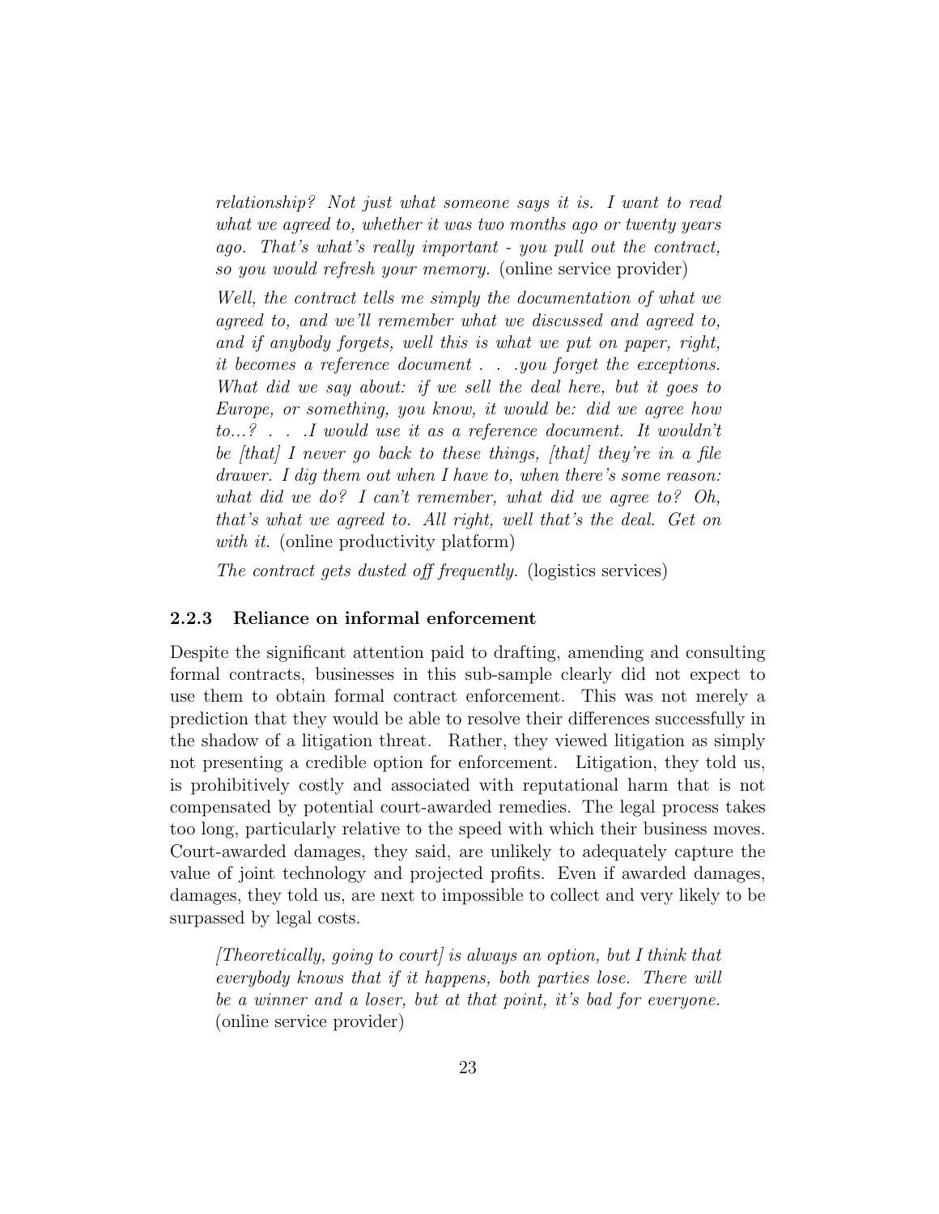*relationship? Not just what someone says it is. I want to read what we agreed to, whether it was two months ago or twenty years ago. That's what's really important - you pull out the contract, so you would refresh your memory.* (online service provider)

*Well, the contract tells me simply the documentation of what we agreed to, and we'll remember what we discussed and agreed to, and if anybody forgets, well this is what we put on paper, right, it becomes a reference document . . .you forget the exceptions. What did we say about: if we sell the deal here, but it goes to Europe, or something, you know, it would be: did we agree how to...? . . .I would use it as a reference document. It wouldn't be [that] I never go back to these things, [that] they're in a file drawer. I dig them out when I have to, when there's some reason: what did we do? I can't remember, what did we agree to? Oh, that's what we agreed to. All right, well that's the deal. Get on with it.* (online productivity platform)

*The contract gets dusted off frequently.* (logistics services)

### 2.2.3 Reliance on informal enforcement

Despite the significant attention paid to drafting, amending and consulting formal contracts, businesses in this sub-sample clearly did not expect to use them to obtain formal contract enforcement. This was not merely a prediction that they would be able to resolve their differences successfully in the shadow of a litigation threat. Rather, they viewed litigation as simply not presenting a credible option for enforcement. Litigation, they told us, is prohibitively costly and associated with reputational harm that is not compensated by potential court-awarded remedies. The legal process takes too long, particularly relative to the speed with which their business moves. Court-awarded damages, they said, are unlikely to adequately capture the value of joint technology and projected profits. Even if awarded damages, damages, they told us, are next to impossible to collect and very likely to be surpassed by legal costs.

*[Theoretically, going to court] is always an option, but I think that everybody knows that if it happens, both parties lose. There will be a winner and a loser, but at that point, it's bad for everyone.* (online service provider)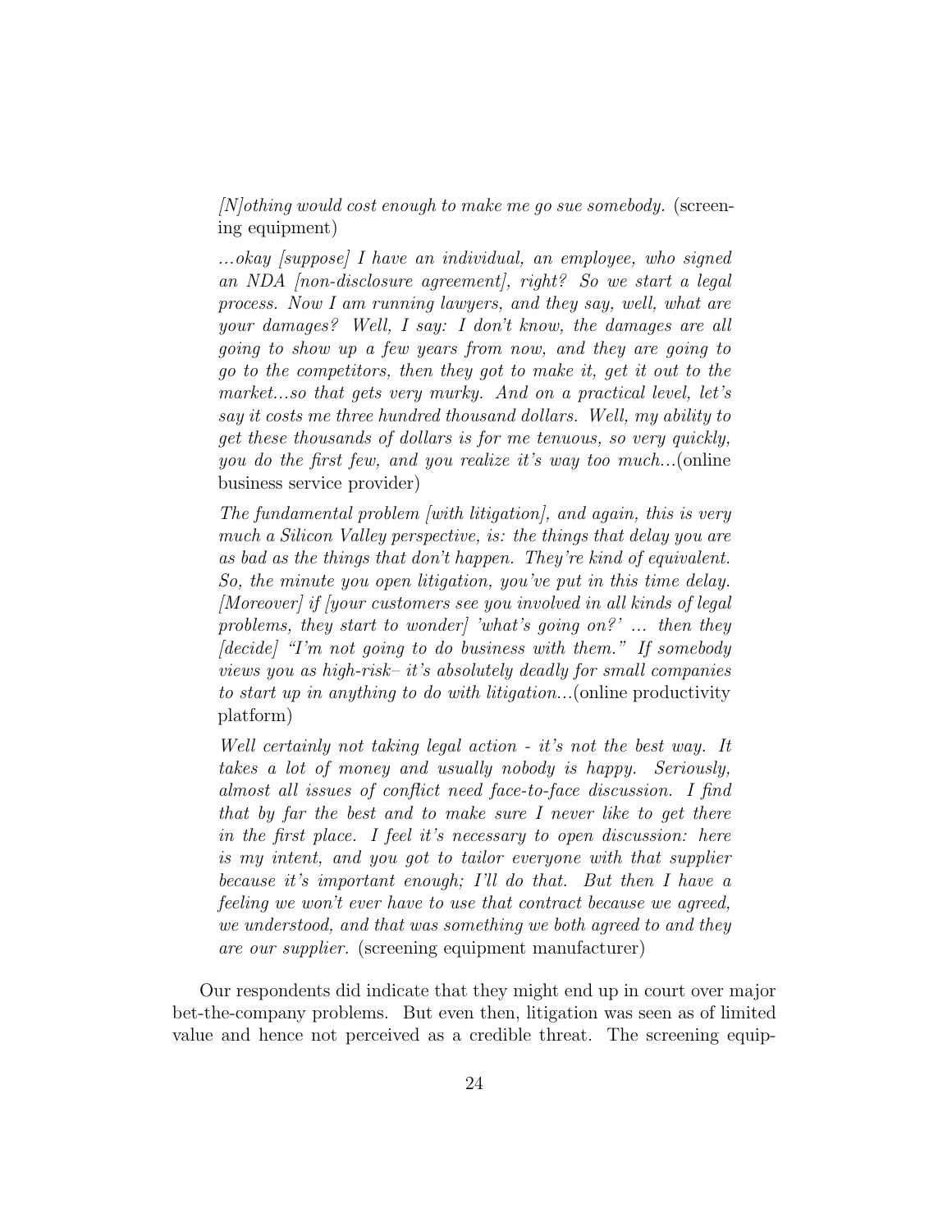> *[N]othing would cost enough to make me go sue somebody.* (screening equipment)

> *...okay [suppose] I have an individual, an employee, who signed an NDA [non-disclosure agreement], right? So we start a legal process. Now I am running lawyers, and they say, well, what are your damages? Well, I say: I don't know, the damages are all going to show up a few years from now, and they are going to go to the competitors, then they got to make it, get it out to the market...so that gets very murky. And on a practical level, let's say it costs me three hundred thousand dollars. Well, my ability to get these thousands of dollars is for me tenuous, so very quickly, you do the first few, and you realize it's way too much...*(online business service provider)

> *The fundamental problem [with litigation], and again, this is very much a Silicon Valley perspective, is: the things that delay you are as bad as the things that don't happen. They're kind of equivalent. So, the minute you open litigation, you've put in this time delay. [Moreover] if [your customers see you involved in all kinds of legal problems, they start to wonder] 'what's going on?' ... then they [decide] "I'm not going to do business with them." If somebody views you as high-risk– it's absolutely deadly for small companies to start up in anything to do with litigation...*(online productivity platform)

> *Well certainly not taking legal action - it's not the best way. It takes a lot of money and usually nobody is happy. Seriously, almost all issues of conflict need face-to-face discussion. I find that by far the best and to make sure I never like to get there in the first place. I feel it's necessary to open discussion: here is my intent, and you got to tailor everyone with that supplier because it's important enough; I'll do that. But then I have a feeling we won't ever have to use that contract because we agreed, we understood, and that was something we both agreed to and they are our supplier.* (screening equipment manufacturer)

Our respondents did indicate that they might end up in court over major bet-the-company problems. But even then, litigation was seen as of limited value and hence not perceived as a credible threat. The screening equip-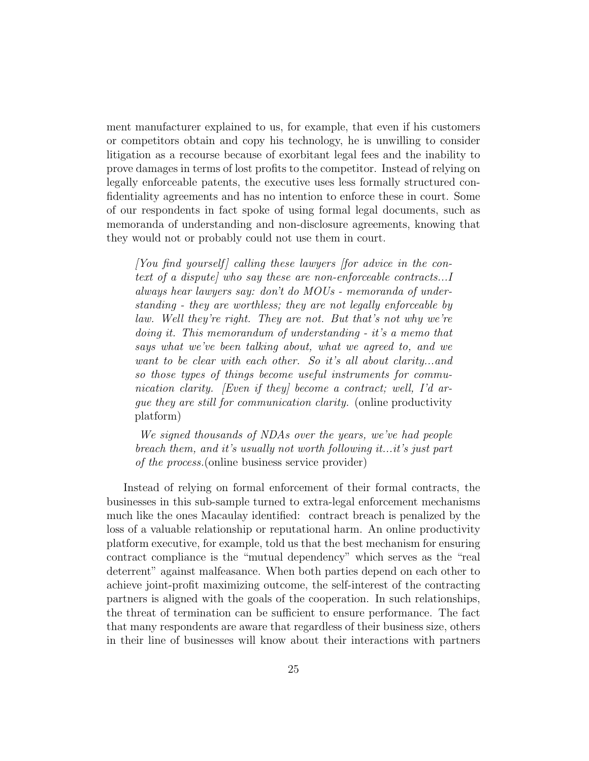ment manufacturer explained to us, for example, that even if his customers or competitors obtain and copy his technology, he is unwilling to consider litigation as a recourse because of exorbitant legal fees and the inability to prove damages in terms of lost profits to the competitor. Instead of relying on legally enforceable patents, the executive uses less formally structured confidentiality agreements and has no intention to enforce these in court. Some of our respondents in fact spoke of using formal legal documents, such as memoranda of understanding and non-disclosure agreements, knowing that they would not or probably could not use them in court.

> *[You find yourself] calling these lawyers [for advice in the context of a dispute] who say these are non-enforceable contracts...I always hear lawyers say: don't do MOUs - memoranda of understanding - they are worthless; they are not legally enforceable by law. Well they're right. They are not. But that's not why we're doing it. This memorandum of understanding - it's a memo that says what we've been talking about, what we agreed to, and we want to be clear with each other. So it's all about clarity...and so those types of things become useful instruments for communication clarity. [Even if they] become a contract; well, I'd argue they are still for communication clarity.* (online productivity platform)

> *We signed thousands of NDAs over the years, we've had people breach them, and it's usually not worth following it...it's just part of the process.*(online business service provider)

Instead of relying on formal enforcement of their formal contracts, the businesses in this sub-sample turned to extra-legal enforcement mechanisms much like the ones Macaulay identified: contract breach is penalized by the loss of a valuable relationship or reputational harm. An online productivity platform executive, for example, told us that the best mechanism for ensuring contract compliance is the "mutual dependency" which serves as the "real deterrent" against malfeasance. When both parties depend on each other to achieve joint-profit maximizing outcome, the self-interest of the contracting partners is aligned with the goals of the cooperation. In such relationships, the threat of termination can be sufficient to ensure performance. The fact that many respondents are aware that regardless of their business size, others in their line of businesses will know about their interactions with partners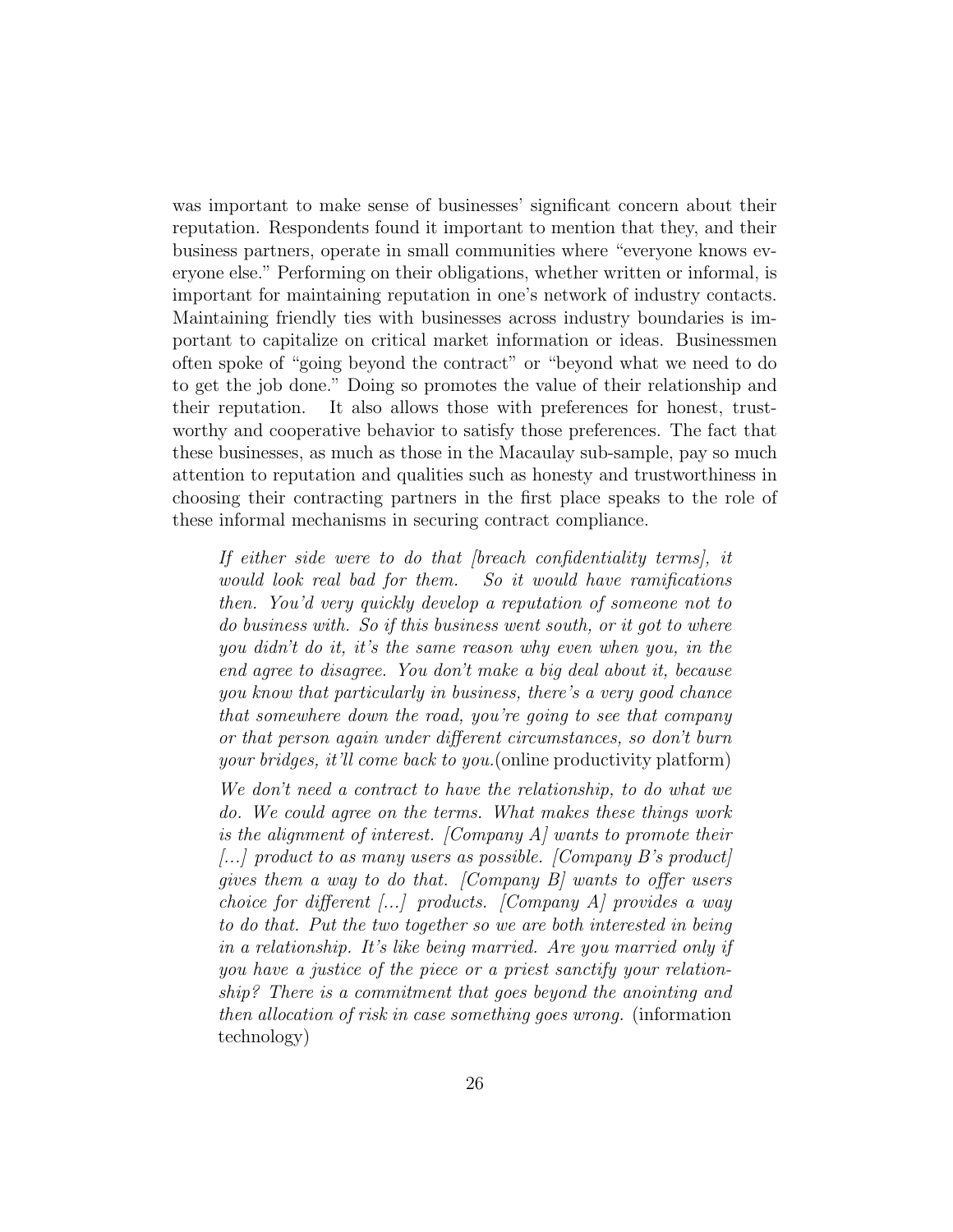was important to make sense of businesses' significant concern about their reputation. Respondents found it important to mention that they, and their business partners, operate in small communities where "everyone knows everyone else." Performing on their obligations, whether written or informal, is important for maintaining reputation in one's network of industry contacts. Maintaining friendly ties with businesses across industry boundaries is important to capitalize on critical market information or ideas. Businessmen often spoke of "going beyond the contract" or "beyond what we need to do to get the job done." Doing so promotes the value of their relationship and their reputation. It also allows those with preferences for honest, trustworthy and cooperative behavior to satisfy those preferences. The fact that these businesses, as much as those in the Macaulay sub-sample, pay so much attention to reputation and qualities such as honesty and trustworthiness in choosing their contracting partners in the first place speaks to the role of these informal mechanisms in securing contract compliance.

> *If either side were to do that [breach confidentiality terms], it would look real bad for them. So it would have ramifications then. You'd very quickly develop a reputation of someone not to do business with. So if this business went south, or it got to where you didn't do it, it's the same reason why even when you, in the end agree to disagree. You don't make a big deal about it, because you know that particularly in business, there's a very good chance that somewhere down the road, you're going to see that company or that person again under different circumstances, so don't burn your bridges, it'll come back to you.* (online productivity platform)

> *We don't need a contract to have the relationship, to do what we do. We could agree on the terms. What makes these things work is the alignment of interest. [Company A] wants to promote their [...] product to as many users as possible. [Company B's product] gives them a way to do that. [Company B] wants to offer users choice for different [...] products. [Company A] provides a way to do that. Put the two together so we are both interested in being in a relationship. It's like being married. Are you married only if you have a justice of the piece or a priest sanctify your relationship? There is a commitment that goes beyond the anointing and then allocation of risk in case something goes wrong.* (information technology)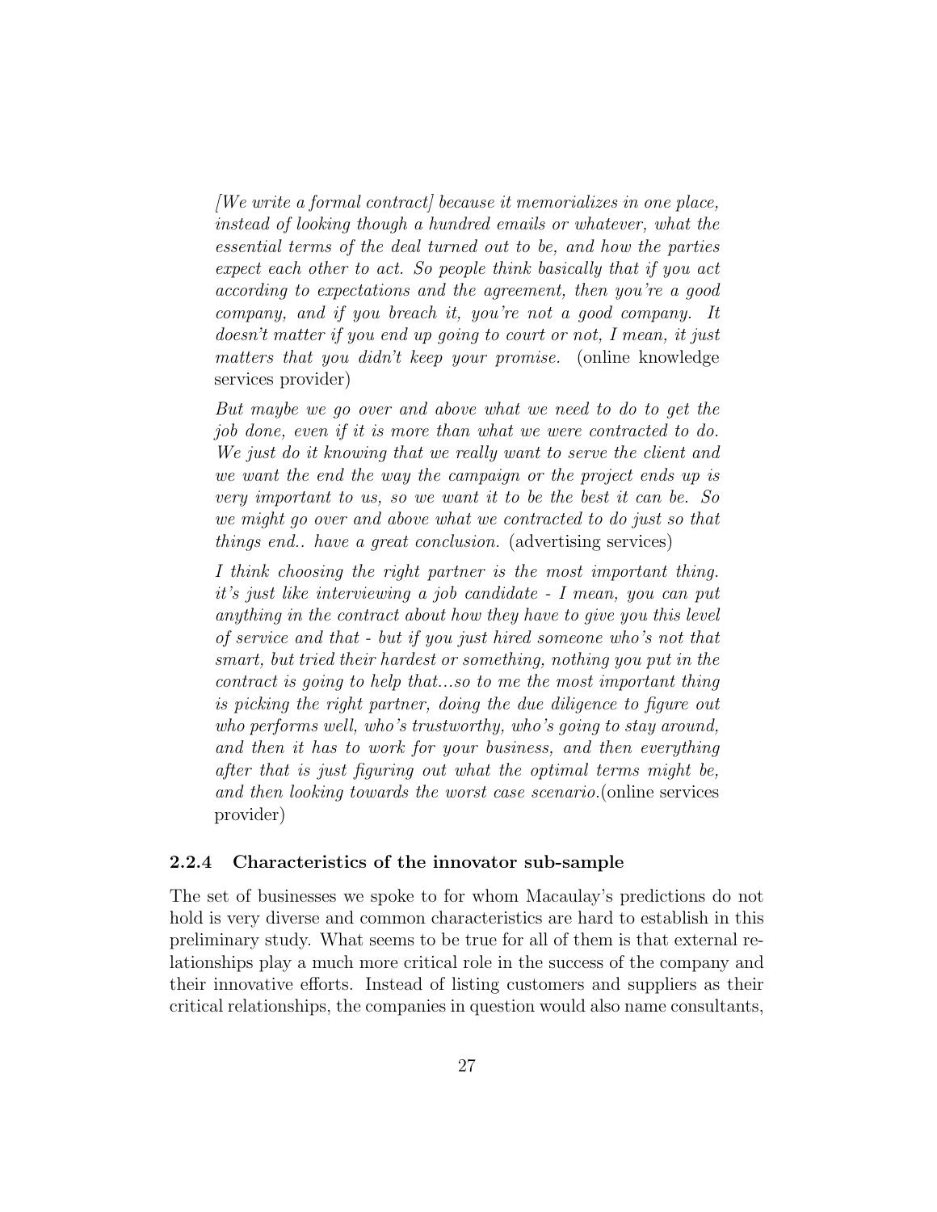*[We write a formal contract] because it memorializes in one place, instead of looking though a hundred emails or whatever, what the essential terms of the deal turned out to be, and how the parties expect each other to act. So people think basically that if you act according to expectations and the agreement, then you're a good company, and if you breach it, you're not a good company. It doesn't matter if you end up going to court or not, I mean, it just matters that you didn't keep your promise.* (online knowledge services provider)

*But maybe we go over and above what we need to do to get the job done, even if it is more than what we were contracted to do. We just do it knowing that we really want to serve the client and we want the end the way the campaign or the project ends up is very important to us, so we want it to be the best it can be. So we might go over and above what we contracted to do just so that things end.. have a great conclusion.* (advertising services)

*I think choosing the right partner is the most important thing. it's just like interviewing a job candidate - I mean, you can put anything in the contract about how they have to give you this level of service and that - but if you just hired someone who's not that smart, but tried their hardest or something, nothing you put in the contract is going to help that...so to me the most important thing is picking the right partner, doing the due diligence to figure out who performs well, who's trustworthy, who's going to stay around, and then it has to work for your business, and then everything after that is just figuring out what the optimal terms might be, and then looking towards the worst case scenario.*(online services provider)

### 2.2.4 Characteristics of the innovator sub-sample

The set of businesses we spoke to for whom Macaulay's predictions do not hold is very diverse and common characteristics are hard to establish in this preliminary study. What seems to be true for all of them is that external relationships play a much more critical role in the success of the company and their innovative efforts. Instead of listing customers and suppliers as their critical relationships, the companies in question would also name consultants,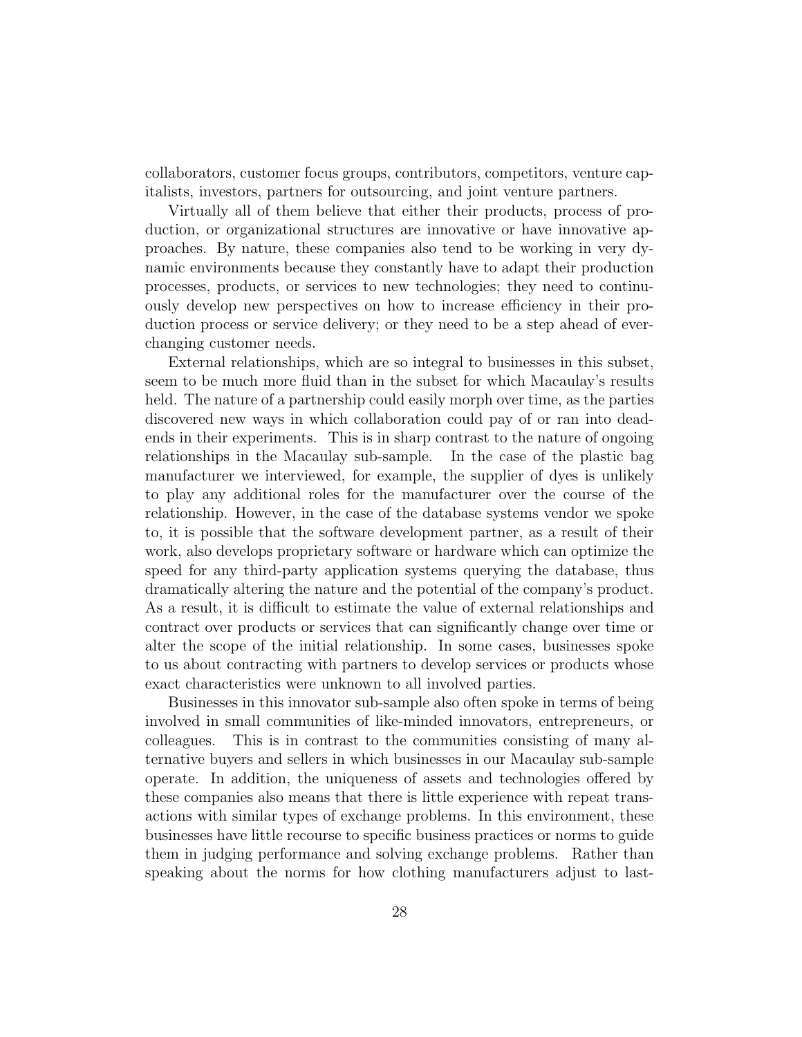collaborators, customer focus groups, contributors, competitors, venture capitalists, investors, partners for outsourcing, and joint venture partners.

Virtually all of them believe that either their products, process of production, or organizational structures are innovative or have innovative approaches. By nature, these companies also tend to be working in very dynamic environments because they constantly have to adapt their production processes, products, or services to new technologies; they need to continuously develop new perspectives on how to increase efficiency in their production process or service delivery; or they need to be a step ahead of ever-changing customer needs.

External relationships, which are so integral to businesses in this subset, seem to be much more fluid than in the subset for which Macaulay's results held. The nature of a partnership could easily morph over time, as the parties discovered new ways in which collaboration could pay of or ran into dead-ends in their experiments. This is in sharp contrast to the nature of ongoing relationships in the Macaulay sub-sample. In the case of the plastic bag manufacturer we interviewed, for example, the supplier of dyes is unlikely to play any additional roles for the manufacturer over the course of the relationship. However, in the case of the database systems vendor we spoke to, it is possible that the software development partner, as a result of their work, also develops proprietary software or hardware which can optimize the speed for any third-party application systems querying the database, thus dramatically altering the nature and the potential of the company's product. As a result, it is difficult to estimate the value of external relationships and contract over products or services that can significantly change over time or alter the scope of the initial relationship. In some cases, businesses spoke to us about contracting with partners to develop services or products whose exact characteristics were unknown to all involved parties.

Businesses in this innovator sub-sample also often spoke in terms of being involved in small communities of like-minded innovators, entrepreneurs, or colleagues. This is in contrast to the communities consisting of many alternative buyers and sellers in which businesses in our Macaulay sub-sample operate. In addition, the uniqueness of assets and technologies offered by these companies also means that there is little experience with repeat transactions with similar types of exchange problems. In this environment, these businesses have little recourse to specific business practices or norms to guide them in judging performance and solving exchange problems. Rather than speaking about the norms for how clothing manufacturers adjust to last-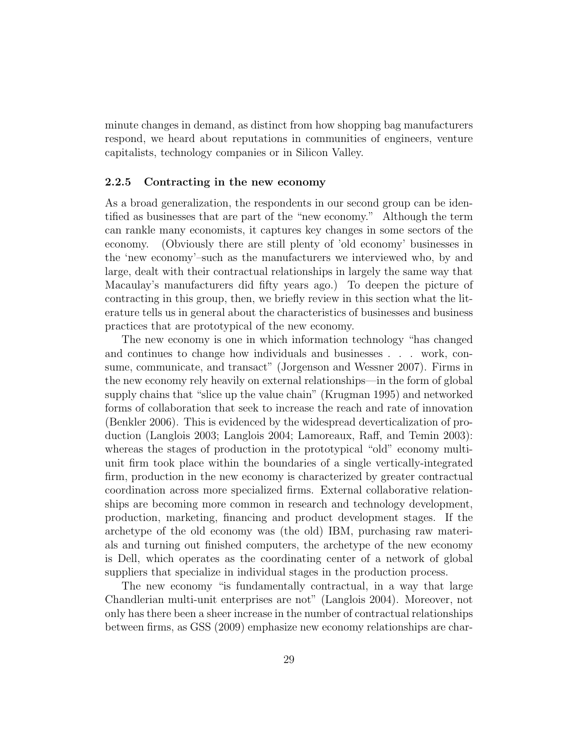minute changes in demand, as distinct from how shopping bag manufacturers respond, we heard about reputations in communities of engineers, venture capitalists, technology companies or in Silicon Valley.

### 2.2.5 Contracting in the new economy

As a broad generalization, the respondents in our second group can be identified as businesses that are part of the "new economy." Although the term can rankle many economists, it captures key changes in some sectors of the economy. (Obviously there are still plenty of 'old economy' businesses in the 'new economy'–such as the manufacturers we interviewed who, by and large, dealt with their contractual relationships in largely the same way that Macaulay's manufacturers did fifty years ago.) To deepen the picture of contracting in this group, then, we briefly review in this section what the literature tells us in general about the characteristics of businesses and business practices that are prototypical of the new economy.

The new economy is one in which information technology "has changed and continues to change how individuals and businesses . . . work, consume, communicate, and transact" (Jorgenson and Wessner 2007). Firms in the new economy rely heavily on external relationships—in the form of global supply chains that "slice up the value chain" (Krugman 1995) and networked forms of collaboration that seek to increase the reach and rate of innovation (Benkler 2006). This is evidenced by the widespread deverticalization of production (Langlois 2003; Langlois 2004; Lamoreaux, Raff, and Temin 2003): whereas the stages of production in the prototypical "old" economy multi-unit firm took place within the boundaries of a single vertically-integrated firm, production in the new economy is characterized by greater contractual coordination across more specialized firms. External collaborative relationships are becoming more common in research and technology development, production, marketing, financing and product development stages. If the archetype of the old economy was (the old) IBM, purchasing raw materials and turning out finished computers, the archetype of the new economy is Dell, which operates as the coordinating center of a network of global suppliers that specialize in individual stages in the production process.

The new economy "is fundamentally contractual, in a way that large Chandlerian multi-unit enterprises are not" (Langlois 2004). Moreover, not only has there been a sheer increase in the number of contractual relationships between firms, as GSS (2009) emphasize new economy relationships are char-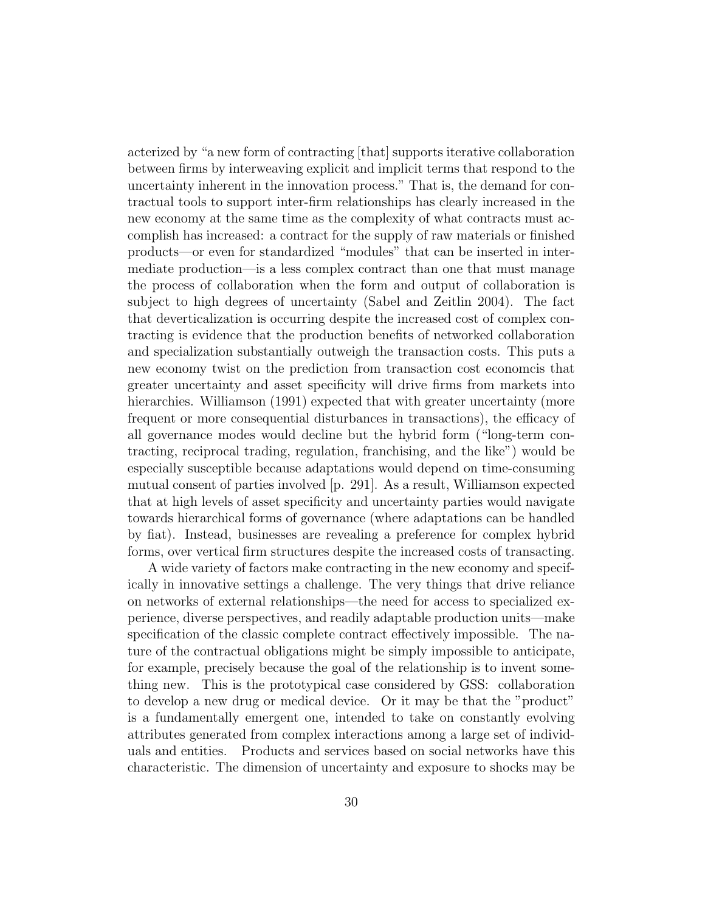acterized by "a new form of contracting [that] supports iterative collaboration between firms by interweaving explicit and implicit terms that respond to the uncertainty inherent in the innovation process." That is, the demand for contractual tools to support inter-firm relationships has clearly increased in the new economy at the same time as the complexity of what contracts must accomplish has increased: a contract for the supply of raw materials or finished products—or even for standardized "modules" that can be inserted in intermediate production—is a less complex contract than one that must manage the process of collaboration when the form and output of collaboration is subject to high degrees of uncertainty (Sabel and Zeitlin 2004). The fact that deverticalization is occurring despite the increased cost of complex contracting is evidence that the production benefits of networked collaboration and specialization substantially outweigh the transaction costs. This puts a new economy twist on the prediction from transaction cost economcis that greater uncertainty and asset specificity will drive firms from markets into hierarchies. Williamson (1991) expected that with greater uncertainty (more frequent or more consequential disturbances in transactions), the efficacy of all governance modes would decline but the hybrid form ("long-term contracting, reciprocal trading, regulation, franchising, and the like") would be especially susceptible because adaptations would depend on time-consuming mutual consent of parties involved [p. 291]. As a result, Williamson expected that at high levels of asset specificity and uncertainty parties would navigate towards hierarchical forms of governance (where adaptations can be handled by fiat). Instead, businesses are revealing a preference for complex hybrid forms, over vertical firm structures despite the increased costs of transacting.

A wide variety of factors make contracting in the new economy and specifically in innovative settings a challenge. The very things that drive reliance on networks of external relationships—the need for access to specialized experience, diverse perspectives, and readily adaptable production units—make specification of the classic complete contract effectively impossible. The nature of the contractual obligations might be simply impossible to anticipate, for example, precisely because the goal of the relationship is to invent something new. This is the prototypical case considered by GSS: collaboration to develop a new drug or medical device. Or it may be that the "product" is a fundamentally emergent one, intended to take on constantly evolving attributes generated from complex interactions among a large set of individuals and entities. Products and services based on social networks have this characteristic. The dimension of uncertainty and exposure to shocks may be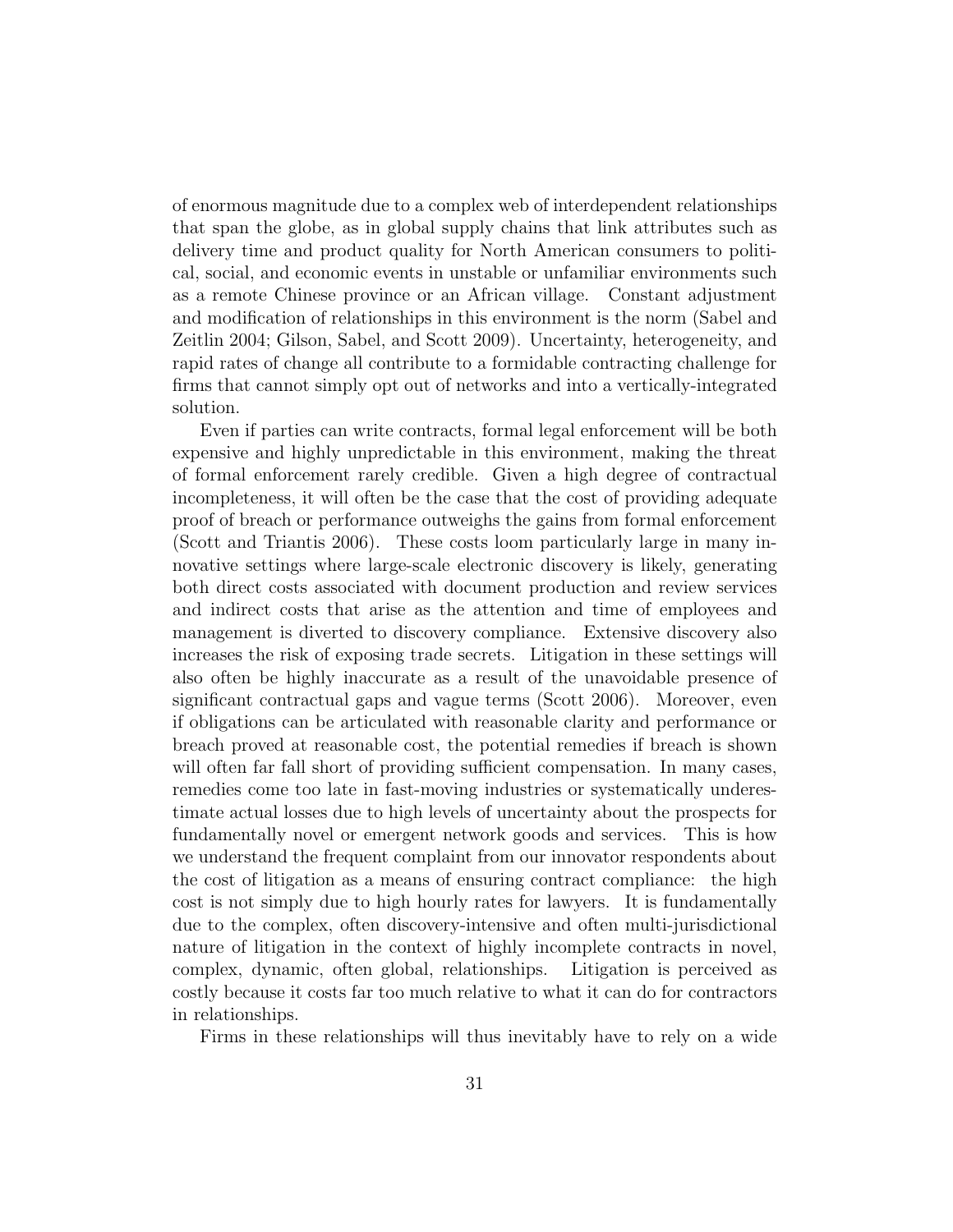of enormous magnitude due to a complex web of interdependent relationships that span the globe, as in global supply chains that link attributes such as delivery time and product quality for North American consumers to political, social, and economic events in unstable or unfamiliar environments such as a remote Chinese province or an African village. Constant adjustment and modification of relationships in this environment is the norm (Sabel and Zeitlin 2004; Gilson, Sabel, and Scott 2009). Uncertainty, heterogeneity, and rapid rates of change all contribute to a formidable contracting challenge for firms that cannot simply opt out of networks and into a vertically-integrated solution.

Even if parties can write contracts, formal legal enforcement will be both expensive and highly unpredictable in this environment, making the threat of formal enforcement rarely credible. Given a high degree of contractual incompleteness, it will often be the case that the cost of providing adequate proof of breach or performance outweighs the gains from formal enforcement (Scott and Triantis 2006). These costs loom particularly large in many innovative settings where large-scale electronic discovery is likely, generating both direct costs associated with document production and review services and indirect costs that arise as the attention and time of employees and management is diverted to discovery compliance. Extensive discovery also increases the risk of exposing trade secrets. Litigation in these settings will also often be highly inaccurate as a result of the unavoidable presence of significant contractual gaps and vague terms (Scott 2006). Moreover, even if obligations can be articulated with reasonable clarity and performance or breach proved at reasonable cost, the potential remedies if breach is shown will often far fall short of providing sufficient compensation. In many cases, remedies come too late in fast-moving industries or systematically underestimate actual losses due to high levels of uncertainty about the prospects for fundamentally novel or emergent network goods and services. This is how we understand the frequent complaint from our innovator respondents about the cost of litigation as a means of ensuring contract compliance: the high cost is not simply due to high hourly rates for lawyers. It is fundamentally due to the complex, often discovery-intensive and often multi-jurisdictional nature of litigation in the context of highly incomplete contracts in novel, complex, dynamic, often global, relationships. Litigation is perceived as costly because it costs far too much relative to what it can do for contractors in relationships.

Firms in these relationships will thus inevitably have to rely on a wide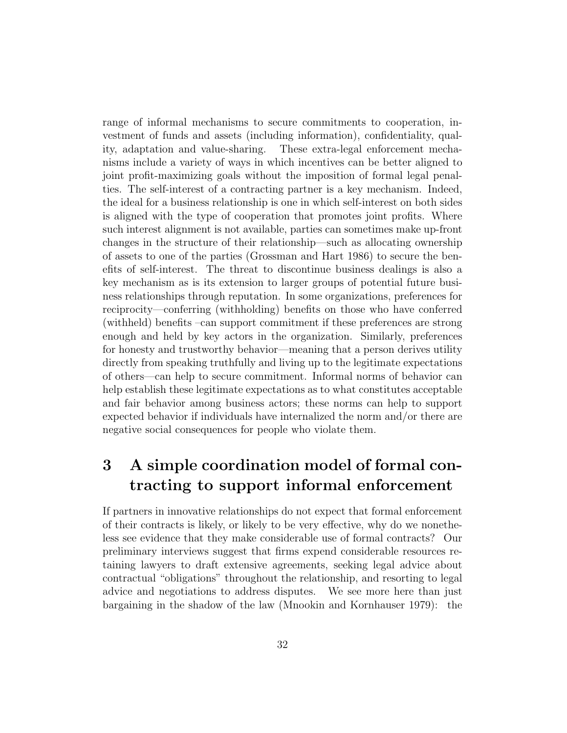range of informal mechanisms to secure commitments to cooperation, investment of funds and assets (including information), confidentiality, quality, adaptation and value-sharing. These extra-legal enforcement mechanisms include a variety of ways in which incentives can be better aligned to joint profit-maximizing goals without the imposition of formal legal penalties. The self-interest of a contracting partner is a key mechanism. Indeed, the ideal for a business relationship is one in which self-interest on both sides is aligned with the type of cooperation that promotes joint profits. Where such interest alignment is not available, parties can sometimes make up-front changes in the structure of their relationship—such as allocating ownership of assets to one of the parties (Grossman and Hart 1986) to secure the benefits of self-interest. The threat to discontinue business dealings is also a key mechanism as is its extension to larger groups of potential future business relationships through reputation. In some organizations, preferences for reciprocity—conferring (withholding) benefits on those who have conferred (withheld) benefits –can support commitment if these preferences are strong enough and held by key actors in the organization. Similarly, preferences for honesty and trustworthy behavior—meaning that a person derives utility directly from speaking truthfully and living up to the legitimate expectations of others—can help to secure commitment. Informal norms of behavior can help establish these legitimate expectations as to what constitutes acceptable and fair behavior among business actors; these norms can help to support expected behavior if individuals have internalized the norm and/or there are negative social consequences for people who violate them.

## 3 A simple coordination model of formal contracting to support informal enforcement

If partners in innovative relationships do not expect that formal enforcement of their contracts is likely, or likely to be very effective, why do we nonetheless see evidence that they make considerable use of formal contracts? Our preliminary interviews suggest that firms expend considerable resources retaining lawyers to draft extensive agreements, seeking legal advice about contractual "obligations" throughout the relationship, and resorting to legal advice and negotiations to address disputes. We see more here than just bargaining in the shadow of the law (Mnookin and Kornhauser 1979): the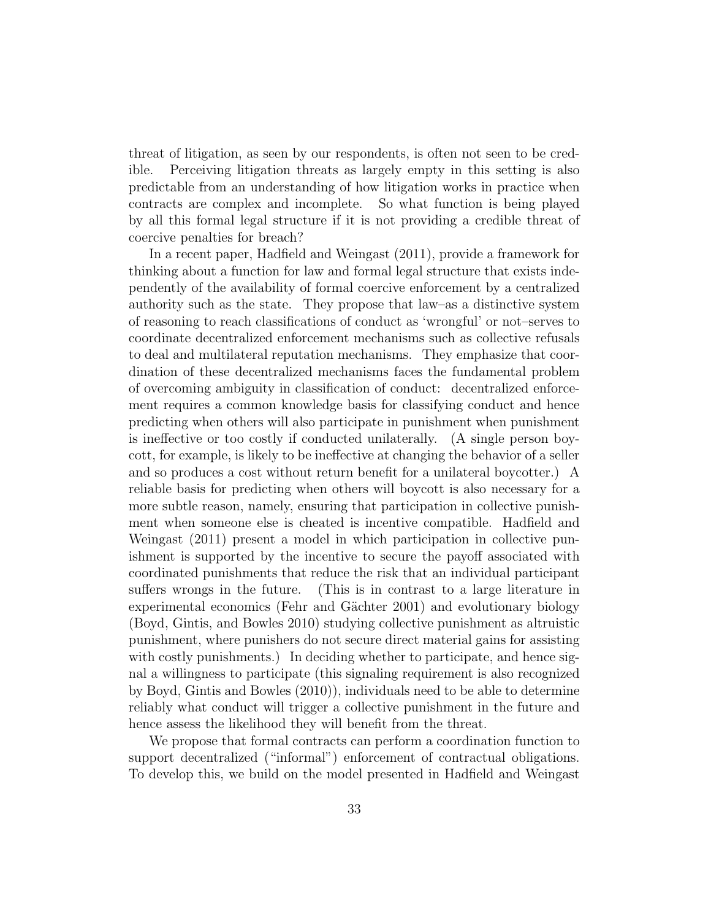threat of litigation, as seen by our respondents, is often not seen to be credible. Perceiving litigation threats as largely empty in this setting is also predictable from an understanding of how litigation works in practice when contracts are complex and incomplete. So what function is being played by all this formal legal structure if it is not providing a credible threat of coercive penalties for breach?

In a recent paper, Hadfield and Weingast (2011), provide a framework for thinking about a function for law and formal legal structure that exists independently of the availability of formal coercive enforcement by a centralized authority such as the state. They propose that law–as a distinctive system of reasoning to reach classifications of conduct as 'wrongful' or not–serves to coordinate decentralized enforcement mechanisms such as collective refusals to deal and multilateral reputation mechanisms. They emphasize that coordination of these decentralized mechanisms faces the fundamental problem of overcoming ambiguity in classification of conduct: decentralized enforcement requires a common knowledge basis for classifying conduct and hence predicting when others will also participate in punishment when punishment is ineffective or too costly if conducted unilaterally. (A single person boycott, for example, is likely to be ineffective at changing the behavior of a seller and so produces a cost without return benefit for a unilateral boycotter.) A reliable basis for predicting when others will boycott is also necessary for a more subtle reason, namely, ensuring that participation in collective punishment when someone else is cheated is incentive compatible. Hadfield and Weingast (2011) present a model in which participation in collective punishment is supported by the incentive to secure the payoff associated with coordinated punishments that reduce the risk that an individual participant suffers wrongs in the future. (This is in contrast to a large literature in experimental economics (Fehr and Gächter 2001) and evolutionary biology (Boyd, Gintis, and Bowles 2010) studying collective punishment as altruistic punishment, where punishers do not secure direct material gains for assisting with costly punishments.) In deciding whether to participate, and hence signal a willingness to participate (this signaling requirement is also recognized by Boyd, Gintis and Bowles (2010)), individuals need to be able to determine reliably what conduct will trigger a collective punishment in the future and hence assess the likelihood they will benefit from the threat.

We propose that formal contracts can perform a coordination function to support decentralized ("informal") enforcement of contractual obligations. To develop this, we build on the model presented in Hadfield and Weingast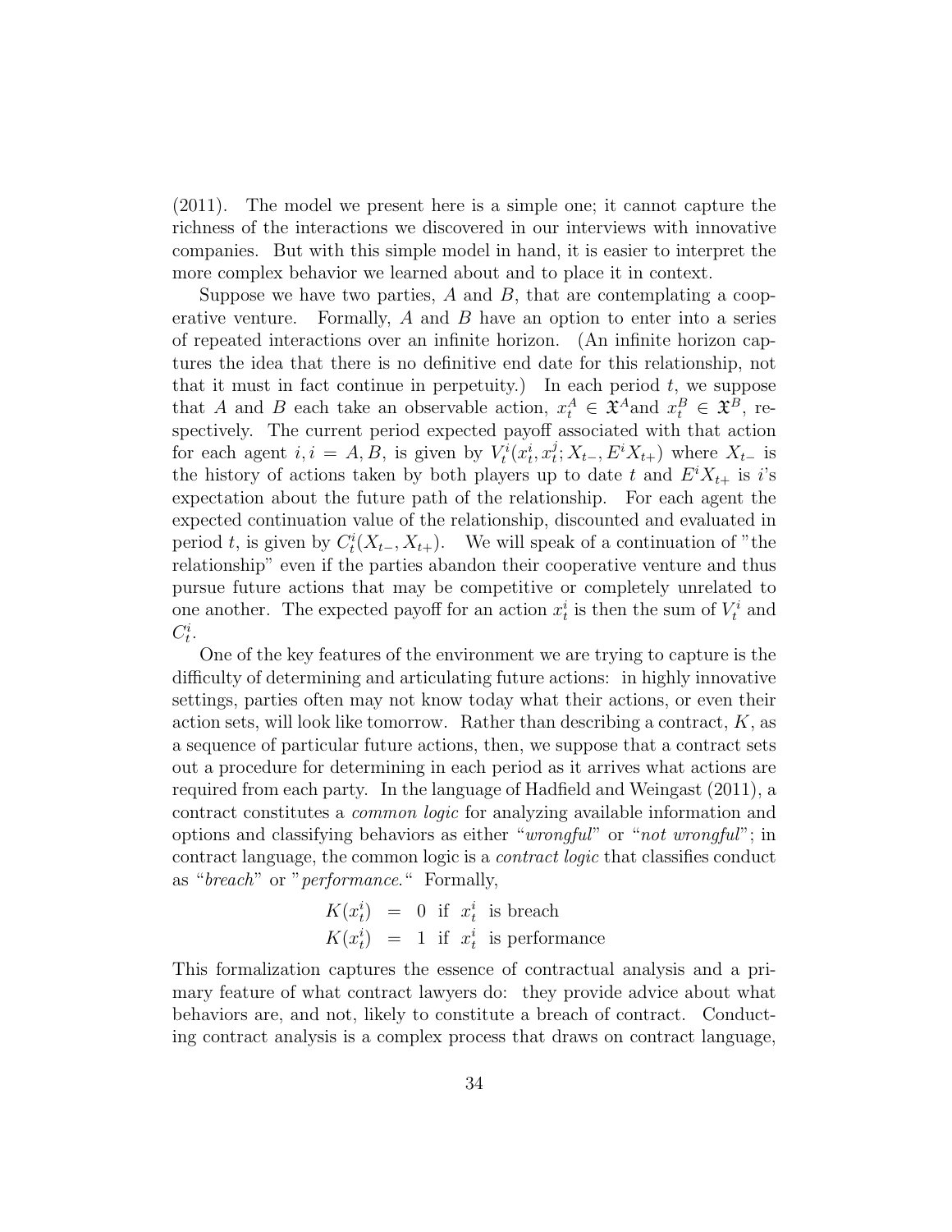(2011). The model we present here is a simple one; it cannot capture the richness of the interactions we discovered in our interviews with innovative companies. But with this simple model in hand, it is easier to interpret the more complex behavior we learned about and to place it in context.

Suppose we have two parties, $A$ and $B$, that are contemplating a cooperative venture. Formally, $A$ and $B$ have an option to enter into a series of repeated interactions over an infinite horizon. (An infinite horizon captures the idea that there is no definitive end date for this relationship, not that it must in fact continue in perpetuity.) In each period $t$, we suppose that $A$ and $B$ each take an observable action, $x_t^A \in \mathfrak{X}^A$and $x_t^B \in \mathfrak{X}^B$, respectively. The current period expected payoff associated with that action for each agent $i, i = A, B$, is given by $V_t^i(x_t^i, x_t^j; X_{t-}, E^i X_{t+})$ where $X_{t-}$ is the history of actions taken by both players up to date $t$ and $E^i X_{t+}$ is $i$'s expectation about the future path of the relationship. For each agent the expected continuation value of the relationship, discounted and evaluated in period $t$, is given by $C_t^i(X_{t-}, X_{t+})$. We will speak of a continuation of "the relationship" even if the parties abandon their cooperative venture and thus pursue future actions that may be competitive or completely unrelated to one another. The expected payoff for an action $x_t^i$ is then the sum of $V_t^i$ and $C_t^i$.

One of the key features of the environment we are trying to capture is the difficulty of determining and articulating future actions: in highly innovative settings, parties often may not know today what their actions, or even their action sets, will look like tomorrow. Rather than describing a contract, $K$, as a sequence of particular future actions, then, we suppose that a contract sets out a procedure for determining in each period as it arrives what actions are required from each party. In the language of Hadfield and Weingast (2011), a contract constitutes a *common logic* for analyzing available information and options and classifying behaviors as either "*wrongful*" or "*not wrongful*"; in contract language, the common logic is a *contract logic* that classifies conduct as "*breach*" or "*performance.*" Formally,

$$
\begin{aligned}
K(x_t^i) &= 0 \text{ if } x_t^i \text{ is breach} \\
K(x_t^i) &= 1 \text{ if } x_t^i \text{ is performance}
\end{aligned}
$$

This formalization captures the essence of contractual analysis and a primary feature of what contract lawyers do: they provide advice about what behaviors are, and not, likely to constitute a breach of contract. Conducting contract analysis is a complex process that draws on contract language,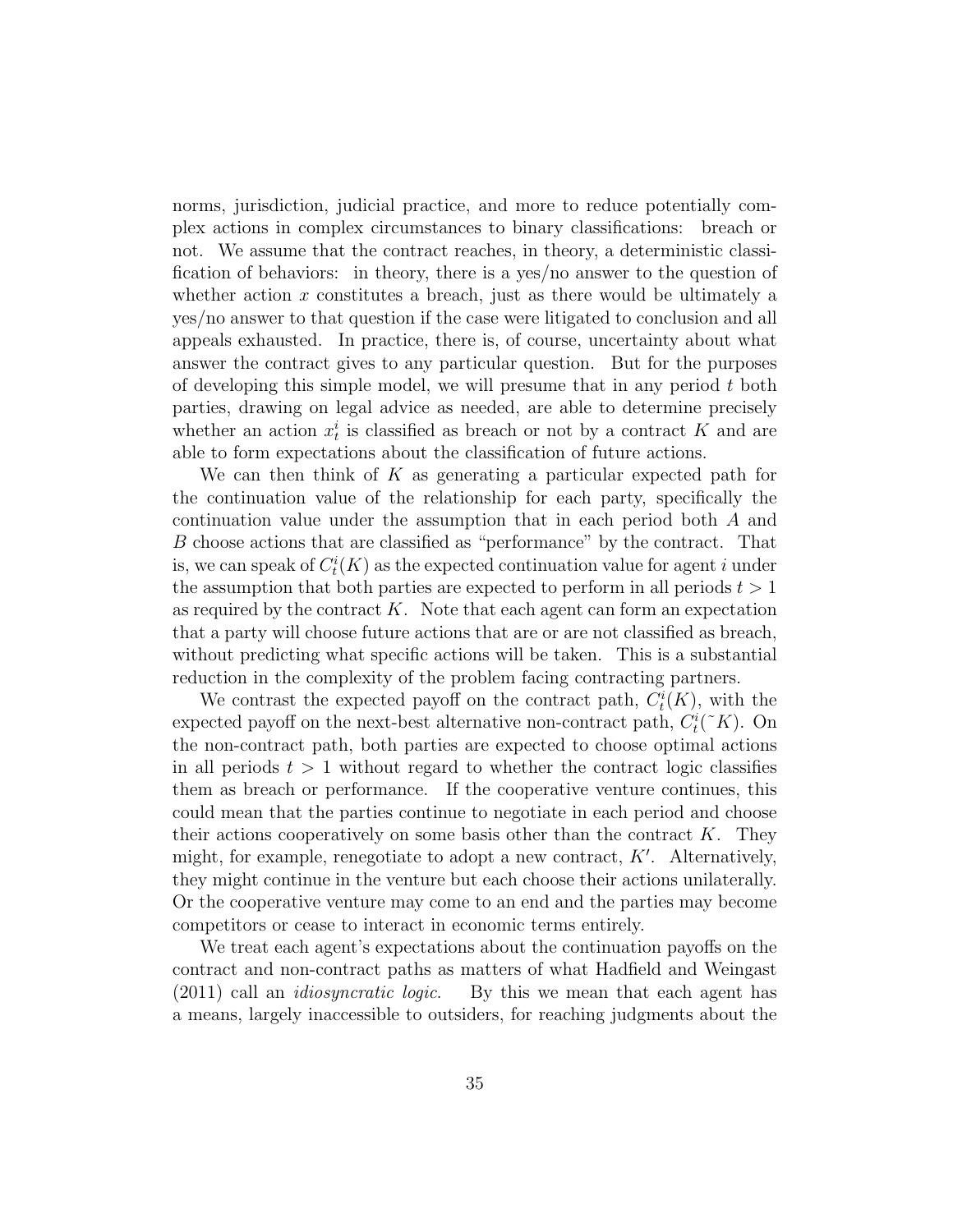norms, jurisdiction, judicial practice, and more to reduce potentially complex actions in complex circumstances to binary classifications: breach or not. We assume that the contract reaches, in theory, a deterministic classification of behaviors: in theory, there is a yes/no answer to the question of whether action $x$ constitutes a breach, just as there would be ultimately a yes/no answer to that question if the case were litigated to conclusion and all appeals exhausted. In practice, there is, of course, uncertainty about what answer the contract gives to any particular question. But for the purposes of developing this simple model, we will presume that in any period $t$ both parties, drawing on legal advice as needed, are able to determine precisely whether an action $x_t^i$ is classified as breach or not by a contract $K$ and are able to form expectations about the classification of future actions.

We can then think of $K$ as generating a particular expected path for the continuation value of the relationship for each party, specifically the continuation value under the assumption that in each period both $A$ and $B$ choose actions that are classified as "performance" by the contract. That is, we can speak of $C_t^i(K)$ as the expected continuation value for agent $i$ under the assumption that both parties are expected to perform in all periods $t > 1$ as required by the contract $K$. Note that each agent can form an expectation that a party will choose future actions that are or are not classified as breach, without predicting what specific actions will be taken. This is a substantial reduction in the complexity of the problem facing contracting partners.

We contrast the expected payoff on the contract path, $C_t^i(K)$, with the expected payoff on the next-best alternative non-contract path, $C_t^i(\tilde{}K)$. On the non-contract path, both parties are expected to choose optimal actions in all periods $t > 1$ without regard to whether the contract logic classifies them as breach or performance. If the cooperative venture continues, this could mean that the parties continue to negotiate in each period and choose their actions cooperatively on some basis other than the contract $K$. They might, for example, renegotiate to adopt a new contract, $K'$. Alternatively, they might continue in the venture but each choose their actions unilaterally. Or the cooperative venture may come to an end and the parties may become competitors or cease to interact in economic terms entirely.

We treat each agent's expectations about the continuation payoffs on the contract and non-contract paths as matters of what Hadfield and Weingast (2011) call an *idiosyncratic logic*. By this we mean that each agent has a means, largely inaccessible to outsiders, for reaching judgments about the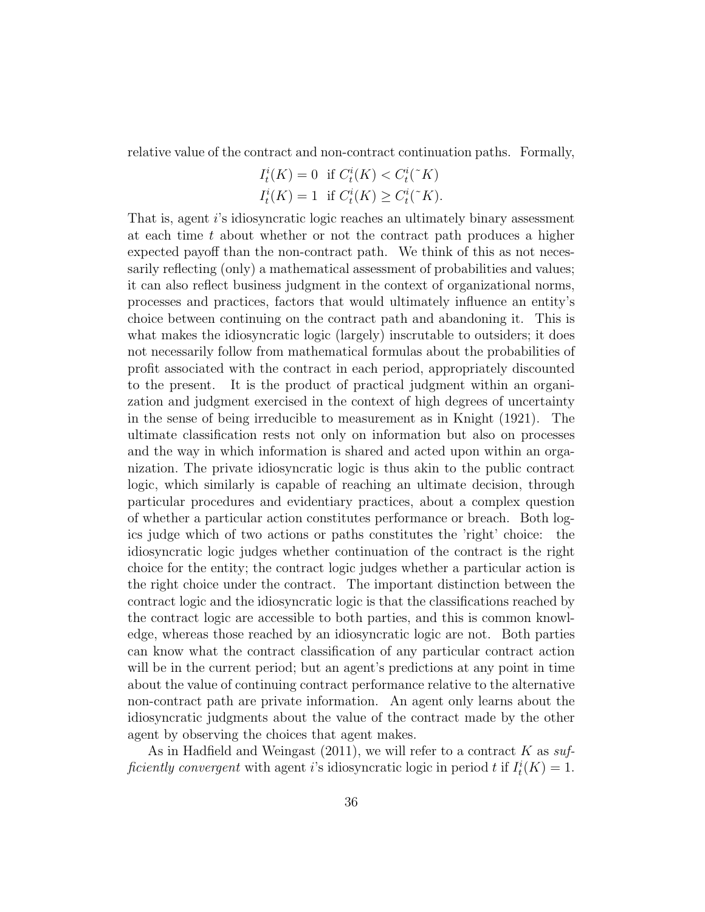relative value of the contract and non-contract continuation paths. Formally,

$$I_t^i(K) = 0 \;\text{ if } C_t^i(K) < C_t^i(\tilde{\ }K)$$
$$I_t^i(K) = 1 \;\text{ if } C_t^i(K) \geq C_t^i(\tilde{\ }K).$$

That is, agent $i$'s idiosyncratic logic reaches an ultimately binary assessment at each time $t$ about whether or not the contract path produces a higher expected payoff than the non-contract path. We think of this as not necessarily reflecting (only) a mathematical assessment of probabilities and values; it can also reflect business judgment in the context of organizational norms, processes and practices, factors that would ultimately influence an entity's choice between continuing on the contract path and abandoning it. This is what makes the idiosyncratic logic (largely) inscrutable to outsiders; it does not necessarily follow from mathematical formulas about the probabilities of profit associated with the contract in each period, appropriately discounted to the present. It is the product of practical judgment within an organization and judgment exercised in the context of high degrees of uncertainty in the sense of being irreducible to measurement as in Knight (1921). The ultimate classification rests not only on information but also on processes and the way in which information is shared and acted upon within an organization. The private idiosyncratic logic is thus akin to the public contract logic, which similarly is capable of reaching an ultimate decision, through particular procedures and evidentiary practices, about a complex question of whether a particular action constitutes performance or breach. Both logics judge which of two actions or paths constitutes the 'right' choice: the idiosyncratic logic judges whether continuation of the contract is the right choice for the entity; the contract logic judges whether a particular action is the right choice under the contract. The important distinction between the contract logic and the idiosyncratic logic is that the classifications reached by the contract logic are accessible to both parties, and this is common knowledge, whereas those reached by an idiosyncratic logic are not. Both parties can know what the contract classification of any particular contract action will be in the current period; but an agent's predictions at any point in time about the value of continuing contract performance relative to the alternative non-contract path are private information. An agent only learns about the idiosyncratic judgments about the value of the contract made by the other agent by observing the choices that agent makes.

As in Hadfield and Weingast (2011), we will refer to a contract $K$ as *sufficiently convergent* with agent $i$'s idiosyncratic logic in period $t$ if $I_t^i(K) = 1$.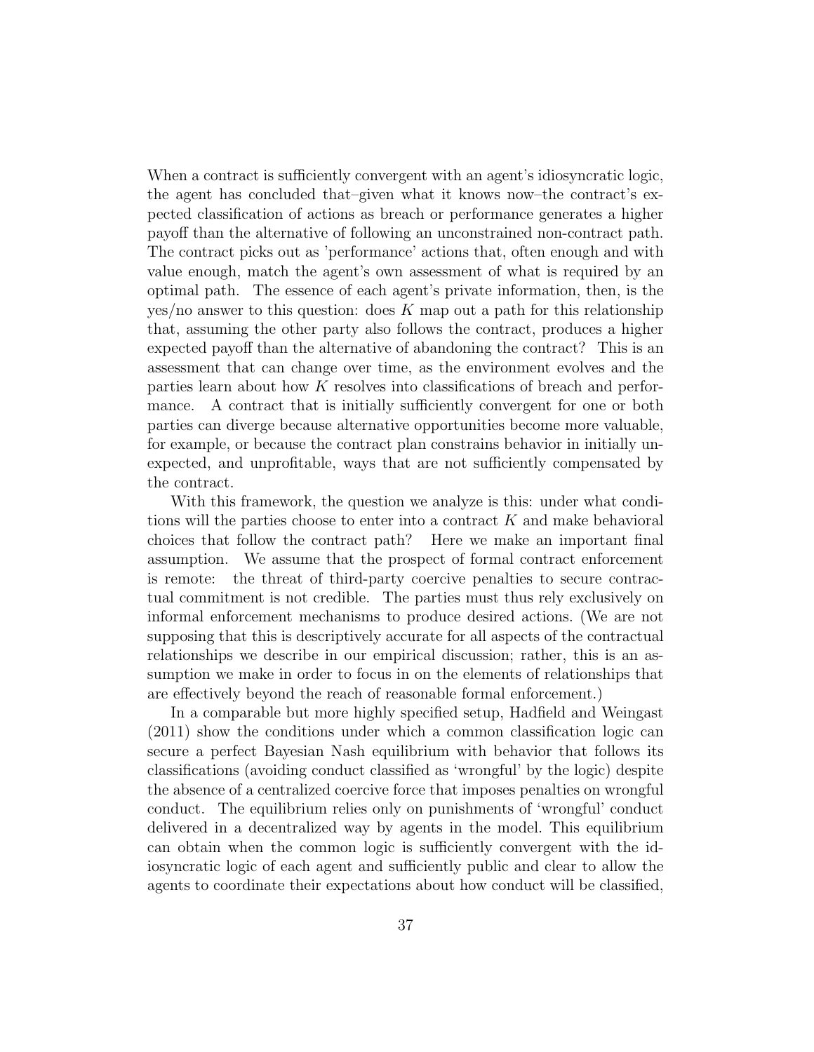When a contract is sufficiently convergent with an agent's idiosyncratic logic, the agent has concluded that–given what it knows now–the contract's expected classification of actions as breach or performance generates a higher payoff than the alternative of following an unconstrained non-contract path. The contract picks out as 'performance' actions that, often enough and with value enough, match the agent's own assessment of what is required by an optimal path. The essence of each agent's private information, then, is the yes/no answer to this question: does $K$ map out a path for this relationship that, assuming the other party also follows the contract, produces a higher expected payoff than the alternative of abandoning the contract? This is an assessment that can change over time, as the environment evolves and the parties learn about how $K$ resolves into classifications of breach and performance. A contract that is initially sufficiently convergent for one or both parties can diverge because alternative opportunities become more valuable, for example, or because the contract plan constrains behavior in initially unexpected, and unprofitable, ways that are not sufficiently compensated by the contract.

With this framework, the question we analyze is this: under what conditions will the parties choose to enter into a contract $K$ and make behavioral choices that follow the contract path? Here we make an important final assumption. We assume that the prospect of formal contract enforcement is remote: the threat of third-party coercive penalties to secure contractual commitment is not credible. The parties must thus rely exclusively on informal enforcement mechanisms to produce desired actions. (We are not supposing that this is descriptively accurate for all aspects of the contractual relationships we describe in our empirical discussion; rather, this is an assumption we make in order to focus in on the elements of relationships that are effectively beyond the reach of reasonable formal enforcement.)

In a comparable but more highly specified setup, Hadfield and Weingast (2011) show the conditions under which a common classification logic can secure a perfect Bayesian Nash equilibrium with behavior that follows its classifications (avoiding conduct classified as 'wrongful' by the logic) despite the absence of a centralized coercive force that imposes penalties on wrongful conduct. The equilibrium relies only on punishments of 'wrongful' conduct delivered in a decentralized way by agents in the model. This equilibrium can obtain when the common logic is sufficiently convergent with the idiosyncratic logic of each agent and sufficiently public and clear to allow the agents to coordinate their expectations about how conduct will be classified,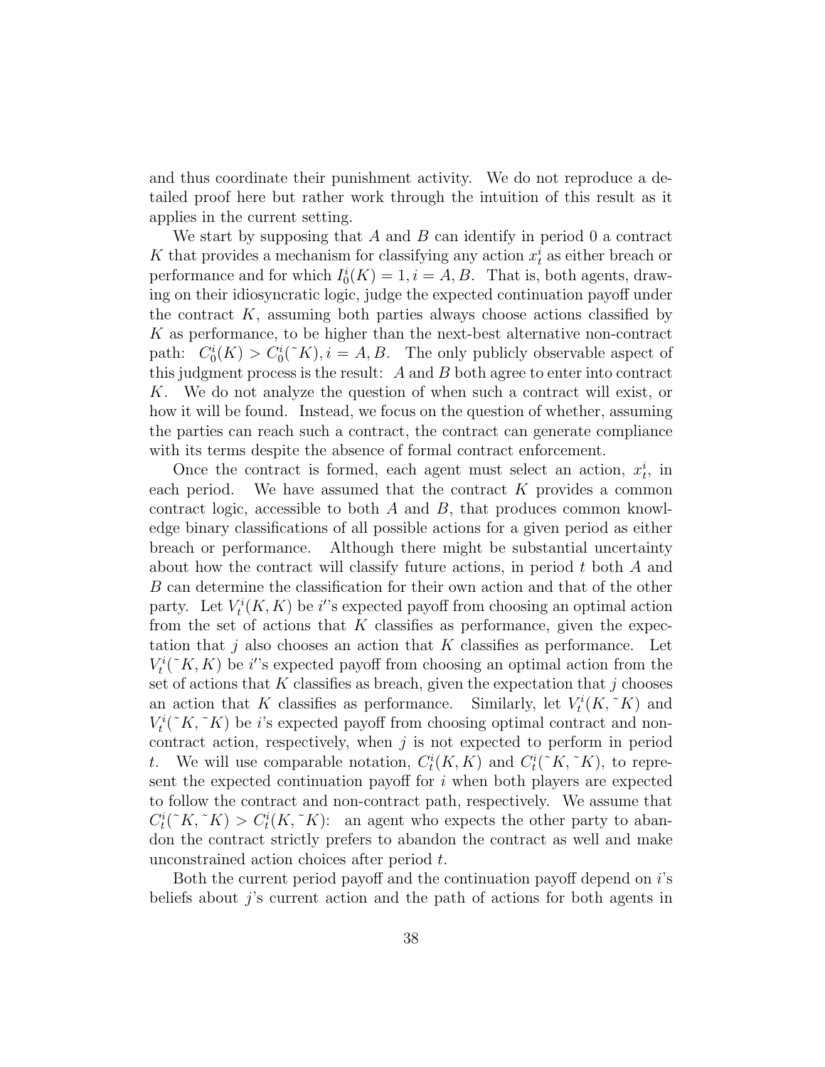and thus coordinate their punishment activity. We do not reproduce a detailed proof here but rather work through the intuition of this result as it applies in the current setting.

We start by supposing that $A$ and $B$ can identify in period 0 a contract $K$ that provides a mechanism for classifying any action $x_t^i$ as either breach or performance and for which $I_0^i(K) = 1, i = A, B$. That is, both agents, drawing on their idiosyncratic logic, judge the expected continuation payoff under the contract $K$, assuming both parties always choose actions classified by $K$ as performance, to be higher than the next-best alternative non-contract path: $C_0^i(K) > C_0^i(\tilde{}K), i = A, B$. The only publicly observable aspect of this judgment process is the result: $A$ and $B$ both agree to enter into contract $K$. We do not analyze the question of when such a contract will exist, or how it will be found. Instead, we focus on the question of whether, assuming the parties can reach such a contract, the contract can generate compliance with its terms despite the absence of formal contract enforcement.

Once the contract is formed, each agent must select an action, $x_t^i$, in each period. We have assumed that the contract $K$ provides a common contract logic, accessible to both $A$ and $B$, that produces common knowledge binary classifications of all possible actions for a given period as either breach or performance. Although there might be substantial uncertainty about how the contract will classify future actions, in period $t$ both $A$ and $B$ can determine the classification for their own action and that of the other party. Let $V_t^i(K, K)$ be $i'$'s expected payoff from choosing an optimal action from the set of actions that $K$ classifies as performance, given the expectation that $j$ also chooses an action that $K$ classifies as performance. Let $V_t^i(\tilde{}K, K)$ be $i'$'s expected payoff from choosing an optimal action from the set of actions that $K$ classifies as breach, given the expectation that $j$ chooses an action that $K$ classifies as performance. Similarly, let $V_t^i(K, \tilde{}K)$ and $V_t^i(\tilde{}K, \tilde{}K)$ be $i$'s expected payoff from choosing optimal contract and non-contract action, respectively, when $j$ is not expected to perform in period $t$. We will use comparable notation, $C_t^i(K, K)$ and $C_t^i(\tilde{}K, \tilde{}K)$, to represent the expected continuation payoff for $i$ when both players are expected to follow the contract and non-contract path, respectively. We assume that $C_t^i(\tilde{}K, \tilde{}K) > C_t^i(K, \tilde{}K)$: an agent who expects the other party to abandon the contract strictly prefers to abandon the contract as well and make unconstrained action choices after period $t$.

Both the current period payoff and the continuation payoff depend on $i$'s beliefs about $j$'s current action and the path of actions for both agents in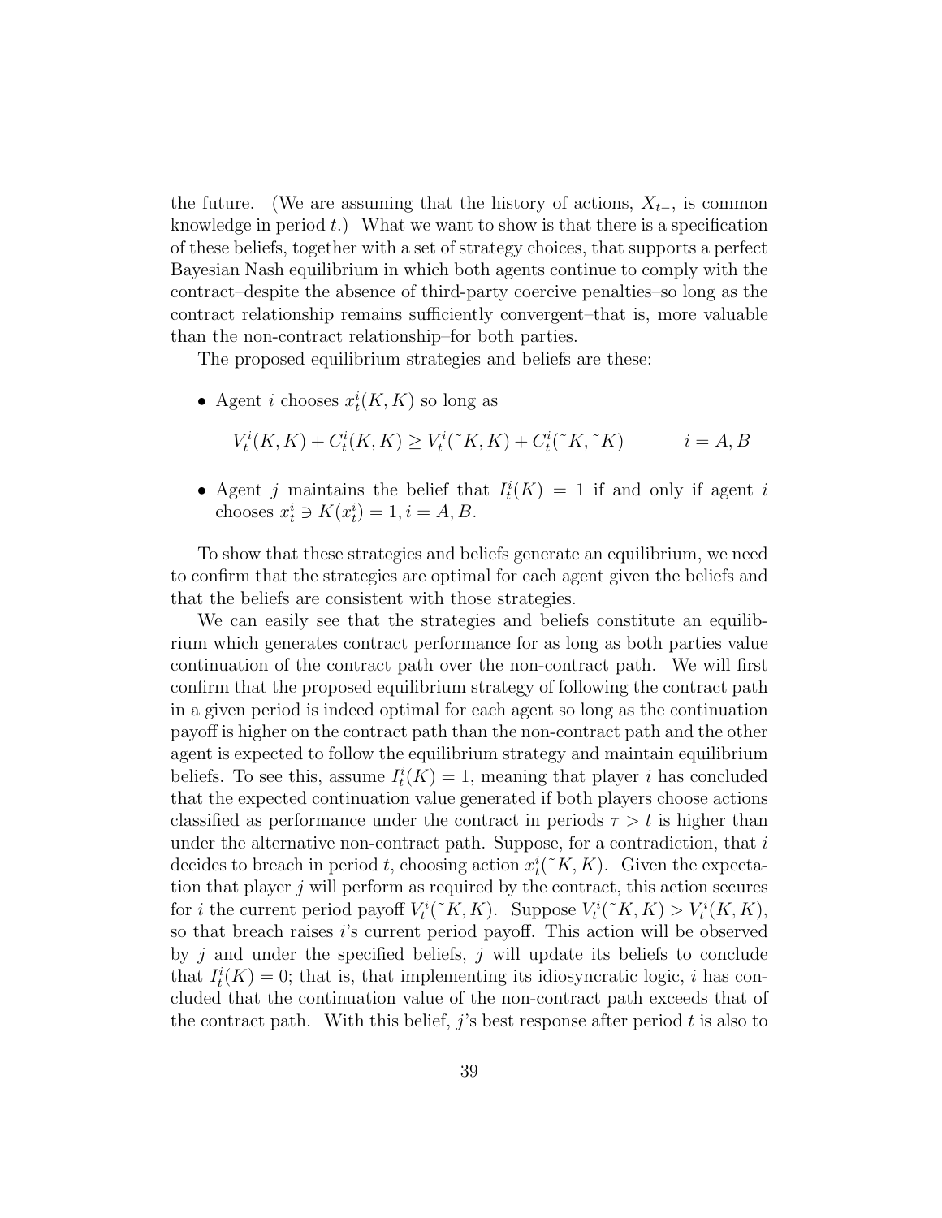the future. (We are assuming that the history of actions, $X_{t-}$, is common knowledge in period $t$.) What we want to show is that there is a specification of these beliefs, together with a set of strategy choices, that supports a perfect Bayesian Nash equilibrium in which both agents continue to comply with the contract–despite the absence of third-party coercive penalties–so long as the contract relationship remains sufficiently convergent–that is, more valuable than the non-contract relationship–for both parties.

The proposed equilibrium strategies and beliefs are these:

- Agent $i$ chooses $x_t^i(K, K)$ so long as

$$V_t^i(K, K) + C_t^i(K, K) \geq V_t^i(\tilde{}K, K) + C_t^i(\tilde{}K, \tilde{}K) \qquad i = A, B$$

- Agent $j$ maintains the belief that $I_t^i(K) = 1$ if and only if agent $i$ chooses $x_t^i \ni K(x_t^i) = 1, i = A, B$.

To show that these strategies and beliefs generate an equilibrium, we need to confirm that the strategies are optimal for each agent given the beliefs and that the beliefs are consistent with those strategies.

We can easily see that the strategies and beliefs constitute an equilibrium which generates contract performance for as long as both parties value continuation of the contract path over the non-contract path. We will first confirm that the proposed equilibrium strategy of following the contract path in a given period is indeed optimal for each agent so long as the continuation payoff is higher on the contract path than the non-contract path and the other agent is expected to follow the equilibrium strategy and maintain equilibrium beliefs. To see this, assume $I_t^i(K) = 1$, meaning that player $i$ has concluded that the expected continuation value generated if both players choose actions classified as performance under the contract in periods $\tau > t$ is higher than under the alternative non-contract path. Suppose, for a contradiction, that $i$ decides to breach in period $t$, choosing action $x_t^i(\tilde{}K, K)$. Given the expectation that player $j$ will perform as required by the contract, this action secures for $i$ the current period payoff $V_t^i(\tilde{}K, K)$. Suppose $V_t^i(\tilde{}K, K) > V_t^i(K, K)$, so that breach raises $i$'s current period payoff. This action will be observed by $j$ and under the specified beliefs, $j$ will update its beliefs to conclude that $I_t^i(K) = 0$; that is, that implementing its idiosyncratic logic, $i$ has concluded that the continuation value of the non-contract path exceeds that of the contract path. With this belief, $j$'s best response after period $t$ is also to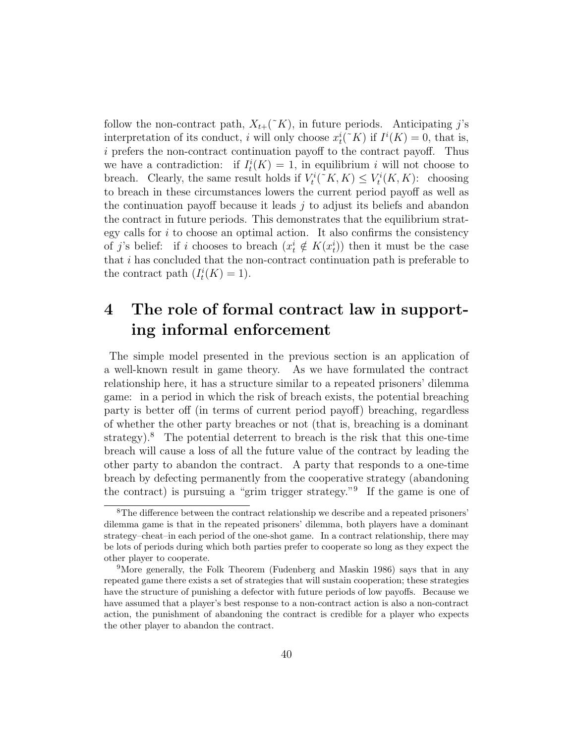follow the non-contract path, $X_{t+}(\tilde{}K)$, in future periods. Anticipating $j$'s interpretation of its conduct, $i$ will only choose $x_t^i(\tilde{}K)$ if $I^i(K) = 0$, that is, $i$ prefers the non-contract continuation payoff to the contract payoff. Thus we have a contradiction: if $I_t^i(K) = 1$, in equilibrium $i$ will not choose to breach. Clearly, the same result holds if $V_t^i(\tilde{}K, K) \leq V_t^i(K, K)$: choosing to breach in these circumstances lowers the current period payoff as well as the continuation payoff because it leads $j$ to adjust its beliefs and abandon the contract in future periods. This demonstrates that the equilibrium strategy calls for $i$ to choose an optimal action. It also confirms the consistency of $j$'s belief: if $i$ chooses to breach ($x_t^i \notin K(x_t^i)$) then it must be the case that $i$ has concluded that the non-contract continuation path is preferable to the contract path ($I_t^i(K) = 1$).

# 4 The role of formal contract law in supporting informal enforcement

The simple model presented in the previous section is an application of a well-known result in game theory. As we have formulated the contract relationship here, it has a structure similar to a repeated prisoners' dilemma game: in a period in which the risk of breach exists, the potential breaching party is better off (in terms of current period payoff) breaching, regardless of whether the other party breaches or not (that is, breaching is a dominant strategy).[8] The potential deterrent to breach is the risk that this one-time breach will cause a loss of all the future value of the contract by leading the other party to abandon the contract. A party that responds to a one-time breach by defecting permanently from the cooperative strategy (abandoning the contract) is pursuing a "grim trigger strategy."[9] If the game is one of

[8] The difference between the contract relationship we describe and a repeated prisoners' dilemma game is that in the repeated prisoners' dilemma, both players have a dominant strategy–cheat–in each period of the one-shot game. In a contract relationship, there may be lots of periods during which both parties prefer to cooperate so long as they expect the other player to cooperate.

[9] More generally, the Folk Theorem (Fudenberg and Maskin 1986) says that in any repeated game there exists a set of strategies that will sustain cooperation; these strategies have the structure of punishing a defector with future periods of low payoffs. Because we have assumed that a player's best response to a non-contract action is also a non-contract action, the punishment of abandoning the contract is credible for a player who expects the other player to abandon the contract.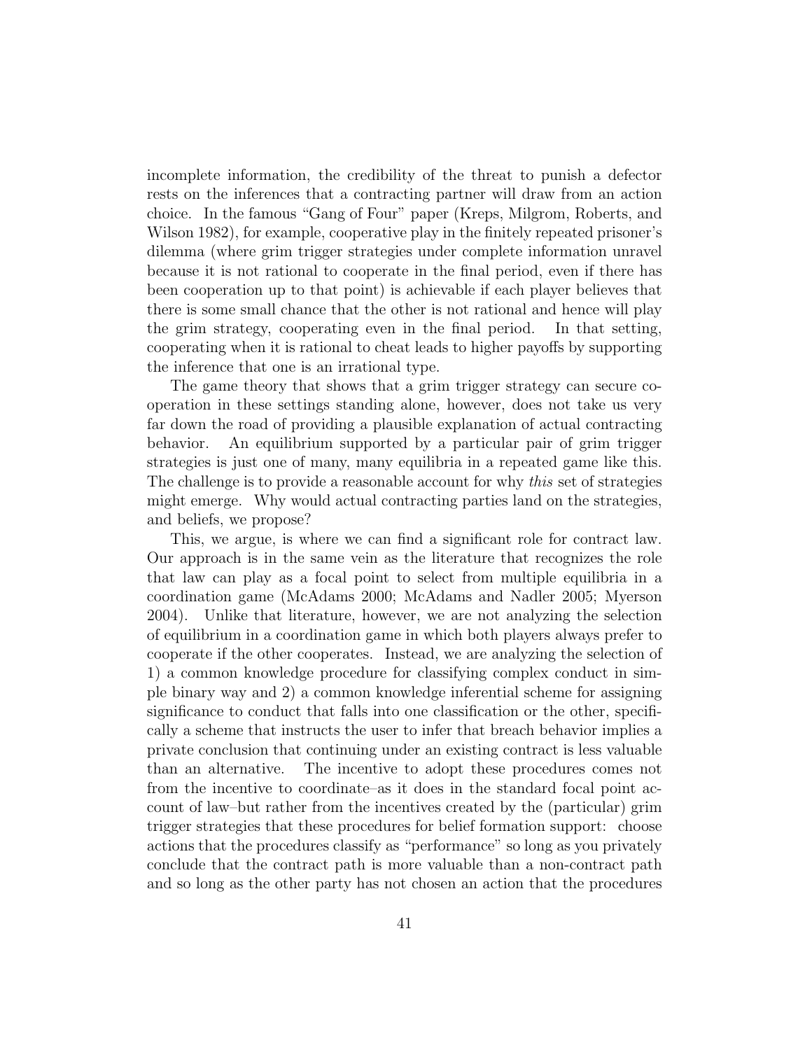incomplete information, the credibility of the threat to punish a defector rests on the inferences that a contracting partner will draw from an action choice. In the famous "Gang of Four" paper (Kreps, Milgrom, Roberts, and Wilson 1982), for example, cooperative play in the finitely repeated prisoner's dilemma (where grim trigger strategies under complete information unravel because it is not rational to cooperate in the final period, even if there has been cooperation up to that point) is achievable if each player believes that there is some small chance that the other is not rational and hence will play the grim strategy, cooperating even in the final period. In that setting, cooperating when it is rational to cheat leads to higher payoffs by supporting the inference that one is an irrational type.

The game theory that shows that a grim trigger strategy can secure cooperation in these settings standing alone, however, does not take us very far down the road of providing a plausible explanation of actual contracting behavior. An equilibrium supported by a particular pair of grim trigger strategies is just one of many, many equilibria in a repeated game like this. The challenge is to provide a reasonable account for why *this* set of strategies might emerge. Why would actual contracting parties land on the strategies, and beliefs, we propose?

This, we argue, is where we can find a significant role for contract law. Our approach is in the same vein as the literature that recognizes the role that law can play as a focal point to select from multiple equilibria in a coordination game (McAdams 2000; McAdams and Nadler 2005; Myerson 2004). Unlike that literature, however, we are not analyzing the selection of equilibrium in a coordination game in which both players always prefer to cooperate if the other cooperates. Instead, we are analyzing the selection of 1) a common knowledge procedure for classifying complex conduct in simple binary way and 2) a common knowledge inferential scheme for assigning significance to conduct that falls into one classification or the other, specifically a scheme that instructs the user to infer that breach behavior implies a private conclusion that continuing under an existing contract is less valuable than an alternative. The incentive to adopt these procedures comes not from the incentive to coordinate–as it does in the standard focal point account of law–but rather from the incentives created by the (particular) grim trigger strategies that these procedures for belief formation support: choose actions that the procedures classify as "performance" so long as you privately conclude that the contract path is more valuable than a non-contract path and so long as the other party has not chosen an action that the procedures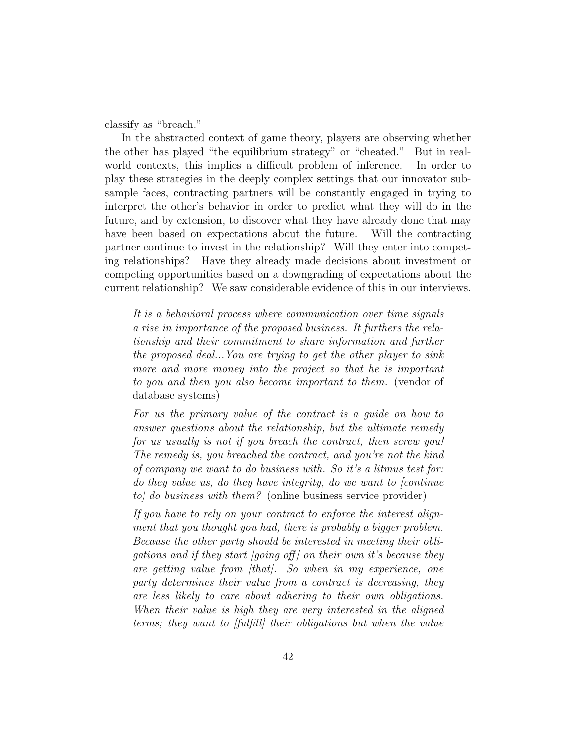classify as "breach."

In the abstracted context of game theory, players are observing whether the other has played "the equilibrium strategy" or "cheated." But in real-world contexts, this implies a difficult problem of inference. In order to play these strategies in the deeply complex settings that our innovator subsample faces, contracting partners will be constantly engaged in trying to interpret the other's behavior in order to predict what they will do in the future, and by extension, to discover what they have already done that may have been based on expectations about the future. Will the contracting partner continue to invest in the relationship? Will they enter into competing relationships? Have they already made decisions about investment or competing opportunities based on a downgrading of expectations about the current relationship? We saw considerable evidence of this in our interviews.

> *It is a behavioral process where communication over time signals a rise in importance of the proposed business. It furthers the relationship and their commitment to share information and further the proposed deal...You are trying to get the other player to sink more and more money into the project so that he is important to you and then you also become important to them.* (vendor of database systems)

> *For us the primary value of the contract is a guide on how to answer questions about the relationship, but the ultimate remedy for us usually is not if you breach the contract, then screw you! The remedy is, you breached the contract, and you're not the kind of company we want to do business with. So it's a litmus test for: do they value us, do they have integrity, do we want to [continue to] do business with them?* (online business service provider)

> *If you have to rely on your contract to enforce the interest alignment that you thought you had, there is probably a bigger problem. Because the other party should be interested in meeting their obligations and if they start [going off] on their own it's because they are getting value from [that]. So when in my experience, one party determines their value from a contract is decreasing, they are less likely to care about adhering to their own obligations. When their value is high they are very interested in the aligned terms; they want to [fulfill] their obligations but when the value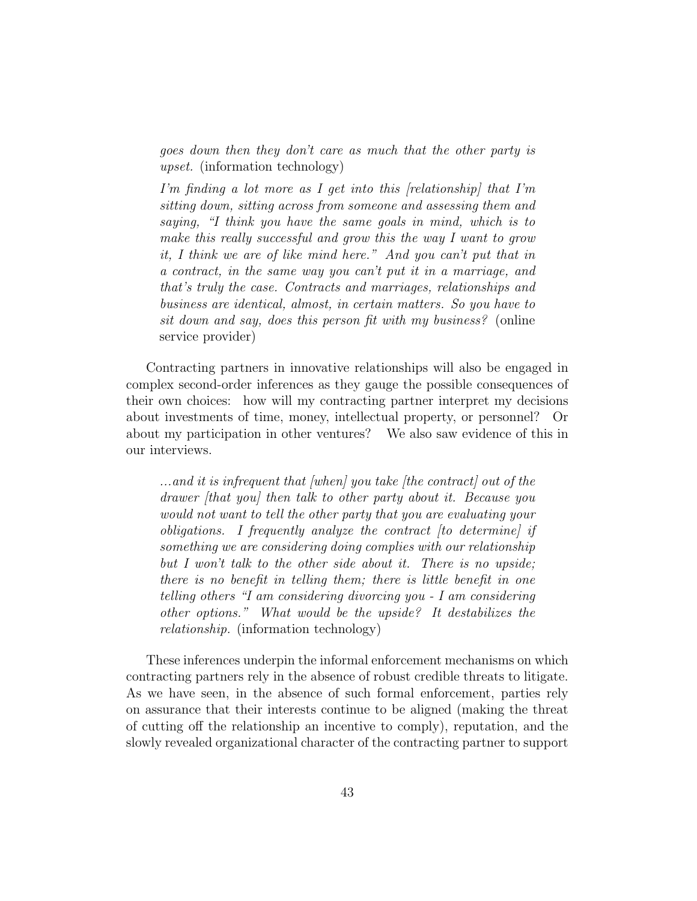> *goes down then they don't care as much that the other party is upset.* (information technology)
>
> *I'm finding a lot more as I get into this [relationship] that I'm sitting down, sitting across from someone and assessing them and saying, "I think you have the same goals in mind, which is to make this really successful and grow this the way I want to grow it, I think we are of like mind here." And you can't put that in a contract, in the same way you can't put it in a marriage, and that's truly the case. Contracts and marriages, relationships and business are identical, almost, in certain matters. So you have to sit down and say, does this person fit with my business?* (online service provider)

Contracting partners in innovative relationships will also be engaged in complex second-order inferences as they gauge the possible consequences of their own choices: how will my contracting partner interpret my decisions about investments of time, money, intellectual property, or personnel? Or about my participation in other ventures? We also saw evidence of this in our interviews.

> *...and it is infrequent that [when] you take [the contract] out of the drawer [that you] then talk to other party about it. Because you would not want to tell the other party that you are evaluating your obligations. I frequently analyze the contract [to determine] if something we are considering doing complies with our relationship but I won't talk to the other side about it. There is no upside; there is no benefit in telling them; there is little benefit in one telling others "I am considering divorcing you - I am considering other options." What would be the upside? It destabilizes the relationship.* (information technology)

These inferences underpin the informal enforcement mechanisms on which contracting partners rely in the absence of robust credible threats to litigate. As we have seen, in the absence of such formal enforcement, parties rely on assurance that their interests continue to be aligned (making the threat of cutting off the relationship an incentive to comply), reputation, and the slowly revealed organizational character of the contracting partner to support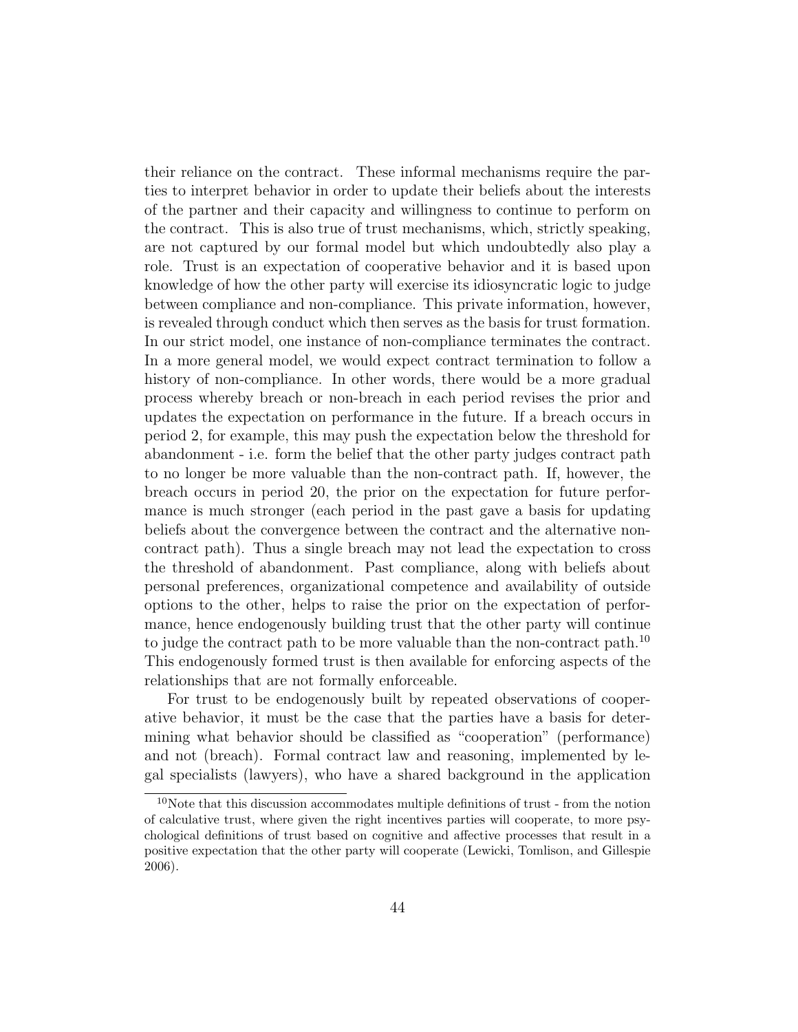their reliance on the contract. These informal mechanisms require the parties to interpret behavior in order to update their beliefs about the interests of the partner and their capacity and willingness to continue to perform on the contract. This is also true of trust mechanisms, which, strictly speaking, are not captured by our formal model but which undoubtedly also play a role. Trust is an expectation of cooperative behavior and it is based upon knowledge of how the other party will exercise its idiosyncratic logic to judge between compliance and non-compliance. This private information, however, is revealed through conduct which then serves as the basis for trust formation. In our strict model, one instance of non-compliance terminates the contract. In a more general model, we would expect contract termination to follow a history of non-compliance. In other words, there would be a more gradual process whereby breach or non-breach in each period revises the prior and updates the expectation on performance in the future. If a breach occurs in period 2, for example, this may push the expectation below the threshold for abandonment - i.e. form the belief that the other party judges contract path to no longer be more valuable than the non-contract path. If, however, the breach occurs in period 20, the prior on the expectation for future performance is much stronger (each period in the past gave a basis for updating beliefs about the convergence between the contract and the alternative non-contract path). Thus a single breach may not lead the expectation to cross the threshold of abandonment. Past compliance, along with beliefs about personal preferences, organizational competence and availability of outside options to the other, helps to raise the prior on the expectation of performance, hence endogenously building trust that the other party will continue to judge the contract path to be more valuable than the non-contract path.[10] This endogenously formed trust is then available for enforcing aspects of the relationships that are not formally enforceable.

For trust to be endogenously built by repeated observations of cooperative behavior, it must be the case that the parties have a basis for determining what behavior should be classified as "cooperation" (performance) and not (breach). Formal contract law and reasoning, implemented by legal specialists (lawyers), who have a shared background in the application

[10] Note that this discussion accommodates multiple definitions of trust - from the notion of calculative trust, where given the right incentives parties will cooperate, to more psychological definitions of trust based on cognitive and affective processes that result in a positive expectation that the other party will cooperate (Lewicki, Tomlison, and Gillespie 2006).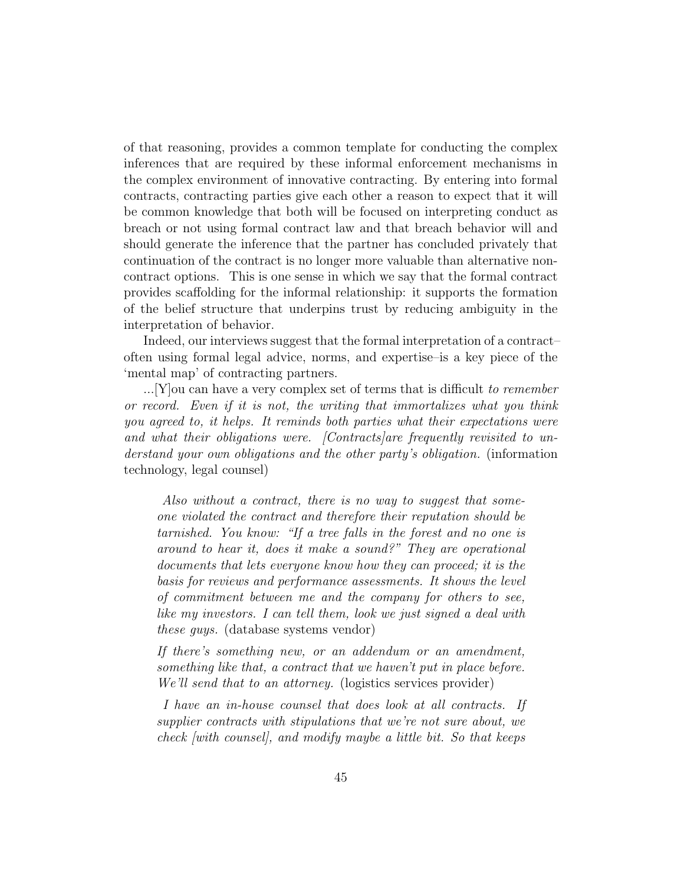of that reasoning, provides a common template for conducting the complex inferences that are required by these informal enforcement mechanisms in the complex environment of innovative contracting. By entering into formal contracts, contracting parties give each other a reason to expect that it will be common knowledge that both will be focused on interpreting conduct as breach or not using formal contract law and that breach behavior will and should generate the inference that the partner has concluded privately that continuation of the contract is no longer more valuable than alternative non-contract options. This is one sense in which we say that the formal contract provides scaffolding for the informal relationship: it supports the formation of the belief structure that underpins trust by reducing ambiguity in the interpretation of behavior.

Indeed, our interviews suggest that the formal interpretation of a contract–often using formal legal advice, norms, and expertise–is a key piece of the 'mental map' of contracting partners.

...[Y]ou can have a very complex set of terms that is difficult *to remember or record. Even if it is not, the writing that immortalizes what you think you agreed to, it helps. It reminds both parties what their expectations were and what their obligations were. [Contracts]are frequently revisited to understand your own obligations and the other party's obligation.* (information technology, legal counsel)

> *Also without a contract, there is no way to suggest that someone violated the contract and therefore their reputation should be tarnished. You know: "If a tree falls in the forest and no one is around to hear it, does it make a sound?" They are operational documents that lets everyone know how they can proceed; it is the basis for reviews and performance assessments. It shows the level of commitment between me and the company for others to see, like my investors. I can tell them, look we just signed a deal with these guys.* (database systems vendor)
>
> *If there's something new, or an addendum or an amendment, something like that, a contract that we haven't put in place before. We'll send that to an attorney.* (logistics services provider)
>
> *I have an in-house counsel that does look at all contracts. If supplier contracts with stipulations that we're not sure about, we check [with counsel], and modify maybe a little bit. So that keeps*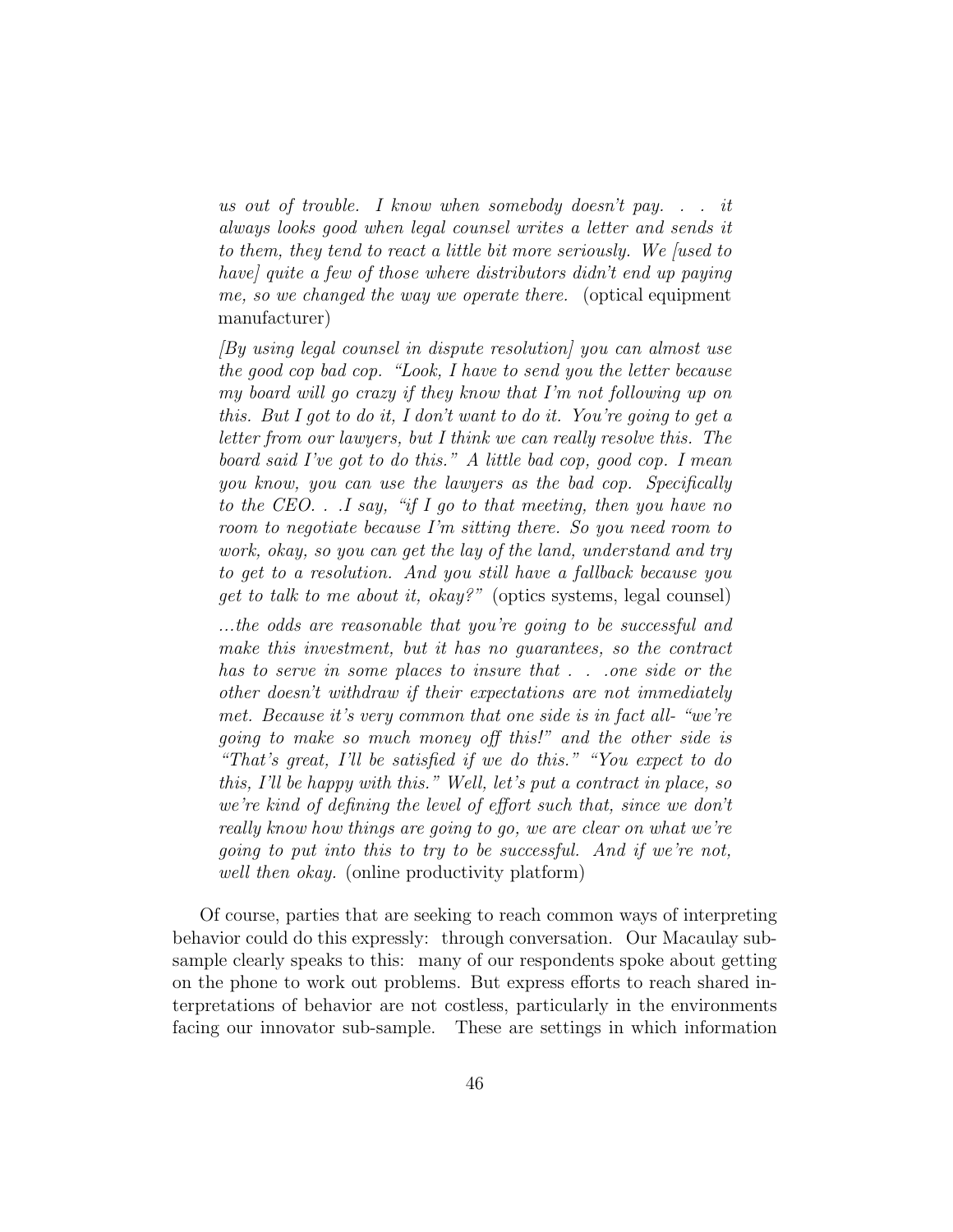> *us out of trouble. I know when somebody doesn't pay. . . it always looks good when legal counsel writes a letter and sends it to them, they tend to react a little bit more seriously. We [used to have] quite a few of those where distributors didn't end up paying me, so we changed the way we operate there.* (optical equipment manufacturer)

> *[By using legal counsel in dispute resolution] you can almost use the good cop bad cop. "Look, I have to send you the letter because my board will go crazy if they know that I'm not following up on this. But I got to do it, I don't want to do it. You're going to get a letter from our lawyers, but I think we can really resolve this. The board said I've got to do this." A little bad cop, good cop. I mean you know, you can use the lawyers as the bad cop. Specifically to the CEO. . .I say, "if I go to that meeting, then you have no room to negotiate because I'm sitting there. So you need room to work, okay, so you can get the lay of the land, understand and try to get to a resolution. And you still have a fallback because you get to talk to me about it, okay?"* (optics systems, legal counsel)

> *...the odds are reasonable that you're going to be successful and make this investment, but it has no guarantees, so the contract has to serve in some places to insure that . . .one side or the other doesn't withdraw if their expectations are not immediately met. Because it's very common that one side is in fact all- "we're going to make so much money off this!" and the other side is "That's great, I'll be satisfied if we do this." "You expect to do this, I'll be happy with this." Well, let's put a contract in place, so we're kind of defining the level of effort such that, since we don't really know how things are going to go, we are clear on what we're going to put into this to try to be successful. And if we're not, well then okay.* (online productivity platform)

Of course, parties that are seeking to reach common ways of interpreting behavior could do this expressly: through conversation. Our Macaulay subsample clearly speaks to this: many of our respondents spoke about getting on the phone to work out problems. But express efforts to reach shared interpretations of behavior are not costless, particularly in the environments facing our innovator sub-sample. These are settings in which information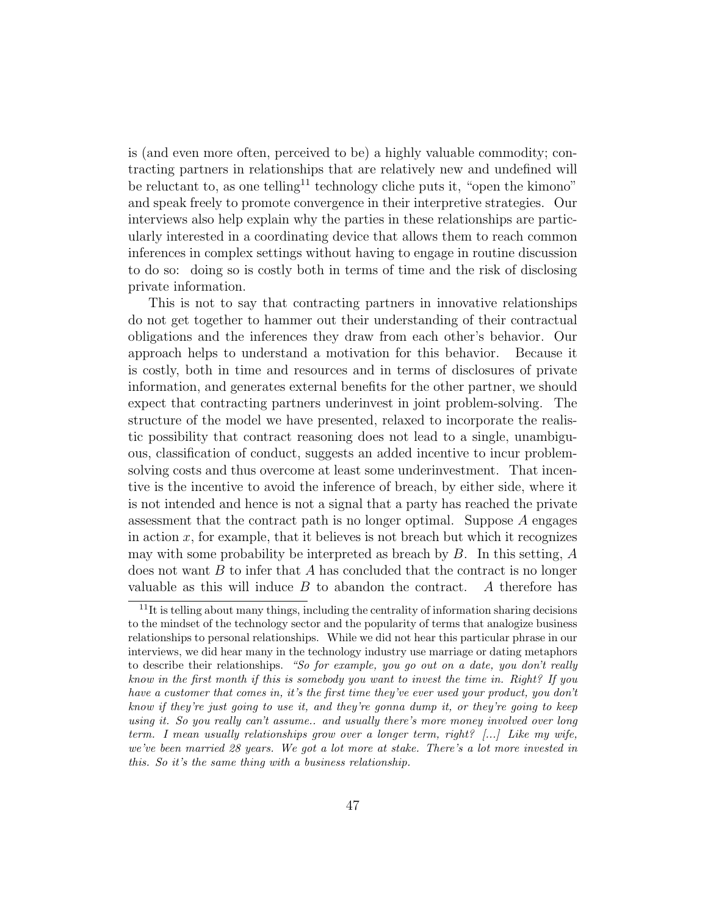is (and even more often, perceived to be) a highly valuable commodity; contracting partners in relationships that are relatively new and undefined will be reluctant to, as one telling[11] technology cliche puts it, "open the kimono" and speak freely to promote convergence in their interpretive strategies. Our interviews also help explain why the parties in these relationships are particularly interested in a coordinating device that allows them to reach common inferences in complex settings without having to engage in routine discussion to do so: doing so is costly both in terms of time and the risk of disclosing private information.

This is not to say that contracting partners in innovative relationships do not get together to hammer out their understanding of their contractual obligations and the inferences they draw from each other's behavior. Our approach helps to understand a motivation for this behavior. Because it is costly, both in time and resources and in terms of disclosures of private information, and generates external benefits for the other partner, we should expect that contracting partners underinvest in joint problem-solving. The structure of the model we have presented, relaxed to incorporate the realistic possibility that contract reasoning does not lead to a single, unambiguous, classification of conduct, suggests an added incentive to incur problem-solving costs and thus overcome at least some underinvestment. That incentive is the incentive to avoid the inference of breach, by either side, where it is not intended and hence is not a signal that a party has reached the private assessment that the contract path is no longer optimal. Suppose $A$ engages in action $x$, for example, that it believes is not breach but which it recognizes may with some probability be interpreted as breach by $B$. In this setting, $A$ does not want $B$ to infer that $A$ has concluded that the contract is no longer valuable as this will induce $B$ to abandon the contract. $A$ therefore has

[11] It is telling about many things, including the centrality of information sharing decisions to the mindset of the technology sector and the popularity of terms that analogize business relationships to personal relationships. While we did not hear this particular phrase in our interviews, we did hear many in the technology industry use marriage or dating metaphors to describe their relationships. *"So for example, you go out on a date, you don't really know in the first month if this is somebody you want to invest the time in. Right? If you have a customer that comes in, it's the first time they've ever used your product, you don't know if they're just going to use it, and they're gonna dump it, or they're going to keep using it. So you really can't assume.. and usually there's more money involved over long term. I mean usually relationships grow over a longer term, right? [...] Like my wife, we've been married 28 years. We got a lot more at stake. There's a lot more invested in this. So it's the same thing with a business relationship.*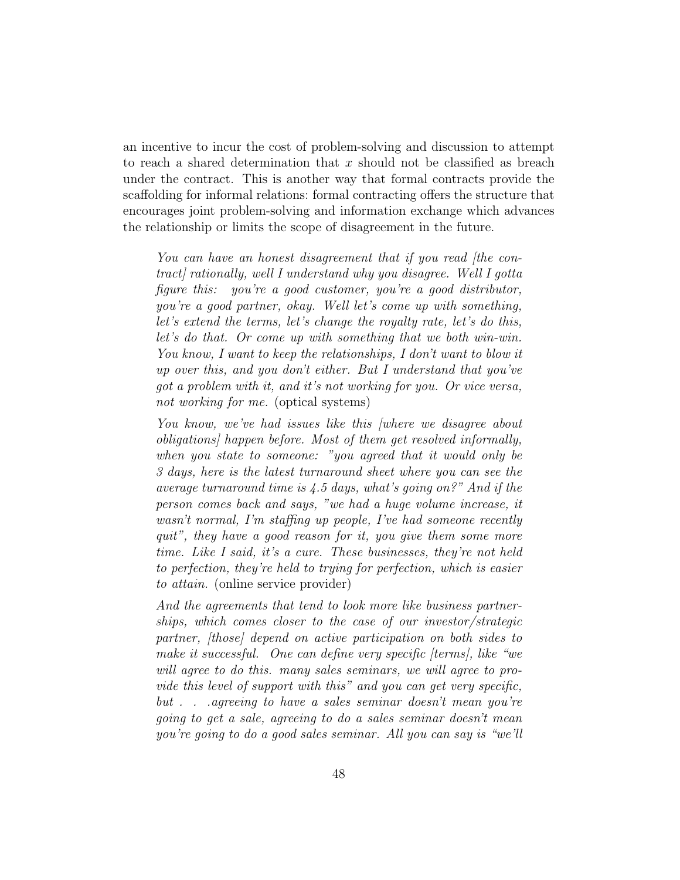an incentive to incur the cost of problem-solving and discussion to attempt to reach a shared determination that $x$ should not be classified as breach under the contract. This is another way that formal contracts provide the scaffolding for informal relations: formal contracting offers the structure that encourages joint problem-solving and information exchange which advances the relationship or limits the scope of disagreement in the future.

> *You can have an honest disagreement that if you read [the contract] rationally, well I understand why you disagree. Well I gotta figure this: you're a good customer, you're a good distributor, you're a good partner, okay. Well let's come up with something, let's extend the terms, let's change the royalty rate, let's do this, let's do that. Or come up with something that we both win-win. You know, I want to keep the relationships, I don't want to blow it up over this, and you don't either. But I understand that you've got a problem with it, and it's not working for you. Or vice versa, not working for me.* (optical systems)

> *You know, we've had issues like this [where we disagree about obligations] happen before. Most of them get resolved informally, when you state to someone: "you agreed that it would only be 3 days, here is the latest turnaround sheet where you can see the average turnaround time is 4.5 days, what's going on?" And if the person comes back and says, "we had a huge volume increase, it wasn't normal, I'm staffing up people, I've had someone recently quit", they have a good reason for it, you give them some more time. Like I said, it's a cure. These businesses, they're not held to perfection, they're held to trying for perfection, which is easier to attain.* (online service provider)

> *And the agreements that tend to look more like business partnerships, which comes closer to the case of our investor/strategic partner, [those] depend on active participation on both sides to make it successful. One can define very specific [terms], like "we will agree to do this. many sales seminars, we will agree to provide this level of support with this" and you can get very specific, but . . . agreeing to have a sales seminar doesn't mean you're going to get a sale, agreeing to do a sales seminar doesn't mean you're going to do a good sales seminar. All you can say is "we'll*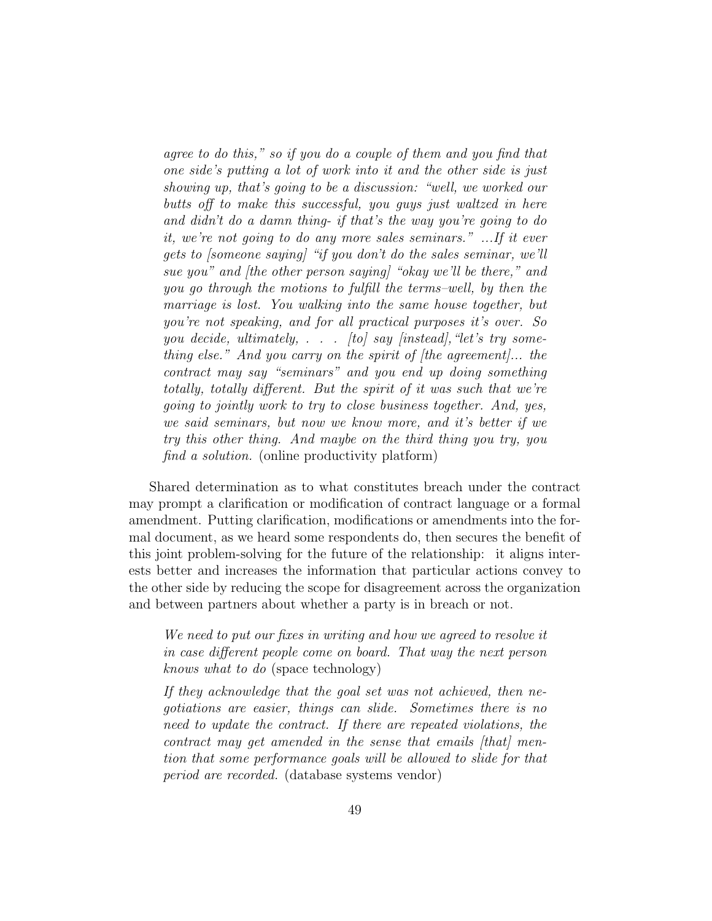> *agree to do this," so if you do a couple of them and you find that one side's putting a lot of work into it and the other side is just showing up, that's going to be a discussion: "well, we worked our butts off to make this successful, you guys just waltzed in here and didn't do a damn thing- if that's the way you're going to do it, we're not going to do any more sales seminars." ...If it ever gets to [someone saying] "if you don't do the sales seminar, we'll sue you" and [the other person saying] "okay we'll be there," and you go through the motions to fulfill the terms–well, by then the marriage is lost. You walking into the same house together, but you're not speaking, and for all practical purposes it's over. So you decide, ultimately, . . . [to] say [instead], "let's try something else." And you carry on the spirit of [the agreement]... the contract may say "seminars" and you end up doing something totally, totally different. But the spirit of it was such that we're going to jointly work to try to close business together. And, yes, we said seminars, but now we know more, and it's better if we try this other thing. And maybe on the third thing you try, you find a solution.* (online productivity platform)

Shared determination as to what constitutes breach under the contract may prompt a clarification or modification of contract language or a formal amendment. Putting clarification, modifications or amendments into the formal document, as we heard some respondents do, then secures the benefit of this joint problem-solving for the future of the relationship: it aligns interests better and increases the information that particular actions convey to the other side by reducing the scope for disagreement across the organization and between partners about whether a party is in breach or not.

> *We need to put our fixes in writing and how we agreed to resolve it in case different people come on board. That way the next person knows what to do* (space technology)

> *If they acknowledge that the goal set was not achieved, then negotiations are easier, things can slide. Sometimes there is no need to update the contract. If there are repeated violations, the contract may get amended in the sense that emails [that] mention that some performance goals will be allowed to slide for that period are recorded.* (database systems vendor)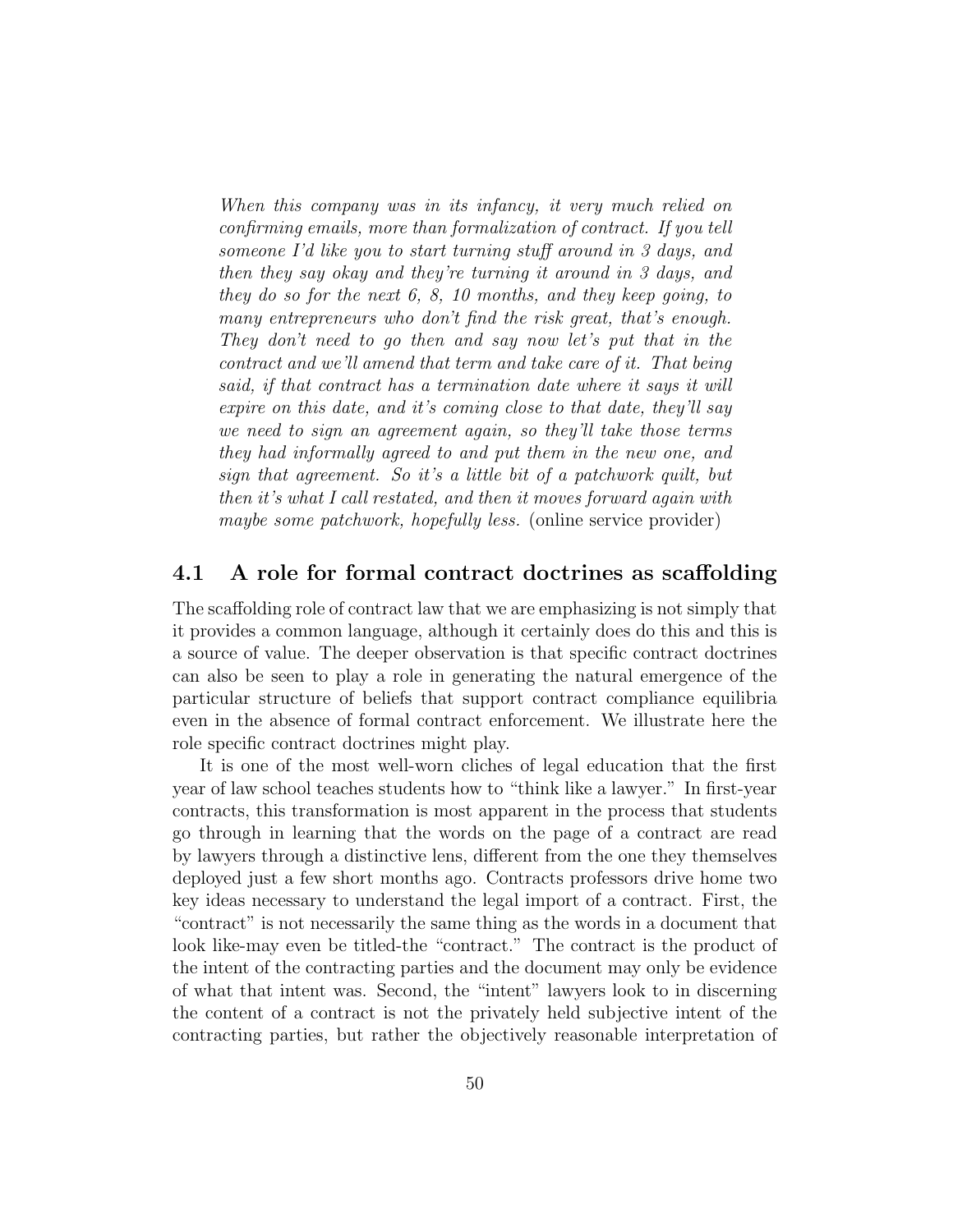> *When this company was in its infancy, it very much relied on confirming emails, more than formalization of contract. If you tell someone I'd like you to start turning stuff around in 3 days, and then they say okay and they're turning it around in 3 days, and they do so for the next 6, 8, 10 months, and they keep going, to many entrepreneurs who don't find the risk great, that's enough. They don't need to go then and say now let's put that in the contract and we'll amend that term and take care of it. That being said, if that contract has a termination date where it says it will expire on this date, and it's coming close to that date, they'll say we need to sign an agreement again, so they'll take those terms they had informally agreed to and put them in the new one, and sign that agreement. So it's a little bit of a patchwork quilt, but then it's what I call restated, and then it moves forward again with maybe some patchwork, hopefully less.* (online service provider)

## 4.1 A role for formal contract doctrines as scaffolding

The scaffolding role of contract law that we are emphasizing is not simply that it provides a common language, although it certainly does do this and this is a source of value. The deeper observation is that specific contract doctrines can also be seen to play a role in generating the natural emergence of the particular structure of beliefs that support contract compliance equilibria even in the absence of formal contract enforcement. We illustrate here the role specific contract doctrines might play.

It is one of the most well-worn cliches of legal education that the first year of law school teaches students how to "think like a lawyer." In first-year contracts, this transformation is most apparent in the process that students go through in learning that the words on the page of a contract are read by lawyers through a distinctive lens, different from the one they themselves deployed just a few short months ago. Contracts professors drive home two key ideas necessary to understand the legal import of a contract. First, the "contract" is not necessarily the same thing as the words in a document that look like-may even be titled-the "contract." The contract is the product of the intent of the contracting parties and the document may only be evidence of what that intent was. Second, the "intent" lawyers look to in discerning the content of a contract is not the privately held subjective intent of the contracting parties, but rather the objectively reasonable interpretation of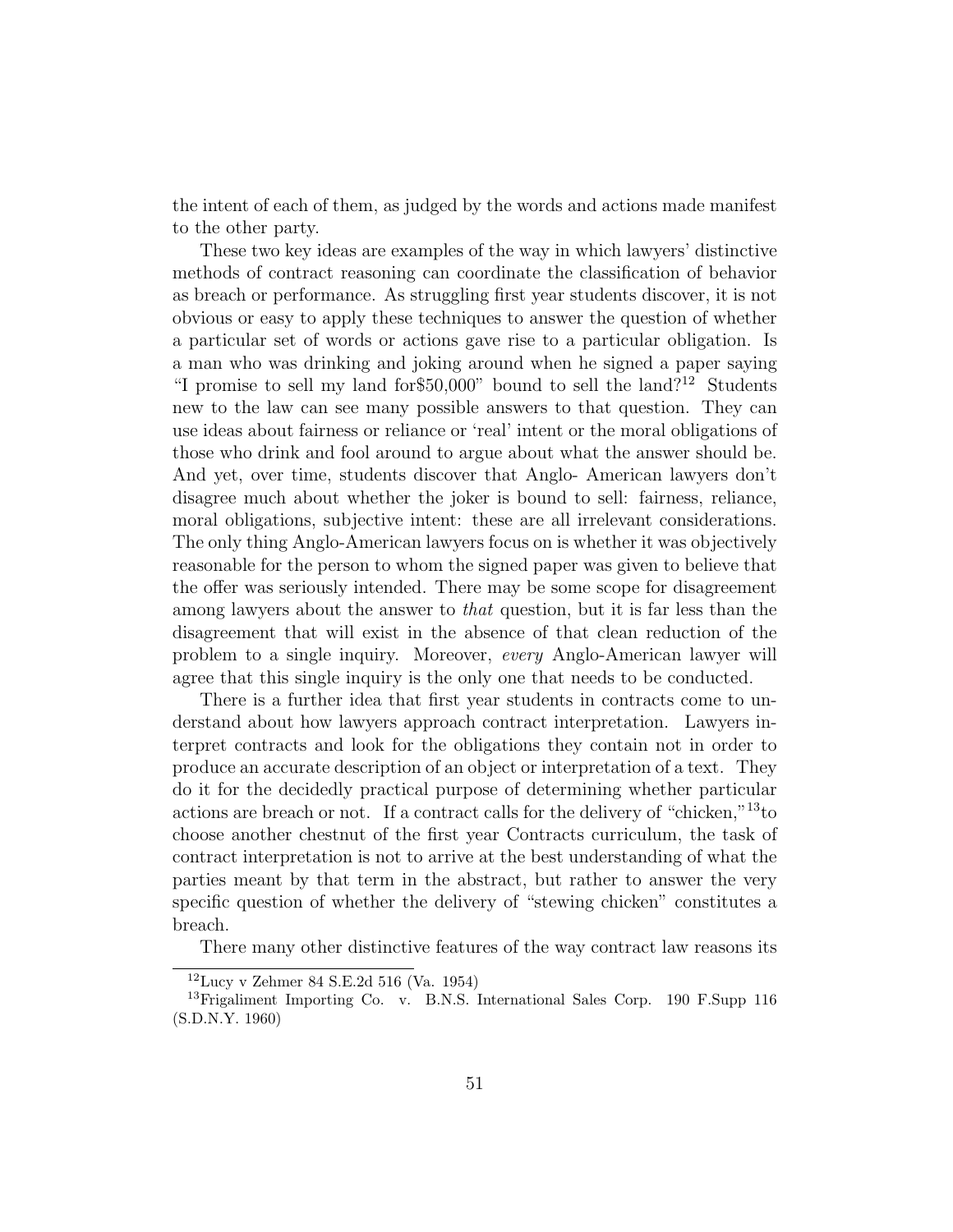the intent of each of them, as judged by the words and actions made manifest to the other party.

These two key ideas are examples of the way in which lawyers' distinctive methods of contract reasoning can coordinate the classification of behavior as breach or performance. As struggling first year students discover, it is not obvious or easy to apply these techniques to answer the question of whether a particular set of words or actions gave rise to a particular obligation. Is a man who was drinking and joking around when he signed a paper saying "I promise to sell my land for$50,000" bound to sell the land?[12] Students new to the law can see many possible answers to that question. They can use ideas about fairness or reliance or 'real' intent or the moral obligations of those who drink and fool around to argue about what the answer should be. And yet, over time, students discover that Anglo- American lawyers don't disagree much about whether the joker is bound to sell: fairness, reliance, moral obligations, subjective intent: these are all irrelevant considerations. The only thing Anglo-American lawyers focus on is whether it was objectively reasonable for the person to whom the signed paper was given to believe that the offer was seriously intended. There may be some scope for disagreement among lawyers about the answer to *that* question, but it is far less than the disagreement that will exist in the absence of that clean reduction of the problem to a single inquiry. Moreover, *every* Anglo-American lawyer will agree that this single inquiry is the only one that needs to be conducted.

There is a further idea that first year students in contracts come to understand about how lawyers approach contract interpretation. Lawyers interpret contracts and look for the obligations they contain not in order to produce an accurate description of an object or interpretation of a text. They do it for the decidedly practical purpose of determining whether particular actions are breach or not. If a contract calls for the delivery of "chicken,"[13]to choose another chestnut of the first year Contracts curriculum, the task of contract interpretation is not to arrive at the best understanding of what the parties meant by that term in the abstract, but rather to answer the very specific question of whether the delivery of "stewing chicken" constitutes a breach.

There many other distinctive features of the way contract law reasons its

[12]Lucy v Zehmer 84 S.E.2d 516 (Va. 1954)

[13]Frigaliment Importing Co. v. B.N.S. International Sales Corp. 190 F.Supp 116 (S.D.N.Y. 1960)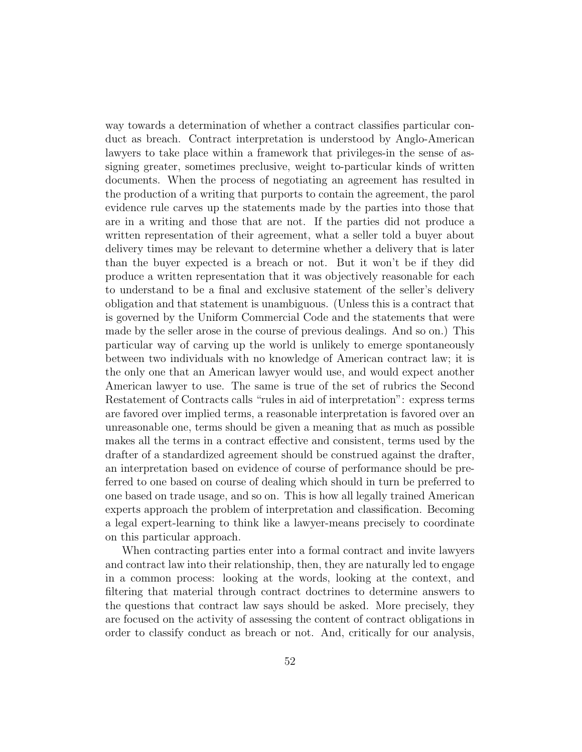way towards a determination of whether a contract classifies particular conduct as breach. Contract interpretation is understood by Anglo-American lawyers to take place within a framework that privileges-in the sense of assigning greater, sometimes preclusive, weight to-particular kinds of written documents. When the process of negotiating an agreement has resulted in the production of a writing that purports to contain the agreement, the parol evidence rule carves up the statements made by the parties into those that are in a writing and those that are not. If the parties did not produce a written representation of their agreement, what a seller told a buyer about delivery times may be relevant to determine whether a delivery that is later than the buyer expected is a breach or not. But it won't be if they did produce a written representation that it was objectively reasonable for each to understand to be a final and exclusive statement of the seller's delivery obligation and that statement is unambiguous. (Unless this is a contract that is governed by the Uniform Commercial Code and the statements that were made by the seller arose in the course of previous dealings. And so on.) This particular way of carving up the world is unlikely to emerge spontaneously between two individuals with no knowledge of American contract law; it is the only one that an American lawyer would use, and would expect another American lawyer to use. The same is true of the set of rubrics the Second Restatement of Contracts calls "rules in aid of interpretation": express terms are favored over implied terms, a reasonable interpretation is favored over an unreasonable one, terms should be given a meaning that as much as possible makes all the terms in a contract effective and consistent, terms used by the drafter of a standardized agreement should be construed against the drafter, an interpretation based on evidence of course of performance should be preferred to one based on course of dealing which should in turn be preferred to one based on trade usage, and so on. This is how all legally trained American experts approach the problem of interpretation and classification. Becoming a legal expert-learning to think like a lawyer-means precisely to coordinate on this particular approach.

When contracting parties enter into a formal contract and invite lawyers and contract law into their relationship, then, they are naturally led to engage in a common process: looking at the words, looking at the context, and filtering that material through contract doctrines to determine answers to the questions that contract law says should be asked. More precisely, they are focused on the activity of assessing the content of contract obligations in order to classify conduct as breach or not. And, critically for our analysis,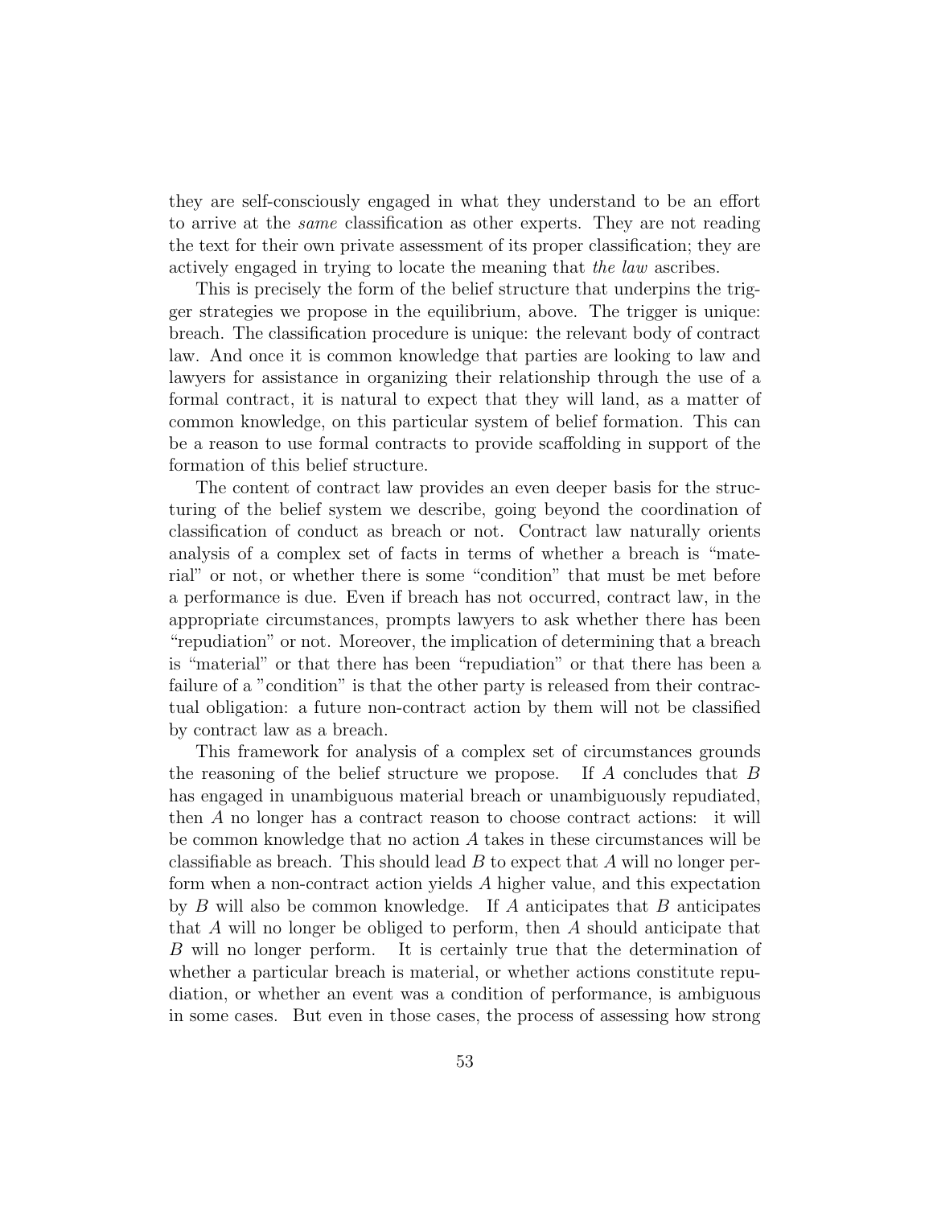they are self-consciously engaged in what they understand to be an effort to arrive at the *same* classification as other experts. They are not reading the text for their own private assessment of its proper classification; they are actively engaged in trying to locate the meaning that *the law* ascribes.

This is precisely the form of the belief structure that underpins the trigger strategies we propose in the equilibrium, above. The trigger is unique: breach. The classification procedure is unique: the relevant body of contract law. And once it is common knowledge that parties are looking to law and lawyers for assistance in organizing their relationship through the use of a formal contract, it is natural to expect that they will land, as a matter of common knowledge, on this particular system of belief formation. This can be a reason to use formal contracts to provide scaffolding in support of the formation of this belief structure.

The content of contract law provides an even deeper basis for the structuring of the belief system we describe, going beyond the coordination of classification of conduct as breach or not. Contract law naturally orients analysis of a complex set of facts in terms of whether a breach is "material" or not, or whether there is some "condition" that must be met before a performance is due. Even if breach has not occurred, contract law, in the appropriate circumstances, prompts lawyers to ask whether there has been "repudiation" or not. Moreover, the implication of determining that a breach is "material" or that there has been "repudiation" or that there has been a failure of a "condition" is that the other party is released from their contractual obligation: a future non-contract action by them will not be classified by contract law as a breach.

This framework for analysis of a complex set of circumstances grounds the reasoning of the belief structure we propose. If $A$ concludes that $B$ has engaged in unambiguous material breach or unambiguously repudiated, then $A$ no longer has a contract reason to choose contract actions: it will be common knowledge that no action $A$ takes in these circumstances will be classifiable as breach. This should lead $B$ to expect that $A$ will no longer perform when a non-contract action yields $A$ higher value, and this expectation by $B$ will also be common knowledge. If $A$ anticipates that $B$ anticipates that $A$ will no longer be obliged to perform, then $A$ should anticipate that $B$ will no longer perform. It is certainly true that the determination of whether a particular breach is material, or whether actions constitute repudiation, or whether an event was a condition of performance, is ambiguous in some cases. But even in those cases, the process of assessing how strong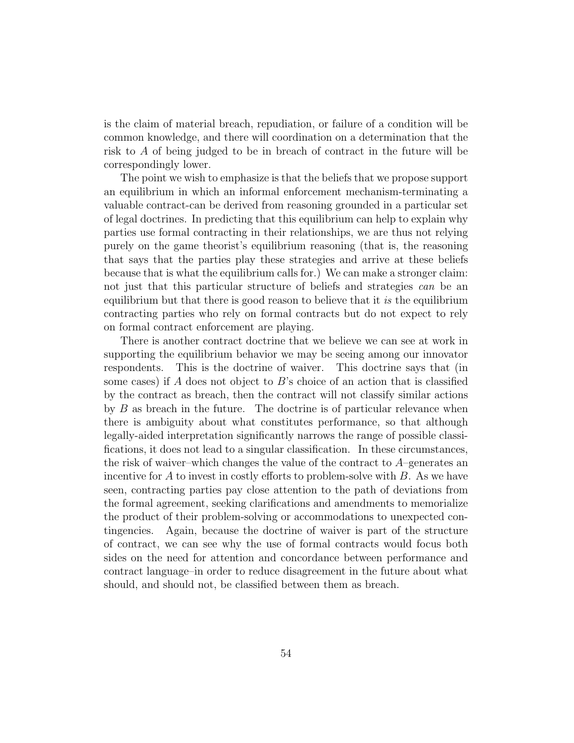is the claim of material breach, repudiation, or failure of a condition will be common knowledge, and there will coordination on a determination that the risk to $A$ of being judged to be in breach of contract in the future will be correspondingly lower.

The point we wish to emphasize is that the beliefs that we propose support an equilibrium in which an informal enforcement mechanism-terminating a valuable contract-can be derived from reasoning grounded in a particular set of legal doctrines. In predicting that this equilibrium can help to explain why parties use formal contracting in their relationships, we are thus not relying purely on the game theorist's equilibrium reasoning (that is, the reasoning that says that the parties play these strategies and arrive at these beliefs because that is what the equilibrium calls for.) We can make a stronger claim: not just that this particular structure of beliefs and strategies *can* be an equilibrium but that there is good reason to believe that it *is* the equilibrium contracting parties who rely on formal contracts but do not expect to rely on formal contract enforcement are playing.

There is another contract doctrine that we believe we can see at work in supporting the equilibrium behavior we may be seeing among our innovator respondents. This is the doctrine of waiver. This doctrine says that (in some cases) if $A$ does not object to $B$'s choice of an action that is classified by the contract as breach, then the contract will not classify similar actions by $B$ as breach in the future. The doctrine is of particular relevance when there is ambiguity about what constitutes performance, so that although legally-aided interpretation significantly narrows the range of possible classifications, it does not lead to a singular classification. In these circumstances, the risk of waiver–which changes the value of the contract to $A$–generates an incentive for $A$ to invest in costly efforts to problem-solve with $B$. As we have seen, contracting parties pay close attention to the path of deviations from the formal agreement, seeking clarifications and amendments to memorialize the product of their problem-solving or accommodations to unexpected contingencies. Again, because the doctrine of waiver is part of the structure of contract, we can see why the use of formal contracts would focus both sides on the need for attention and concordance between performance and contract language–in order to reduce disagreement in the future about what should, and should not, be classified between them as breach.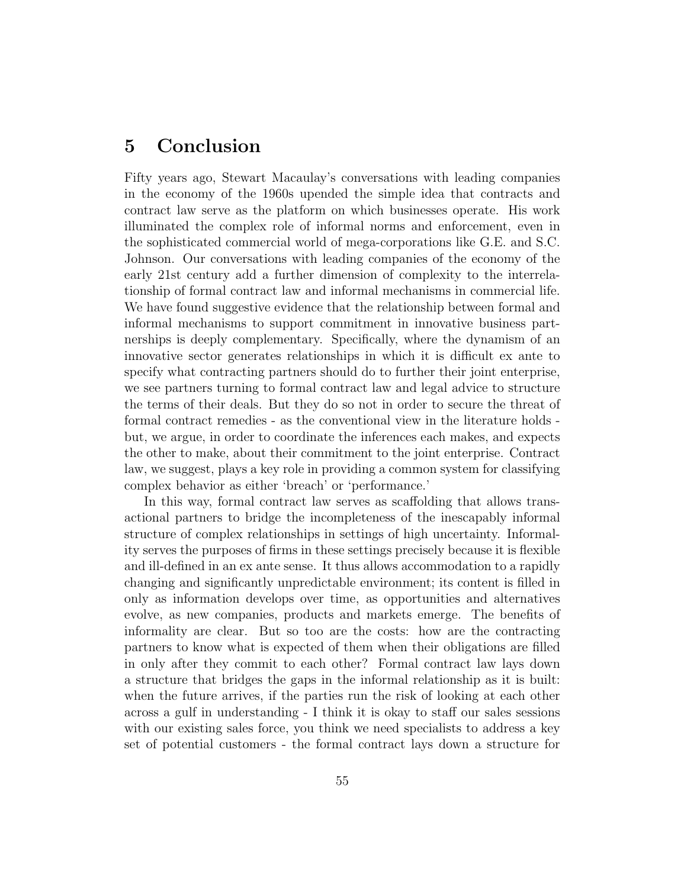## 5 Conclusion

Fifty years ago, Stewart Macaulay's conversations with leading companies in the economy of the 1960s upended the simple idea that contracts and contract law serve as the platform on which businesses operate. His work illuminated the complex role of informal norms and enforcement, even in the sophisticated commercial world of mega-corporations like G.E. and S.C. Johnson. Our conversations with leading companies of the economy of the early 21st century add a further dimension of complexity to the interrelationship of formal contract law and informal mechanisms in commercial life. We have found suggestive evidence that the relationship between formal and informal mechanisms to support commitment in innovative business partnerships is deeply complementary. Specifically, where the dynamism of an innovative sector generates relationships in which it is difficult ex ante to specify what contracting partners should do to further their joint enterprise, we see partners turning to formal contract law and legal advice to structure the terms of their deals. But they do so not in order to secure the threat of formal contract remedies - as the conventional view in the literature holds - but, we argue, in order to coordinate the inferences each makes, and expects the other to make, about their commitment to the joint enterprise. Contract law, we suggest, plays a key role in providing a common system for classifying complex behavior as either 'breach' or 'performance.'

In this way, formal contract law serves as scaffolding that allows transactional partners to bridge the incompleteness of the inescapably informal structure of complex relationships in settings of high uncertainty. Informality serves the purposes of firms in these settings precisely because it is flexible and ill-defined in an ex ante sense. It thus allows accommodation to a rapidly changing and significantly unpredictable environment; its content is filled in only as information develops over time, as opportunities and alternatives evolve, as new companies, products and markets emerge. The benefits of informality are clear. But so too are the costs: how are the contracting partners to know what is expected of them when their obligations are filled in only after they commit to each other? Formal contract law lays down a structure that bridges the gaps in the informal relationship as it is built: when the future arrives, if the parties run the risk of looking at each other across a gulf in understanding - I think it is okay to staff our sales sessions with our existing sales force, you think we need specialists to address a key set of potential customers - the formal contract lays down a structure for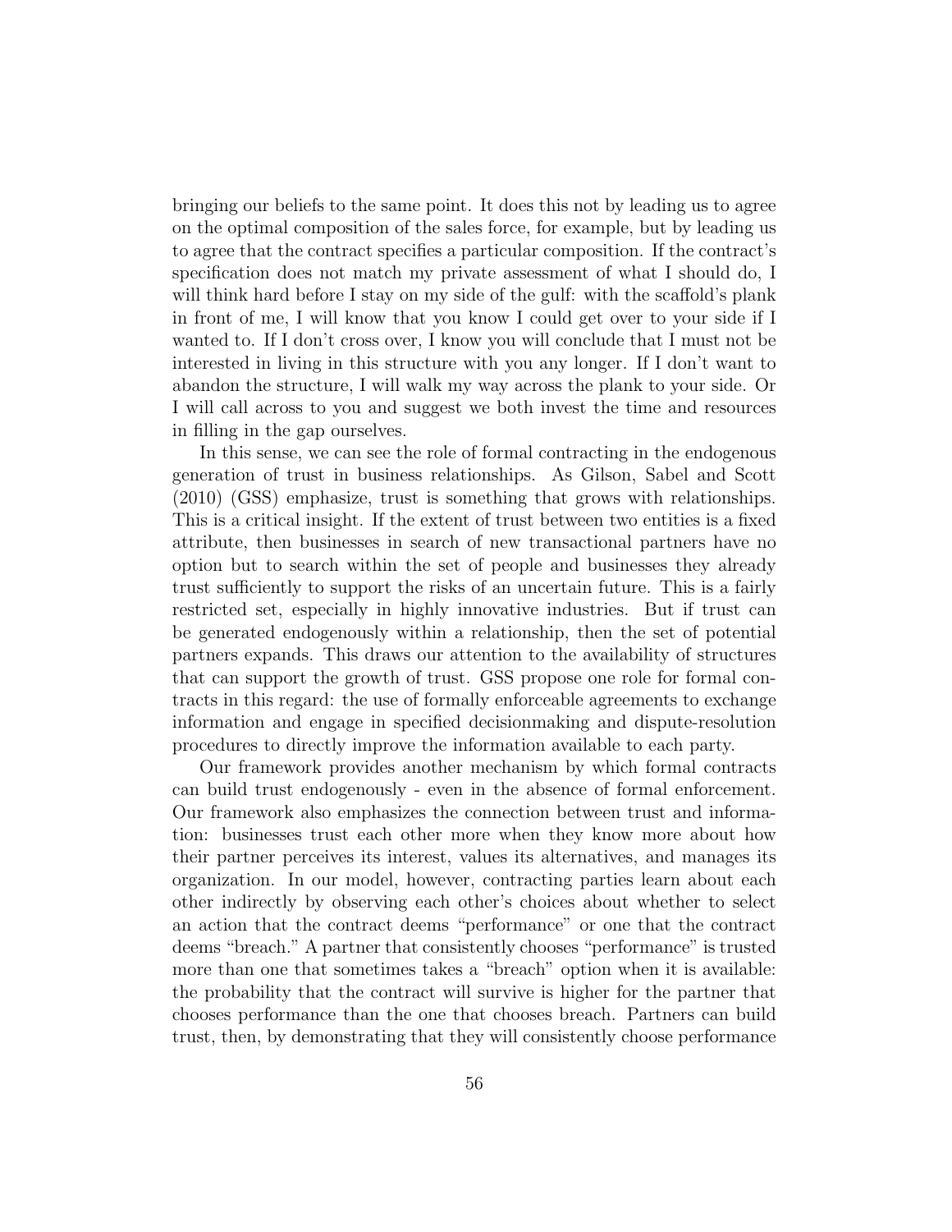bringing our beliefs to the same point. It does this not by leading us to agree on the optimal composition of the sales force, for example, but by leading us to agree that the contract specifies a particular composition. If the contract's specification does not match my private assessment of what I should do, I will think hard before I stay on my side of the gulf: with the scaffold's plank in front of me, I will know that you know I could get over to your side if I wanted to. If I don't cross over, I know you will conclude that I must not be interested in living in this structure with you any longer. If I don't want to abandon the structure, I will walk my way across the plank to your side. Or I will call across to you and suggest we both invest the time and resources in filling in the gap ourselves.

In this sense, we can see the role of formal contracting in the endogenous generation of trust in business relationships. As Gilson, Sabel and Scott (2010) (GSS) emphasize, trust is something that grows with relationships. This is a critical insight. If the extent of trust between two entities is a fixed attribute, then businesses in search of new transactional partners have no option but to search within the set of people and businesses they already trust sufficiently to support the risks of an uncertain future. This is a fairly restricted set, especially in highly innovative industries. But if trust can be generated endogenously within a relationship, then the set of potential partners expands. This draws our attention to the availability of structures that can support the growth of trust. GSS propose one role for formal contracts in this regard: the use of formally enforceable agreements to exchange information and engage in specified decisionmaking and dispute-resolution procedures to directly improve the information available to each party.

Our framework provides another mechanism by which formal contracts can build trust endogenously - even in the absence of formal enforcement. Our framework also emphasizes the connection between trust and information: businesses trust each other more when they know more about how their partner perceives its interest, values its alternatives, and manages its organization. In our model, however, contracting parties learn about each other indirectly by observing each other's choices about whether to select an action that the contract deems "performance" or one that the contract deems "breach." A partner that consistently chooses "performance" is trusted more than one that sometimes takes a "breach" option when it is available: the probability that the contract will survive is higher for the partner that chooses performance than the one that chooses breach. Partners can build trust, then, by demonstrating that they will consistently choose performance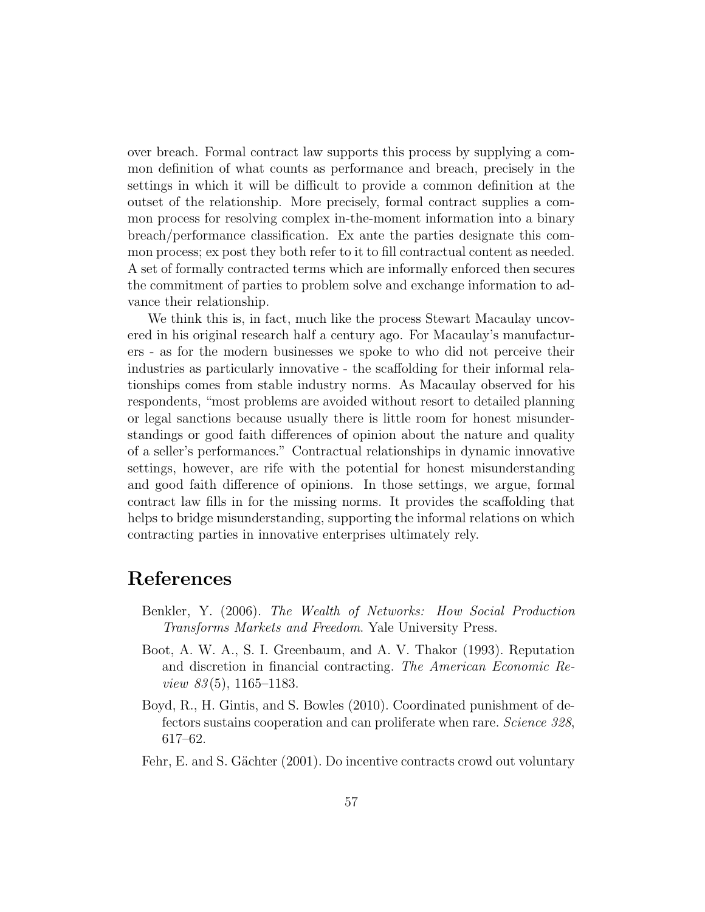over breach. Formal contract law supports this process by supplying a common definition of what counts as performance and breach, precisely in the settings in which it will be difficult to provide a common definition at the outset of the relationship. More precisely, formal contract supplies a common process for resolving complex in-the-moment information into a binary breach/performance classification. Ex ante the parties designate this common process; ex post they both refer to it to fill contractual content as needed. A set of formally contracted terms which are informally enforced then secures the commitment of parties to problem solve and exchange information to advance their relationship.

We think this is, in fact, much like the process Stewart Macaulay uncovered in his original research half a century ago. For Macaulay's manufacturers - as for the modern businesses we spoke to who did not perceive their industries as particularly innovative - the scaffolding for their informal relationships comes from stable industry norms. As Macaulay observed for his respondents, "most problems are avoided without resort to detailed planning or legal sanctions because usually there is little room for honest misunderstandings or good faith differences of opinion about the nature and quality of a seller's performances." Contractual relationships in dynamic innovative settings, however, are rife with the potential for honest misunderstanding and good faith difference of opinions. In those settings, we argue, formal contract law fills in for the missing norms. It provides the scaffolding that helps to bridge misunderstanding, supporting the informal relations on which contracting parties in innovative enterprises ultimately rely.

# References

Benkler, Y. (2006). *The Wealth of Networks: How Social Production Transforms Markets and Freedom*. Yale University Press.

Boot, A. W. A., S. I. Greenbaum, and A. V. Thakor (1993). Reputation and discretion in financial contracting. *The American Economic Review 83*(5), 1165–1183.

Boyd, R., H. Gintis, and S. Bowles (2010). Coordinated punishment of defectors sustains cooperation and can proliferate when rare. *Science 328*, 617–62.

Fehr, E. and S. Gächter (2001). Do incentive contracts crowd out voluntary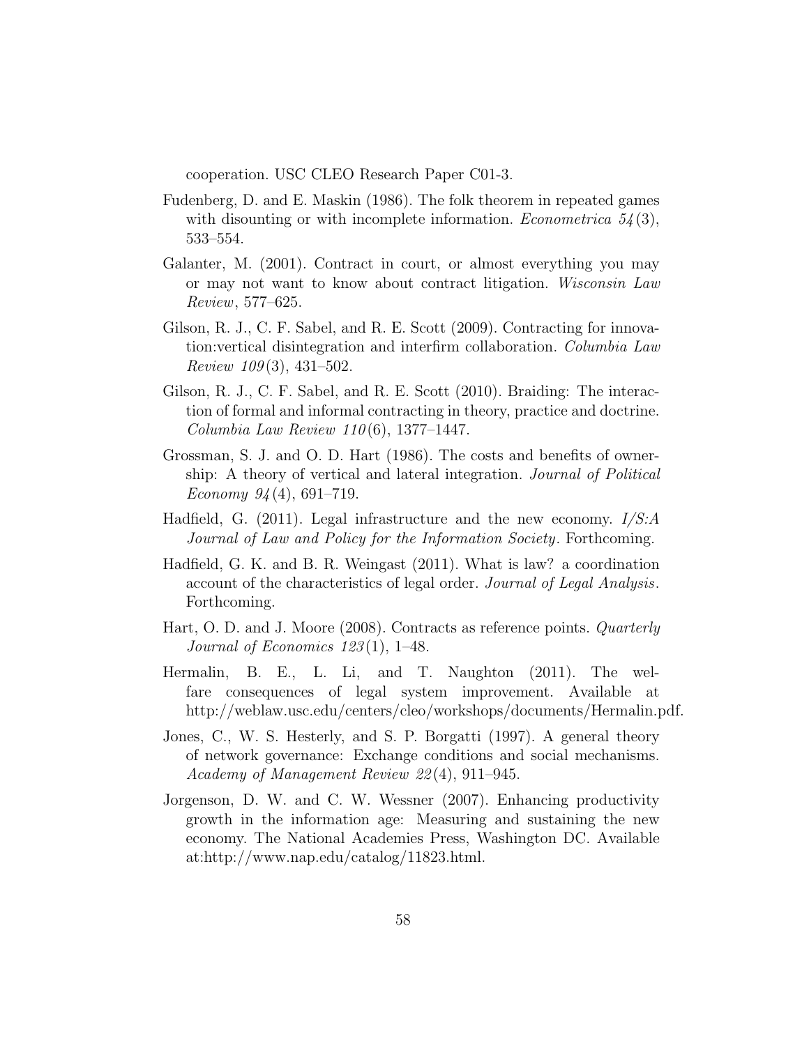cooperation. USC CLEO Research Paper C01-3.

Fudenberg, D. and E. Maskin (1986). The folk theorem in repeated games with disounting or with incomplete information. *Econometrica 54*(3), 533–554.

Galanter, M. (2001). Contract in court, or almost everything you may or may not want to know about contract litigation. *Wisconsin Law Review*, 577–625.

Gilson, R. J., C. F. Sabel, and R. E. Scott (2009). Contracting for innovation:vertical disintegration and interfirm collaboration. *Columbia Law Review 109*(3), 431–502.

Gilson, R. J., C. F. Sabel, and R. E. Scott (2010). Braiding: The interaction of formal and informal contracting in theory, practice and doctrine. *Columbia Law Review 110*(6), 1377–1447.

Grossman, S. J. and O. D. Hart (1986). The costs and benefits of ownership: A theory of vertical and lateral integration. *Journal of Political Economy 94*(4), 691–719.

Hadfield, G. (2011). Legal infrastructure and the new economy. *I/S:A Journal of Law and Policy for the Information Society*. Forthcoming.

Hadfield, G. K. and B. R. Weingast (2011). What is law? a coordination account of the characteristics of legal order. *Journal of Legal Analysis*. Forthcoming.

Hart, O. D. and J. Moore (2008). Contracts as reference points. *Quarterly Journal of Economics 123*(1), 1–48.

Hermalin, B. E., L. Li, and T. Naughton (2011). The welfare consequences of legal system improvement. Available at http://weblaw.usc.edu/centers/cleo/workshops/documents/Hermalin.pdf.

Jones, C., W. S. Hesterly, and S. P. Borgatti (1997). A general theory of network governance: Exchange conditions and social mechanisms. *Academy of Management Review 22*(4), 911–945.

Jorgenson, D. W. and C. W. Wessner (2007). Enhancing productivity growth in the information age: Measuring and sustaining the new economy. The National Academies Press, Washington DC. Available at:http://www.nap.edu/catalog/11823.html.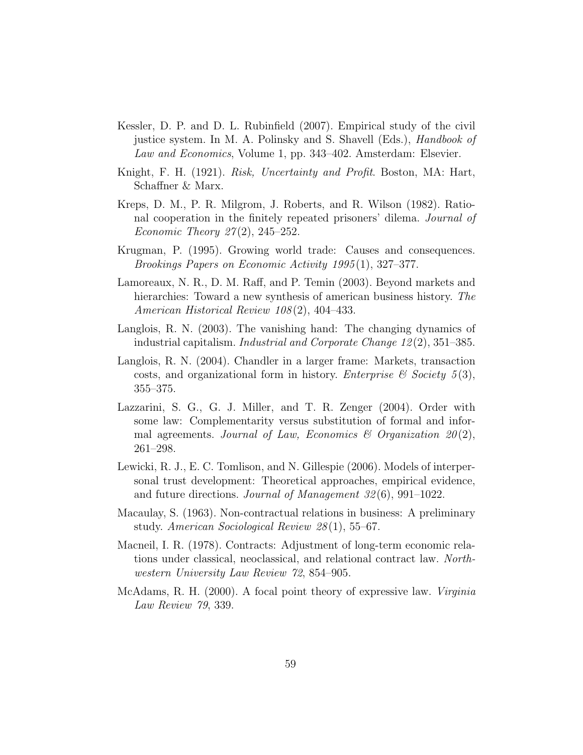Kessler, D. P. and D. L. Rubinfield (2007). Empirical study of the civil justice system. In M. A. Polinsky and S. Shavell (Eds.), *Handbook of Law and Economics*, Volume 1, pp. 343–402. Amsterdam: Elsevier.

Knight, F. H. (1921). *Risk, Uncertainty and Profit*. Boston, MA: Hart, Schaffner & Marx.

Kreps, D. M., P. R. Milgrom, J. Roberts, and R. Wilson (1982). Rational cooperation in the finitely repeated prisoners' dilema. *Journal of Economic Theory 27*(2), 245–252.

Krugman, P. (1995). Growing world trade: Causes and consequences. *Brookings Papers on Economic Activity 1995*(1), 327–377.

Lamoreaux, N. R., D. M. Raff, and P. Temin (2003). Beyond markets and hierarchies: Toward a new synthesis of american business history. *The American Historical Review 108*(2), 404–433.

Langlois, R. N. (2003). The vanishing hand: The changing dynamics of industrial capitalism. *Industrial and Corporate Change 12*(2), 351–385.

Langlois, R. N. (2004). Chandler in a larger frame: Markets, transaction costs, and organizational form in history. *Enterprise & Society 5*(3), 355–375.

Lazzarini, S. G., G. J. Miller, and T. R. Zenger (2004). Order with some law: Complementarity versus substitution of formal and informal agreements. *Journal of Law, Economics & Organization 20*(2), 261–298.

Lewicki, R. J., E. C. Tomlison, and N. Gillespie (2006). Models of interpersonal trust development: Theoretical approaches, empirical evidence, and future directions. *Journal of Management 32*(6), 991–1022.

Macaulay, S. (1963). Non-contractual relations in business: A preliminary study. *American Sociological Review 28*(1), 55–67.

Macneil, I. R. (1978). Contracts: Adjustment of long-term economic relations under classical, neoclassical, and relational contract law. *Northwestern University Law Review 72*, 854–905.

McAdams, R. H. (2000). A focal point theory of expressive law. *Virginia Law Review 79*, 339.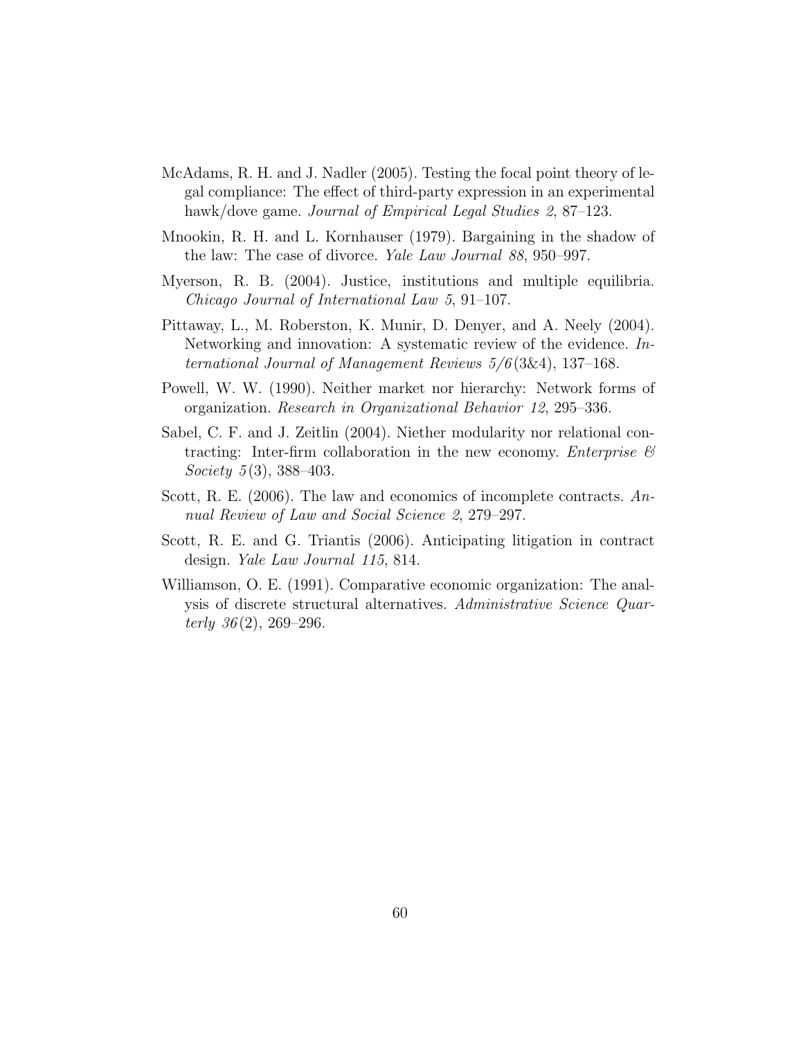McAdams, R. H. and J. Nadler (2005). Testing the focal point theory of legal compliance: The effect of third-party expression in an experimental hawk/dove game. *Journal of Empirical Legal Studies 2*, 87–123.

Mnookin, R. H. and L. Kornhauser (1979). Bargaining in the shadow of the law: The case of divorce. *Yale Law Journal 88*, 950–997.

Myerson, R. B. (2004). Justice, institutions and multiple equilibria. *Chicago Journal of International Law 5*, 91–107.

Pittaway, L., M. Roberston, K. Munir, D. Denyer, and A. Neely (2004). Networking and innovation: A systematic review of the evidence. *International Journal of Management Reviews 5/6*(3&4), 137–168.

Powell, W. W. (1990). Neither market nor hierarchy: Network forms of organization. *Research in Organizational Behavior 12*, 295–336.

Sabel, C. F. and J. Zeitlin (2004). Niether modularity nor relational contracting: Inter-firm collaboration in the new economy. *Enterprise & Society 5*(3), 388–403.

Scott, R. E. (2006). The law and economics of incomplete contracts. *Annual Review of Law and Social Science 2*, 279–297.

Scott, R. E. and G. Triantis (2006). Anticipating litigation in contract design. *Yale Law Journal 115*, 814.

Williamson, O. E. (1991). Comparative economic organization: The analysis of discrete structural alternatives. *Administrative Science Quarterly 36*(2), 269–296.